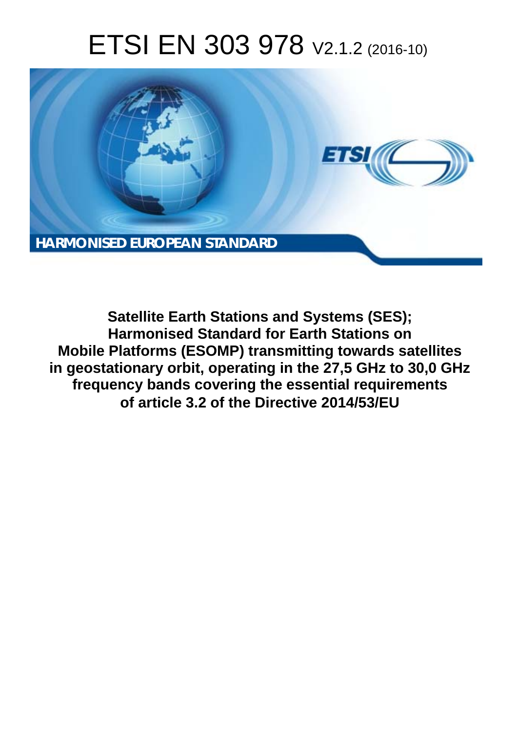# ETSI EN 303 978 V2.1.2 (2016-10)

**HARMONISED EUROPEAN STANDARD**

**Satellite Earth Stations and Systems (SES); Harmonised Standard for Earth Stations on Mobile Platforms (ESOMP) transmitting towards satellites in geostationary orbit, operating in the 27,5 GHz to 30,0 GHz frequency bands covering the essential requirements of article 3.2 of the Directive 2014/53/EU**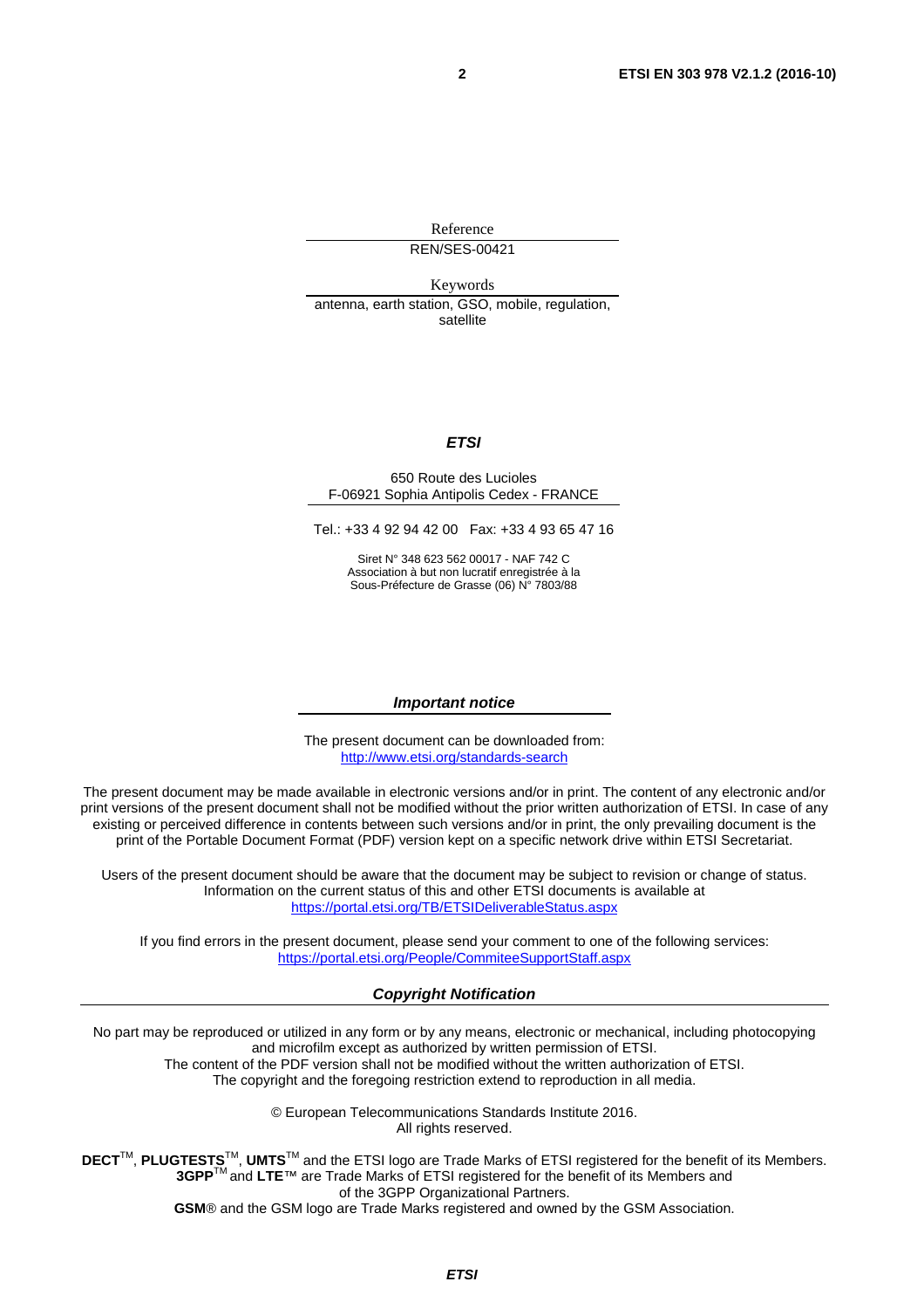Reference

REN/SES-00421

Keywords

antenna, earth station, GSO, mobile, regulation, satellite

***ETSI***

650 Route des Lucioles
F-06921 Sophia Antipolis Cedex - FRANCE

Tel.: +33 4 92 94 42 00 Fax: +33 4 93 65 47 16

Siret N° 348 623 562 00017 - NAF 742 C
Association à but non lucratif enregistrée à la
Sous-Préfecture de Grasse (06) N° 7803/88

***Important notice***

The present document can be downloaded from:
http://www.etsi.org/standards-search

The present document may be made available in electronic versions and/or in print. The content of any electronic and/or print versions of the present document shall not be modified without the prior written authorization of ETSI. In case of any existing or perceived difference in contents between such versions and/or in print, the only prevailing document is the print of the Portable Document Format (PDF) version kept on a specific network drive within ETSI Secretariat.

Users of the present document should be aware that the document may be subject to revision or change of status. Information on the current status of this and other ETSI documents is available at
https://portal.etsi.org/TB/ETSIDeliverableStatus.aspx

If you find errors in the present document, please send your comment to one of the following services:
https://portal.etsi.org/People/CommiteeSupportStaff.aspx

***Copyright Notification***

No part may be reproduced or utilized in any form or by any means, electronic or mechanical, including photocopying and microfilm except as authorized by written permission of ETSI.
The content of the PDF version shall not be modified without the written authorization of ETSI.
The copyright and the foregoing restriction extend to reproduction in all media.

© European Telecommunications Standards Institute 2016.
All rights reserved.

**DECT**™, **PLUGTESTS**™, **UMTS**™ and the ETSI logo are Trade Marks of ETSI registered for the benefit of its Members.
**3GPP**™ and **LTE**™ are Trade Marks of ETSI registered for the benefit of its Members and of the 3GPP Organizational Partners.
**GSM**® and the GSM logo are Trade Marks registered and owned by the GSM Association.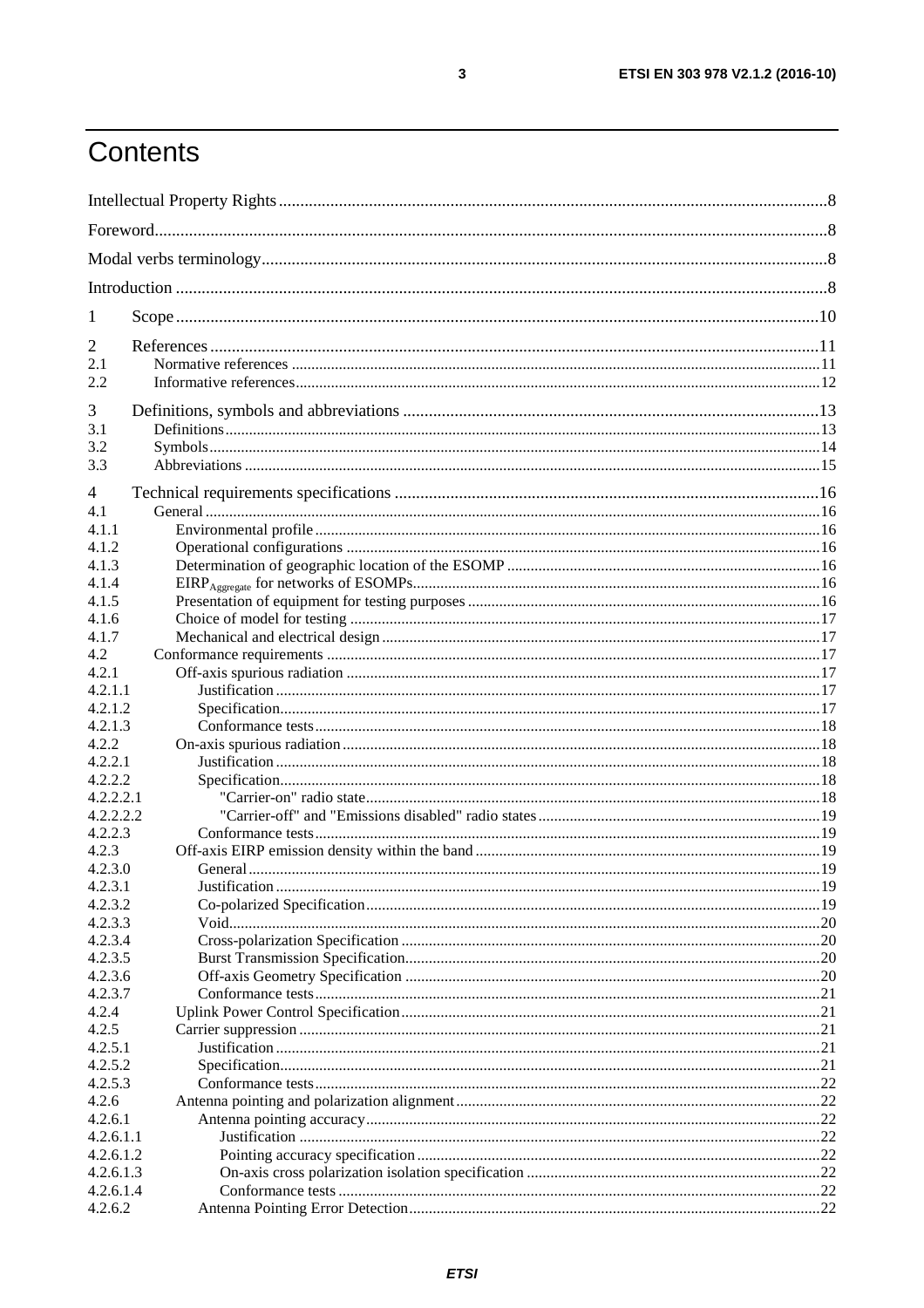# Contents

Intellectual Property Rights ........ 8
Foreword ........ 8
Modal verbs terminology ........ 8
Introduction ........ 8

1 Scope ........ 10

2 References ........ 11
2.1 Normative references ........ 11
2.2 Informative references ........ 12

3 Definitions, symbols and abbreviations ........ 13
3.1 Definitions ........ 13
3.2 Symbols ........ 14
3.3 Abbreviations ........ 15

4 Technical requirements specifications ........ 16
4.1 General ........ 16
4.1.1 Environmental profile ........ 16
4.1.2 Operational configurations ........ 16
4.1.3 Determination of geographic location of the ESOMP ........ 16
4.1.4 $EIRP_{Aggregate}$ for networks of ESOMPs ........ 16
4.1.5 Presentation of equipment for testing purposes ........ 16
4.1.6 Choice of model for testing ........ 17
4.1.7 Mechanical and electrical design ........ 17
4.2 Conformance requirements ........ 17
4.2.1 Off-axis spurious radiation ........ 17
4.2.1.1 Justification ........ 17
4.2.1.2 Specification ........ 17
4.2.1.3 Conformance tests ........ 18
4.2.2 On-axis spurious radiation ........ 18
4.2.2.1 Justification ........ 18
4.2.2.2 Specification ........ 18
4.2.2.2.1 "Carrier-on" radio state ........ 18
4.2.2.2.2 "Carrier-off" and "Emissions disabled" radio states ........ 19
4.2.2.3 Conformance tests ........ 19
4.2.3 Off-axis EIRP emission density within the band ........ 19
4.2.3.0 General ........ 19
4.2.3.1 Justification ........ 19
4.2.3.2 Co-polarized Specification ........ 19
4.2.3.3 Void ........ 20
4.2.3.4 Cross-polarization Specification ........ 20
4.2.3.5 Burst Transmission Specification ........ 20
4.2.3.6 Off-axis Geometry Specification ........ 20
4.2.3.7 Conformance tests ........ 21
4.2.4 Uplink Power Control Specification ........ 21
4.2.5 Carrier suppression ........ 21
4.2.5.1 Justification ........ 21
4.2.5.2 Specification ........ 21
4.2.5.3 Conformance tests ........ 22
4.2.6 Antenna pointing and polarization alignment ........ 22
4.2.6.1 Antenna pointing accuracy ........ 22
4.2.6.1.1 Justification ........ 22
4.2.6.1.2 Pointing accuracy specification ........ 22
4.2.6.1.3 On-axis cross polarization isolation specification ........ 22
4.2.6.1.4 Conformance tests ........ 22
4.2.6.2 Antenna Pointing Error Detection ........ 22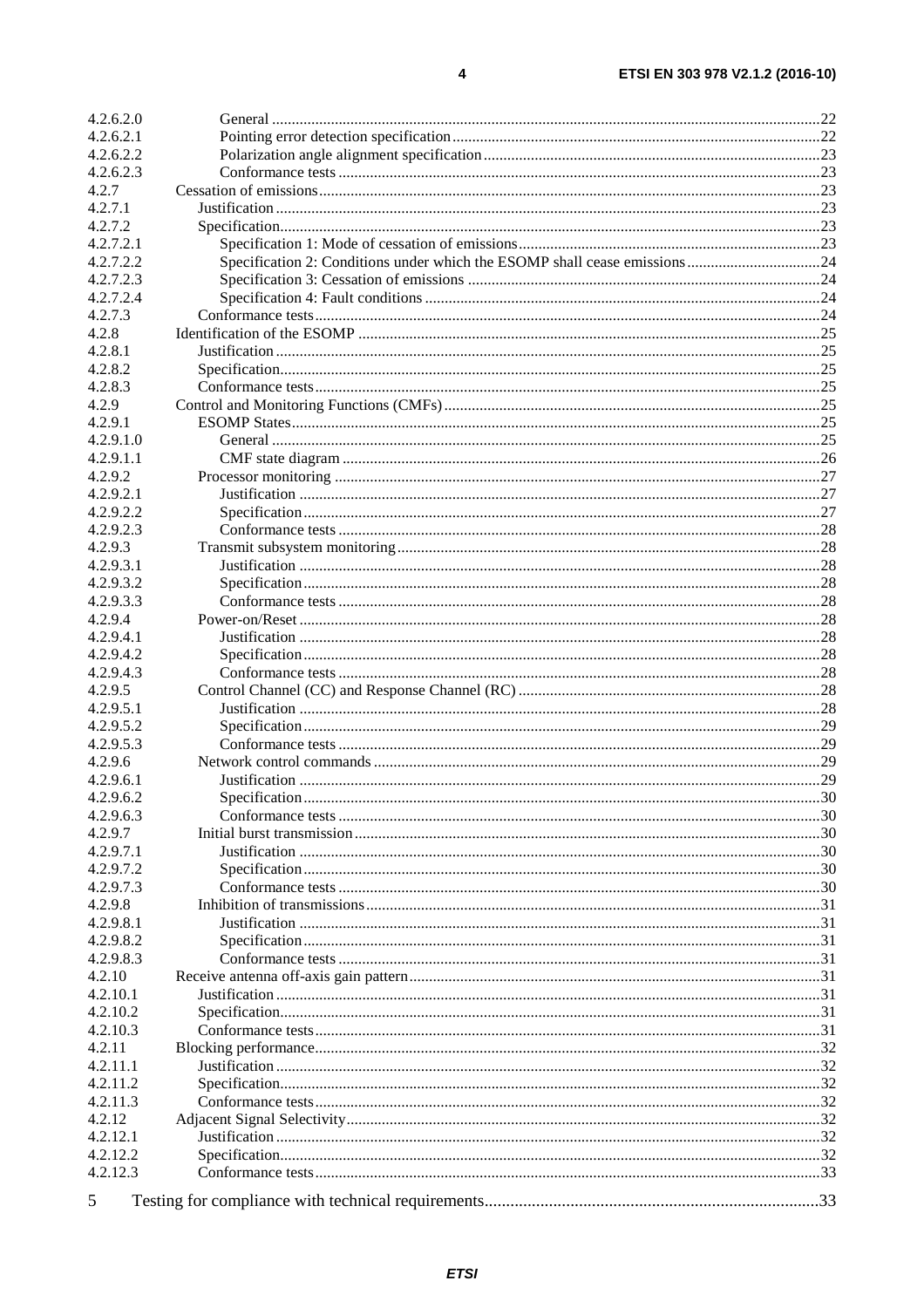4.2.6.2.0 General ......................................................................................................................................22
4.2.6.2.1 Pointing error detection specification ........................................................................................22
4.2.6.2.2 Polarization angle alignment specification ................................................................................23
4.2.6.2.3 Conformance tests .....................................................................................................................23
4.2.7 Cessation of emissions ..........................................................................................................................23
4.2.7.1 Justification .....................................................................................................................................23
4.2.7.2 Specification ....................................................................................................................................23
4.2.7.2.1 Specification 1: Mode of cessation of emissions .......................................................................23
4.2.7.2.2 Specification 2: Conditions under which the ESOMP shall cease emissions .............................24
4.2.7.2.3 Specification 3: Cessation of emissions ....................................................................................24
4.2.7.2.4 Specification 4: Fault conditions ...............................................................................................24
4.2.7.3 Conformance tests ...........................................................................................................................24
4.2.8 Identification of the ESOMP ................................................................................................................25
4.2.8.1 Justification .....................................................................................................................................25
4.2.8.2 Specification ....................................................................................................................................25
4.2.8.3 Conformance tests ...........................................................................................................................25
4.2.9 Control and Monitoring Functions (CMFs) ...........................................................................................25
4.2.9.1 ESOMP States .................................................................................................................................25
4.2.9.1.0 General ......................................................................................................................................25
4.2.9.1.1 CMF state diagram ....................................................................................................................26
4.2.9.2 Processor monitoring ......................................................................................................................27
4.2.9.2.1 Justification ...............................................................................................................................27
4.2.9.2.2 Specification ..............................................................................................................................27
4.2.9.2.3 Conformance tests .....................................................................................................................28
4.2.9.3 Transmit subsystem monitoring ......................................................................................................28
4.2.9.3.1 Justification ...............................................................................................................................28
4.2.9.3.2 Specification ..............................................................................................................................28
4.2.9.3.3 Conformance tests .....................................................................................................................28
4.2.9.4 Power-on/Reset ...............................................................................................................................28
4.2.9.4.1 Justification ...............................................................................................................................28
4.2.9.4.2 Specification ..............................................................................................................................28
4.2.9.4.3 Conformance tests .....................................................................................................................28
4.2.9.5 Control Channel (CC) and Response Channel (RC) ........................................................................28
4.2.9.5.1 Justification ...............................................................................................................................28
4.2.9.5.2 Specification ..............................................................................................................................29
4.2.9.5.3 Conformance tests .....................................................................................................................29
4.2.9.6 Network control commands ............................................................................................................29
4.2.9.6.1 Justification ...............................................................................................................................29
4.2.9.6.2 Specification ..............................................................................................................................30
4.2.9.6.3 Conformance tests .....................................................................................................................30
4.2.9.7 Initial burst transmission .................................................................................................................30
4.2.9.7.1 Justification ...............................................................................................................................30
4.2.9.7.2 Specification ..............................................................................................................................30
4.2.9.7.3 Conformance tests .....................................................................................................................30
4.2.9.8 Inhibition of transmissions ..............................................................................................................31
4.2.9.8.1 Justification ...............................................................................................................................31
4.2.9.8.2 Specification ..............................................................................................................................31
4.2.9.8.3 Conformance tests .....................................................................................................................31
4.2.10 Receive antenna off-axis gain pattern ...................................................................................................31
4.2.10.1 Justification .....................................................................................................................................31
4.2.10.2 Specification ....................................................................................................................................31
4.2.10.3 Conformance tests ...........................................................................................................................31
4.2.11 Blocking performance ...........................................................................................................................32
4.2.11.1 Justification .....................................................................................................................................32
4.2.11.2 Specification ....................................................................................................................................32
4.2.11.3 Conformance tests ...........................................................................................................................32
4.2.12 Adjacent Signal Selectivity ...................................................................................................................32
4.2.12.1 Justification .....................................................................................................................................32
4.2.12.2 Specification ....................................................................................................................................32
4.2.12.3 Conformance tests ...........................................................................................................................33

5 Testing for compliance with technical requirements .........................................................................33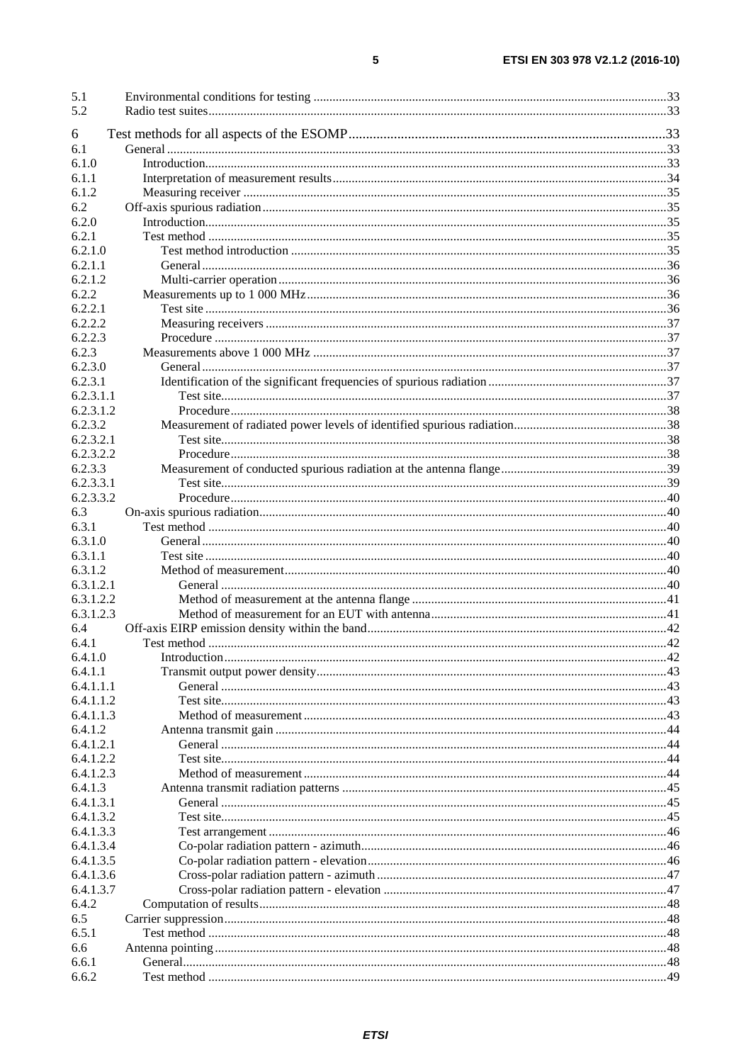5.1 Environmental conditions for testing ..... 33
5.2 Radio test suites ..... 33

6 Test methods for all aspects of the ESOMP ..... 33
6.1 General ..... 33
6.1.0 Introduction ..... 33
6.1.1 Interpretation of measurement results ..... 34
6.1.2 Measuring receiver ..... 35
6.2 Off-axis spurious radiation ..... 35
6.2.0 Introduction ..... 35
6.2.1 Test method ..... 35
6.2.1.0 Test method introduction ..... 35
6.2.1.1 General ..... 36
6.2.1.2 Multi-carrier operation ..... 36
6.2.2 Measurements up to 1 000 MHz ..... 36
6.2.2.1 Test site ..... 36
6.2.2.2 Measuring receivers ..... 37
6.2.2.3 Procedure ..... 37
6.2.3 Measurements above 1 000 MHz ..... 37
6.2.3.0 General ..... 37
6.2.3.1 Identification of the significant frequencies of spurious radiation ..... 37
6.2.3.1.1 Test site ..... 37
6.2.3.1.2 Procedure ..... 38
6.2.3.2 Measurement of radiated power levels of identified spurious radiation ..... 38
6.2.3.2.1 Test site ..... 38
6.2.3.2.2 Procedure ..... 38
6.2.3.3 Measurement of conducted spurious radiation at the antenna flange ..... 39
6.2.3.3.1 Test site ..... 39
6.2.3.3.2 Procedure ..... 40
6.3 On-axis spurious radiation ..... 40
6.3.1 Test method ..... 40
6.3.1.0 General ..... 40
6.3.1.1 Test site ..... 40
6.3.1.2 Method of measurement ..... 40
6.3.1.2.1 General ..... 40
6.3.1.2.2 Method of measurement at the antenna flange ..... 41
6.3.1.2.3 Method of measurement for an EUT with antenna ..... 41
6.4 Off-axis EIRP emission density within the band ..... 42
6.4.1 Test method ..... 42
6.4.1.0 Introduction ..... 42
6.4.1.1 Transmit output power density ..... 43
6.4.1.1.1 General ..... 43
6.4.1.1.2 Test site ..... 43
6.4.1.1.3 Method of measurement ..... 43
6.4.1.2 Antenna transmit gain ..... 44
6.4.1.2.1 General ..... 44
6.4.1.2.2 Test site ..... 44
6.4.1.2.3 Method of measurement ..... 44
6.4.1.3 Antenna transmit radiation patterns ..... 45
6.4.1.3.1 General ..... 45
6.4.1.3.2 Test site ..... 45
6.4.1.3.3 Test arrangement ..... 46
6.4.1.3.4 Co-polar radiation pattern - azimuth ..... 46
6.4.1.3.5 Co-polar radiation pattern - elevation ..... 46
6.4.1.3.6 Cross-polar radiation pattern - azimuth ..... 47
6.4.1.3.7 Cross-polar radiation pattern - elevation ..... 47
6.4.2 Computation of results ..... 48
6.5 Carrier suppression ..... 48
6.5.1 Test method ..... 48
6.6 Antenna pointing ..... 48
6.6.1 General ..... 48
6.6.2 Test method ..... 49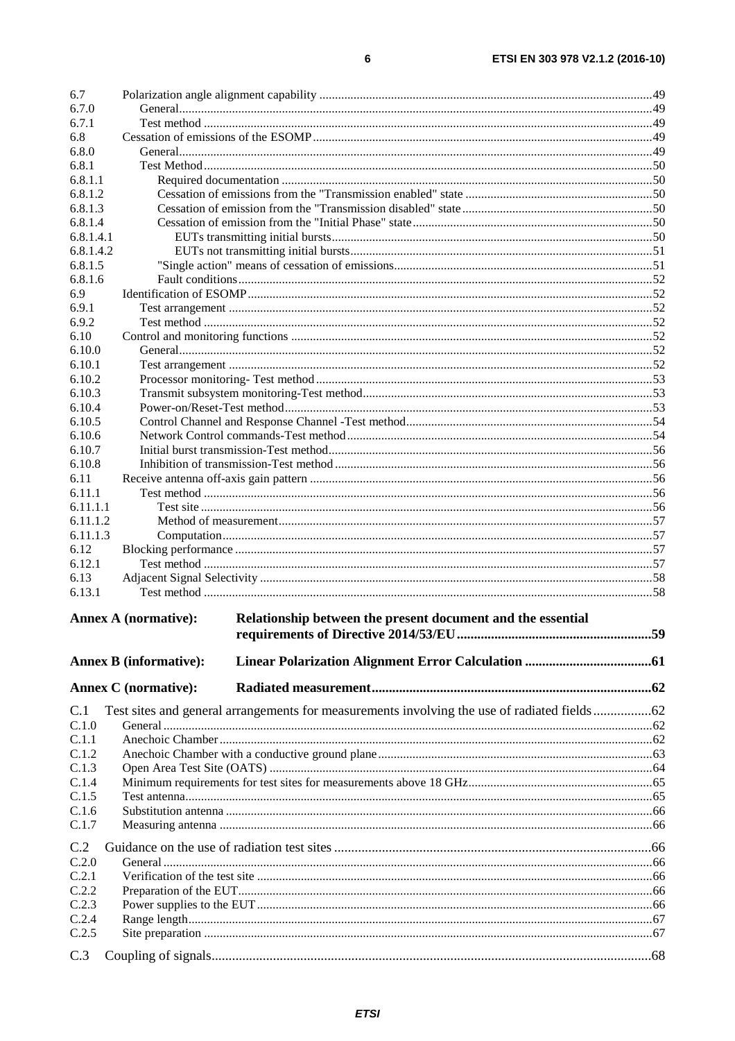6.7 Polarization angle alignment capability .......... 49
6.7.0 General .......... 49
6.7.1 Test method .......... 49
6.8 Cessation of emissions of the ESOMP .......... 49
6.8.0 General .......... 49
6.8.1 Test Method .......... 50
6.8.1.1 Required documentation .......... 50
6.8.1.2 Cessation of emissions from the "Transmission enabled" state .......... 50
6.8.1.3 Cessation of emission from the "Transmission disabled" state .......... 50
6.8.1.4 Cessation of emission from the "Initial Phase" state .......... 50
6.8.1.4.1 EUTs transmitting initial bursts .......... 50
6.8.1.4.2 EUTs not transmitting initial bursts .......... 51
6.8.1.5 "Single action" means of cessation of emissions .......... 51
6.8.1.6 Fault conditions .......... 52
6.9 Identification of ESOMP .......... 52
6.9.1 Test arrangement .......... 52
6.9.2 Test method .......... 52
6.10 Control and monitoring functions .......... 52
6.10.0 General .......... 52
6.10.1 Test arrangement .......... 52
6.10.2 Processor monitoring- Test method .......... 53
6.10.3 Transmit subsystem monitoring-Test method .......... 53
6.10.4 Power-on/Reset-Test method .......... 53
6.10.5 Control Channel and Response Channel -Test method .......... 54
6.10.6 Network Control commands-Test method .......... 54
6.10.7 Initial burst transmission-Test method .......... 56
6.10.8 Inhibition of transmission-Test method .......... 56
6.11 Receive antenna off-axis gain pattern .......... 56
6.11.1 Test method .......... 56
6.11.1.1 Test site .......... 56
6.11.1.2 Method of measurement .......... 57
6.11.1.3 Computation .......... 57
6.12 Blocking performance .......... 57
6.12.1 Test method .......... 57
6.13 Adjacent Signal Selectivity .......... 58
6.13.1 Test method .......... 58

**Annex A (normative): Relationship between the present document and the essential requirements of Directive 2014/53/EU .......... 59**

**Annex B (informative): Linear Polarization Alignment Error Calculation .......... 61**

**Annex C (normative): Radiated measurement .......... 62**

C.1 Test sites and general arrangements for measurements involving the use of radiated fields .......... 62
C.1.0 General .......... 62
C.1.1 Anechoic Chamber .......... 62
C.1.2 Anechoic Chamber with a conductive ground plane .......... 63
C.1.3 Open Area Test Site (OATS) .......... 64
C.1.4 Minimum requirements for test sites for measurements above 18 GHz .......... 65
C.1.5 Test antenna .......... 65
C.1.6 Substitution antenna .......... 66
C.1.7 Measuring antenna .......... 66

C.2 Guidance on the use of radiation test sites .......... 66
C.2.0 General .......... 66
C.2.1 Verification of the test site .......... 66
C.2.2 Preparation of the EUT .......... 66
C.2.3 Power supplies to the EUT .......... 66
C.2.4 Range length .......... 67
C.2.5 Site preparation .......... 67

C.3 Coupling of signals .......... 68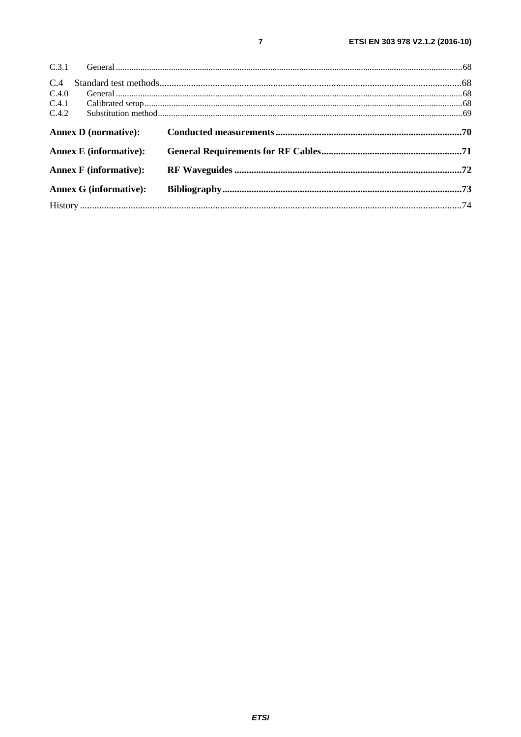C.3.1 General ..... 68

C.4 Standard test methods ..... 68

C.4.0 General ..... 68

C.4.1 Calibrated setup ..... 68

C.4.2 Substitution method ..... 69

**Annex D (normative): Conducted measurements ..... 70**

**Annex E (informative): General Requirements for RF Cables ..... 71**

**Annex F (informative): RF Waveguides ..... 72**

**Annex G (informative): Bibliography ..... 73**

History ..... 74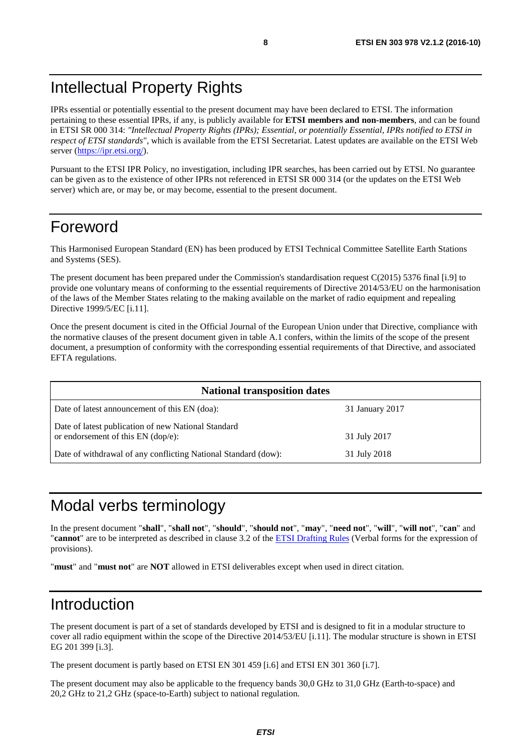# Intellectual Property Rights

IPRs essential or potentially essential to the present document may have been declared to ETSI. The information pertaining to these essential IPRs, if any, is publicly available for **ETSI members and non-members**, and can be found in ETSI SR 000 314: *"Intellectual Property Rights (IPRs); Essential, or potentially Essential, IPRs notified to ETSI in respect of ETSI standards"*, which is available from the ETSI Secretariat. Latest updates are available on the ETSI Web server (https://ipr.etsi.org/).

Pursuant to the ETSI IPR Policy, no investigation, including IPR searches, has been carried out by ETSI. No guarantee can be given as to the existence of other IPRs not referenced in ETSI SR 000 314 (or the updates on the ETSI Web server) which are, or may be, or may become, essential to the present document.

# Foreword

This Harmonised European Standard (EN) has been produced by ETSI Technical Committee Satellite Earth Stations and Systems (SES).

The present document has been prepared under the Commission's standardisation request C(2015) 5376 final [i.9] to provide one voluntary means of conforming to the essential requirements of Directive 2014/53/EU on the harmonisation of the laws of the Member States relating to the making available on the market of radio equipment and repealing Directive 1999/5/EC [i.11].

Once the present document is cited in the Official Journal of the European Union under that Directive, compliance with the normative clauses of the present document given in table A.1 confers, within the limits of the scope of the present document, a presumption of conformity with the corresponding essential requirements of that Directive, and associated EFTA regulations.

| **National transposition dates** | |
|---|---|
| Date of latest announcement of this EN (doa): | 31 January 2017 |
| Date of latest publication of new National Standard or endorsement of this EN (dop/e): | 31 July 2017 |
| Date of withdrawal of any conflicting National Standard (dow): | 31 July 2018 |

# Modal verbs terminology

In the present document "**shall**", "**shall not**", "**should**", "**should not**", "**may**", "**need not**", "**will**", "**will not**", "**can**" and "**cannot**" are to be interpreted as described in clause 3.2 of the ETSI Drafting Rules (Verbal forms for the expression of provisions).

"**must**" and "**must not**" are **NOT** allowed in ETSI deliverables except when used in direct citation.

# Introduction

The present document is part of a set of standards developed by ETSI and is designed to fit in a modular structure to cover all radio equipment within the scope of the Directive 2014/53/EU [i.11]. The modular structure is shown in ETSI EG 201 399 [i.3].

The present document is partly based on ETSI EN 301 459 [i.6] and ETSI EN 301 360 [i.7].

The present document may also be applicable to the frequency bands 30,0 GHz to 31,0 GHz (Earth-to-space) and 20,2 GHz to 21,2 GHz (space-to-Earth) subject to national regulation.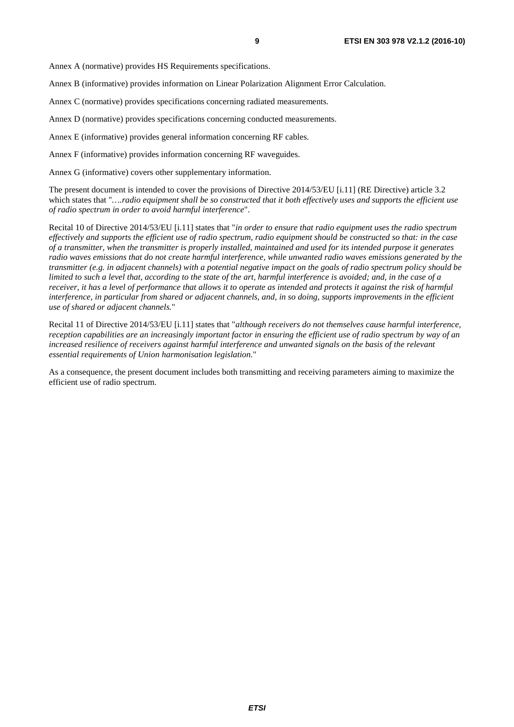Annex A (normative) provides HS Requirements specifications.

Annex B (informative) provides information on Linear Polarization Alignment Error Calculation.

Annex C (normative) provides specifications concerning radiated measurements.

Annex D (normative) provides specifications concerning conducted measurements.

Annex E (informative) provides general information concerning RF cables.

Annex F (informative) provides information concerning RF waveguides.

Annex G (informative) covers other supplementary information.

The present document is intended to cover the provisions of Directive 2014/53/EU [i.11] (RE Directive) article 3.2 which states that "*….radio equipment shall be so constructed that it both effectively uses and supports the efficient use of radio spectrum in order to avoid harmful interference*".

Recital 10 of Directive 2014/53/EU [i.11] states that "*in order to ensure that radio equipment uses the radio spectrum effectively and supports the efficient use of radio spectrum, radio equipment should be constructed so that: in the case of a transmitter, when the transmitter is properly installed, maintained and used for its intended purpose it generates radio waves emissions that do not create harmful interference, while unwanted radio waves emissions generated by the transmitter (e.g. in adjacent channels) with a potential negative impact on the goals of radio spectrum policy should be limited to such a level that, according to the state of the art, harmful interference is avoided; and, in the case of a receiver, it has a level of performance that allows it to operate as intended and protects it against the risk of harmful interference, in particular from shared or adjacent channels, and, in so doing, supports improvements in the efficient use of shared or adjacent channels.*"

Recital 11 of Directive 2014/53/EU [i.11] states that "*although receivers do not themselves cause harmful interference, reception capabilities are an increasingly important factor in ensuring the efficient use of radio spectrum by way of an increased resilience of receivers against harmful interference and unwanted signals on the basis of the relevant essential requirements of Union harmonisation legislation.*"

As a consequence, the present document includes both transmitting and receiving parameters aiming to maximize the efficient use of radio spectrum.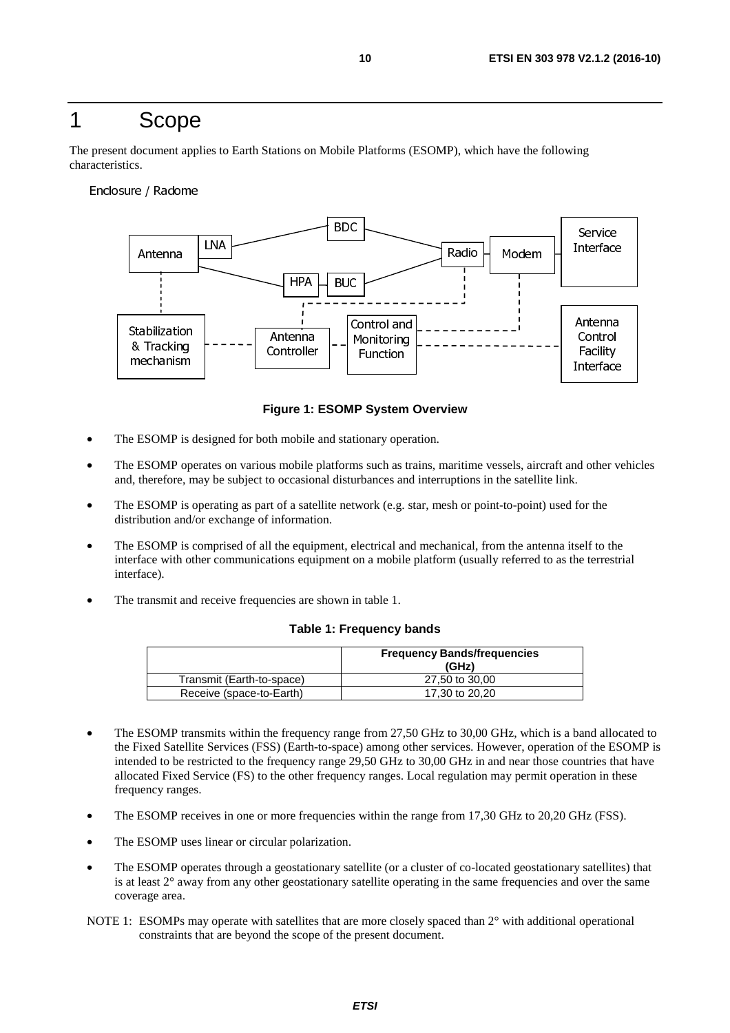# 1 Scope

The present document applies to Earth Stations on Mobile Platforms (ESOMP), which have the following characteristics.

**Figure 1: ESOMP System Overview**

- The ESOMP is designed for both mobile and stationary operation.
- The ESOMP operates on various mobile platforms such as trains, maritime vessels, aircraft and other vehicles and, therefore, may be subject to occasional disturbances and interruptions in the satellite link.
- The ESOMP is operating as part of a satellite network (e.g. star, mesh or point-to-point) used for the distribution and/or exchange of information.
- The ESOMP is comprised of all the equipment, electrical and mechanical, from the antenna itself to the interface with other communications equipment on a mobile platform (usually referred to as the terrestrial interface).
- The transmit and receive frequencies are shown in table 1.

**Table 1: Frequency bands**

| | Frequency Bands/frequencies (GHz) |
|---|---|
| Transmit (Earth-to-space) | 27,50 to 30,00 |
| Receive (space-to-Earth) | 17,30 to 20,20 |

- The ESOMP transmits within the frequency range from 27,50 GHz to 30,00 GHz, which is a band allocated to the Fixed Satellite Services (FSS) (Earth-to-space) among other services. However, operation of the ESOMP is intended to be restricted to the frequency range 29,50 GHz to 30,00 GHz in and near those countries that have allocated Fixed Service (FS) to the other frequency ranges. Local regulation may permit operation in these frequency ranges.
- The ESOMP receives in one or more frequencies within the range from 17,30 GHz to 20,20 GHz (FSS).
- The ESOMP uses linear or circular polarization.
- The ESOMP operates through a geostationary satellite (or a cluster of co-located geostationary satellites) that is at least 2° away from any other geostationary satellite operating in the same frequencies and over the same coverage area.

NOTE 1: ESOMPs may operate with satellites that are more closely spaced than 2° with additional operational constraints that are beyond the scope of the present document.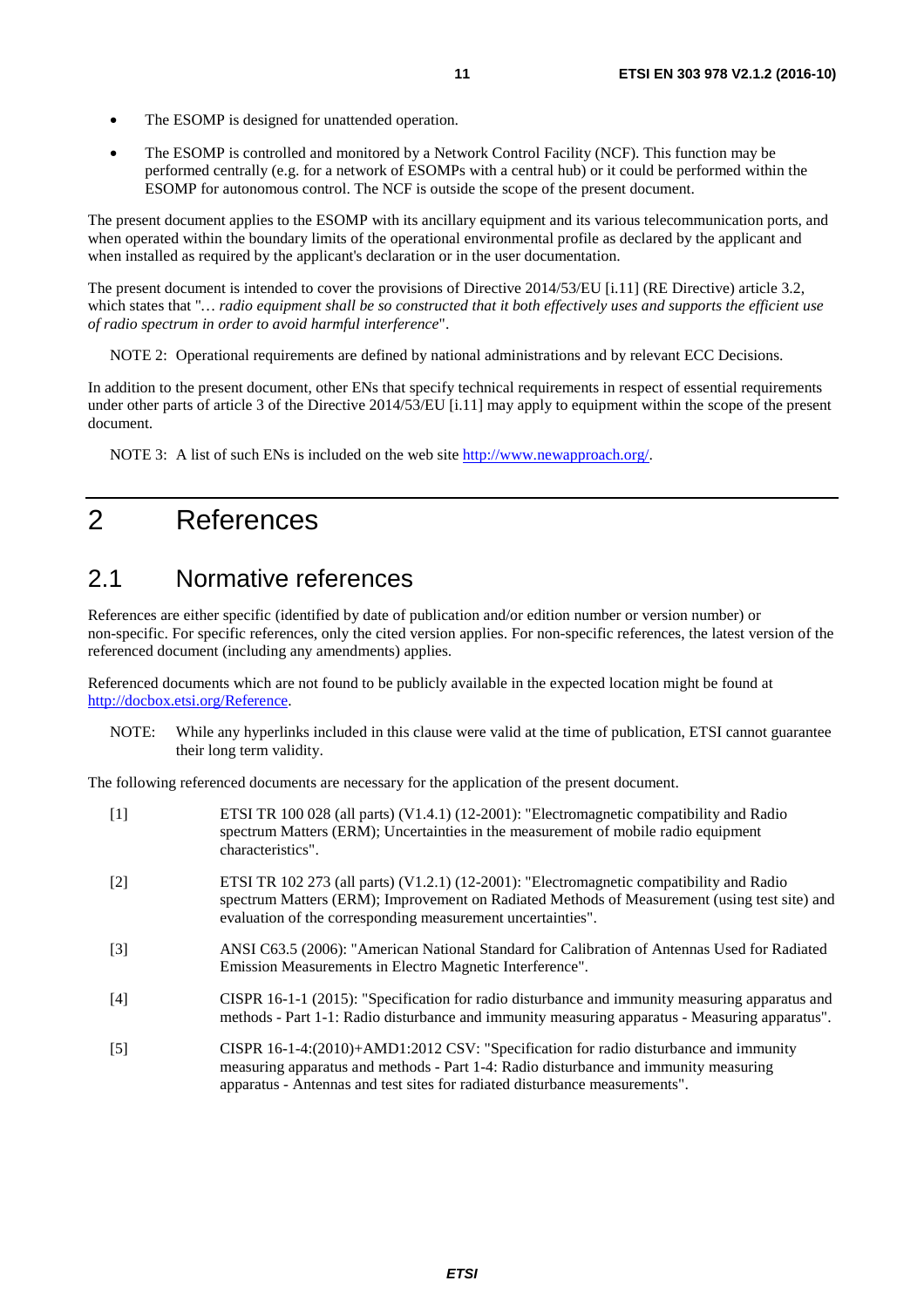- The ESOMP is designed for unattended operation.
- The ESOMP is controlled and monitored by a Network Control Facility (NCF). This function may be performed centrally (e.g. for a network of ESOMPs with a central hub) or it could be performed within the ESOMP for autonomous control. The NCF is outside the scope of the present document.

The present document applies to the ESOMP with its ancillary equipment and its various telecommunication ports, and when operated within the boundary limits of the operational environmental profile as declared by the applicant and when installed as required by the applicant's declaration or in the user documentation.

The present document is intended to cover the provisions of Directive 2014/53/EU [i.11] (RE Directive) article 3.2, which states that "*… radio equipment shall be so constructed that it both effectively uses and supports the efficient use of radio spectrum in order to avoid harmful interference*".

NOTE 2: Operational requirements are defined by national administrations and by relevant ECC Decisions.

In addition to the present document, other ENs that specify technical requirements in respect of essential requirements under other parts of article 3 of the Directive 2014/53/EU [i.11] may apply to equipment within the scope of the present document.

NOTE 3: A list of such ENs is included on the web site http://www.newapproach.org/.

# 2 References

## 2.1 Normative references

References are either specific (identified by date of publication and/or edition number or version number) or non-specific. For specific references, only the cited version applies. For non-specific references, the latest version of the referenced document (including any amendments) applies.

Referenced documents which are not found to be publicly available in the expected location might be found at http://docbox.etsi.org/Reference.

NOTE: While any hyperlinks included in this clause were valid at the time of publication, ETSI cannot guarantee their long term validity.

The following referenced documents are necessary for the application of the present document.

[1] ETSI TR 100 028 (all parts) (V1.4.1) (12-2001): "Electromagnetic compatibility and Radio spectrum Matters (ERM); Uncertainties in the measurement of mobile radio equipment characteristics".

[2] ETSI TR 102 273 (all parts) (V1.2.1) (12-2001): "Electromagnetic compatibility and Radio spectrum Matters (ERM); Improvement on Radiated Methods of Measurement (using test site) and evaluation of the corresponding measurement uncertainties".

[3] ANSI C63.5 (2006): "American National Standard for Calibration of Antennas Used for Radiated Emission Measurements in Electro Magnetic Interference".

[4] CISPR 16-1-1 (2015): "Specification for radio disturbance and immunity measuring apparatus and methods - Part 1-1: Radio disturbance and immunity measuring apparatus - Measuring apparatus".

[5] CISPR 16-1-4:(2010)+AMD1:2012 CSV: "Specification for radio disturbance and immunity measuring apparatus and methods - Part 1-4: Radio disturbance and immunity measuring apparatus - Antennas and test sites for radiated disturbance measurements".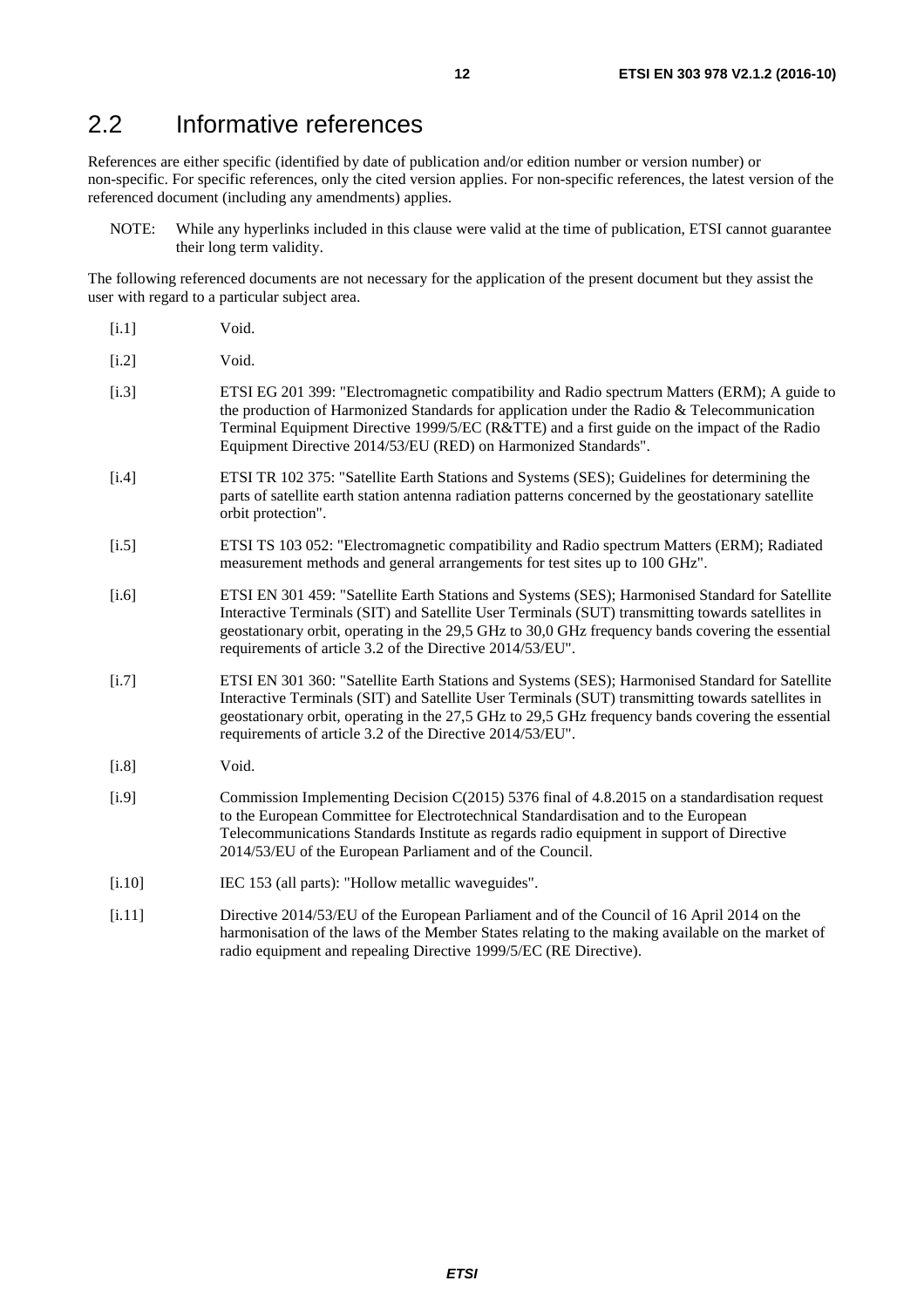## 2.2 Informative references

References are either specific (identified by date of publication and/or edition number or version number) or non-specific. For specific references, only the cited version applies. For non-specific references, the latest version of the referenced document (including any amendments) applies.

NOTE: While any hyperlinks included in this clause were valid at the time of publication, ETSI cannot guarantee their long term validity.

The following referenced documents are not necessary for the application of the present document but they assist the user with regard to a particular subject area.

[i.1] Void.

[i.2] Void.

[i.3] ETSI EG 201 399: "Electromagnetic compatibility and Radio spectrum Matters (ERM); A guide to the production of Harmonized Standards for application under the Radio & Telecommunication Terminal Equipment Directive 1999/5/EC (R&TTE) and a first guide on the impact of the Radio Equipment Directive 2014/53/EU (RED) on Harmonized Standards".

[i.4] ETSI TR 102 375: "Satellite Earth Stations and Systems (SES); Guidelines for determining the parts of satellite earth station antenna radiation patterns concerned by the geostationary satellite orbit protection".

[i.5] ETSI TS 103 052: "Electromagnetic compatibility and Radio spectrum Matters (ERM); Radiated measurement methods and general arrangements for test sites up to 100 GHz".

[i.6] ETSI EN 301 459: "Satellite Earth Stations and Systems (SES); Harmonised Standard for Satellite Interactive Terminals (SIT) and Satellite User Terminals (SUT) transmitting towards satellites in geostationary orbit, operating in the 29,5 GHz to 30,0 GHz frequency bands covering the essential requirements of article 3.2 of the Directive 2014/53/EU".

[i.7] ETSI EN 301 360: "Satellite Earth Stations and Systems (SES); Harmonised Standard for Satellite Interactive Terminals (SIT) and Satellite User Terminals (SUT) transmitting towards satellites in geostationary orbit, operating in the 27,5 GHz to 29,5 GHz frequency bands covering the essential requirements of article 3.2 of the Directive 2014/53/EU".

[i.8] Void.

[i.9] Commission Implementing Decision C(2015) 5376 final of 4.8.2015 on a standardisation request to the European Committee for Electrotechnical Standardisation and to the European Telecommunications Standards Institute as regards radio equipment in support of Directive 2014/53/EU of the European Parliament and of the Council.

[i.10] IEC 153 (all parts): "Hollow metallic waveguides".

[i.11] Directive 2014/53/EU of the European Parliament and of the Council of 16 April 2014 on the harmonisation of the laws of the Member States relating to the making available on the market of radio equipment and repealing Directive 1999/5/EC (RE Directive).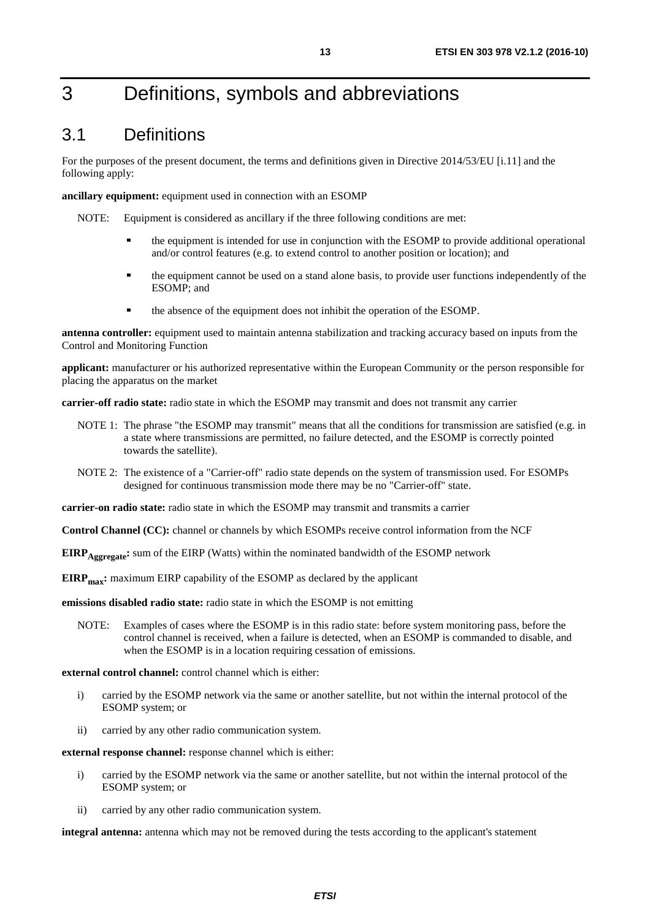# 3 Definitions, symbols and abbreviations

## 3.1 Definitions

For the purposes of the present document, the terms and definitions given in Directive 2014/53/EU [i.11] and the following apply:

**ancillary equipment:** equipment used in connection with an ESOMP

NOTE: Equipment is considered as ancillary if the three following conditions are met:

- the equipment is intended for use in conjunction with the ESOMP to provide additional operational and/or control features (e.g. to extend control to another position or location); and
- the equipment cannot be used on a stand alone basis, to provide user functions independently of the ESOMP; and
- the absence of the equipment does not inhibit the operation of the ESOMP.

**antenna controller:** equipment used to maintain antenna stabilization and tracking accuracy based on inputs from the Control and Monitoring Function

**applicant:** manufacturer or his authorized representative within the European Community or the person responsible for placing the apparatus on the market

**carrier-off radio state:** radio state in which the ESOMP may transmit and does not transmit any carrier

NOTE 1: The phrase "the ESOMP may transmit" means that all the conditions for transmission are satisfied (e.g. in a state where transmissions are permitted, no failure detected, and the ESOMP is correctly pointed towards the satellite).

NOTE 2: The existence of a "Carrier-off" radio state depends on the system of transmission used. For ESOMPs designed for continuous transmission mode there may be no "Carrier-off" state.

**carrier-on radio state:** radio state in which the ESOMP may transmit and transmits a carrier

**Control Channel (CC):** channel or channels by which ESOMPs receive control information from the NCF

**$EIRP_{Aggregate}$:** sum of the EIRP (Watts) within the nominated bandwidth of the ESOMP network

**$EIRP_{max}$:** maximum EIRP capability of the ESOMP as declared by the applicant

**emissions disabled radio state:** radio state in which the ESOMP is not emitting

NOTE: Examples of cases where the ESOMP is in this radio state: before system monitoring pass, before the control channel is received, when a failure is detected, when an ESOMP is commanded to disable, and when the ESOMP is in a location requiring cessation of emissions.

**external control channel:** control channel which is either:

i) carried by the ESOMP network via the same or another satellite, but not within the internal protocol of the ESOMP system; or

ii) carried by any other radio communication system.

**external response channel:** response channel which is either:

i) carried by the ESOMP network via the same or another satellite, but not within the internal protocol of the ESOMP system; or

ii) carried by any other radio communication system.

**integral antenna:** antenna which may not be removed during the tests according to the applicant's statement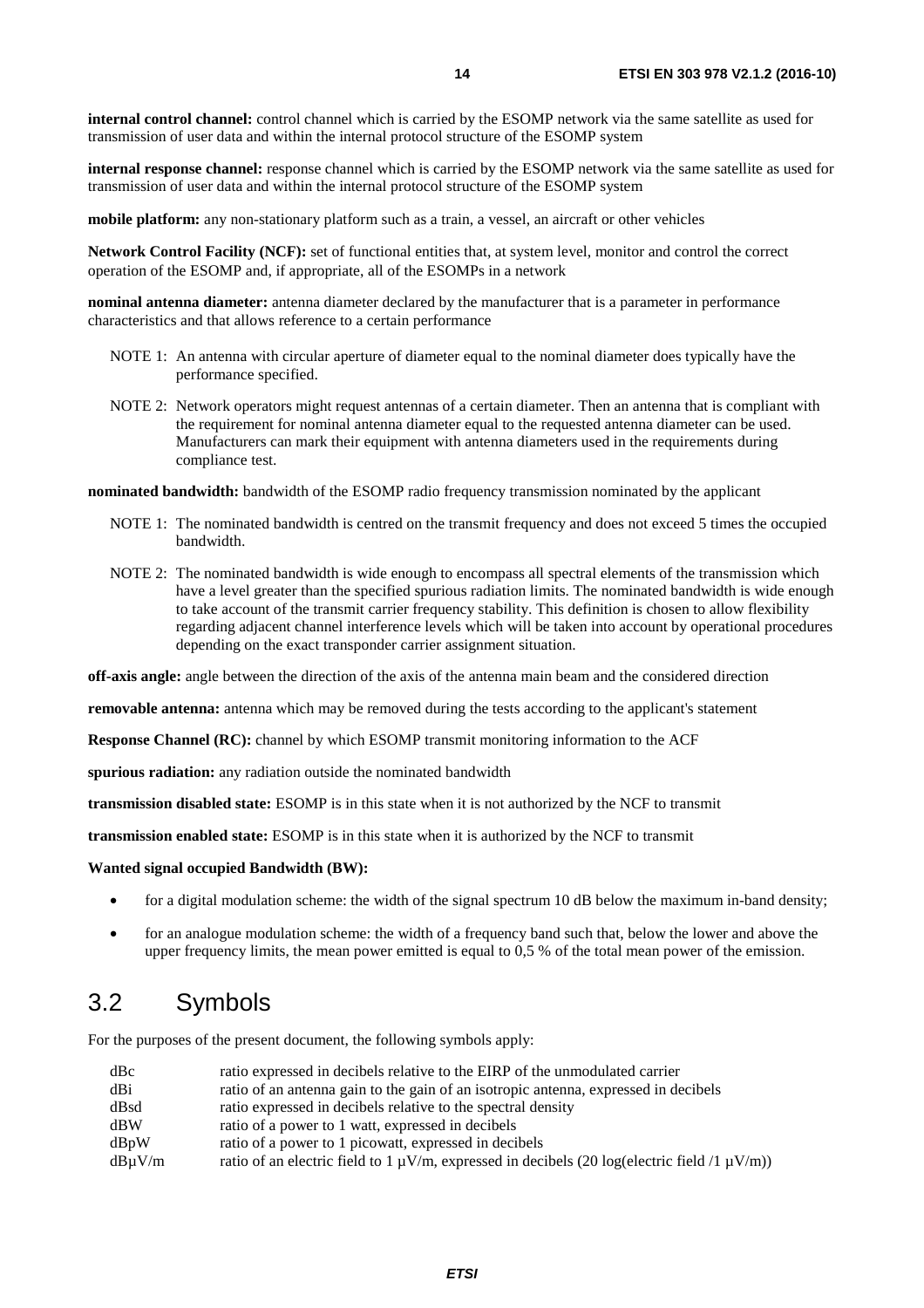**internal control channel:** control channel which is carried by the ESOMP network via the same satellite as used for transmission of user data and within the internal protocol structure of the ESOMP system

**internal response channel:** response channel which is carried by the ESOMP network via the same satellite as used for transmission of user data and within the internal protocol structure of the ESOMP system

**mobile platform:** any non-stationary platform such as a train, a vessel, an aircraft or other vehicles

**Network Control Facility (NCF):** set of functional entities that, at system level, monitor and control the correct operation of the ESOMP and, if appropriate, all of the ESOMPs in a network

**nominal antenna diameter:** antenna diameter declared by the manufacturer that is a parameter in performance characteristics and that allows reference to a certain performance

NOTE 1: An antenna with circular aperture of diameter equal to the nominal diameter does typically have the performance specified.

NOTE 2: Network operators might request antennas of a certain diameter. Then an antenna that is compliant with the requirement for nominal antenna diameter equal to the requested antenna diameter can be used. Manufacturers can mark their equipment with antenna diameters used in the requirements during compliance test.

**nominated bandwidth:** bandwidth of the ESOMP radio frequency transmission nominated by the applicant

NOTE 1: The nominated bandwidth is centred on the transmit frequency and does not exceed 5 times the occupied bandwidth.

NOTE 2: The nominated bandwidth is wide enough to encompass all spectral elements of the transmission which have a level greater than the specified spurious radiation limits. The nominated bandwidth is wide enough to take account of the transmit carrier frequency stability. This definition is chosen to allow flexibility regarding adjacent channel interference levels which will be taken into account by operational procedures depending on the exact transponder carrier assignment situation.

**off-axis angle:** angle between the direction of the axis of the antenna main beam and the considered direction

**removable antenna:** antenna which may be removed during the tests according to the applicant's statement

**Response Channel (RC):** channel by which ESOMP transmit monitoring information to the ACF

**spurious radiation:** any radiation outside the nominated bandwidth

**transmission disabled state:** ESOMP is in this state when it is not authorized by the NCF to transmit

**transmission enabled state:** ESOMP is in this state when it is authorized by the NCF to transmit

**Wanted signal occupied Bandwidth (BW):**

- for a digital modulation scheme: the width of the signal spectrum 10 dB below the maximum in-band density;
- for an analogue modulation scheme: the width of a frequency band such that, below the lower and above the upper frequency limits, the mean power emitted is equal to 0,5 % of the total mean power of the emission.

## 3.2 Symbols

For the purposes of the present document, the following symbols apply:

| | |
|---|---|
| dBc | ratio expressed in decibels relative to the EIRP of the unmodulated carrier |
| dBi | ratio of an antenna gain to the gain of an isotropic antenna, expressed in decibels |
| dBsd | ratio expressed in decibels relative to the spectral density |
| dBW | ratio of a power to 1 watt, expressed in decibels |
| dBpW | ratio of a power to 1 picowatt, expressed in decibels |
| dBμV/m | ratio of an electric field to 1 μV/m, expressed in decibels (20 log(electric field /1 μV/m)) |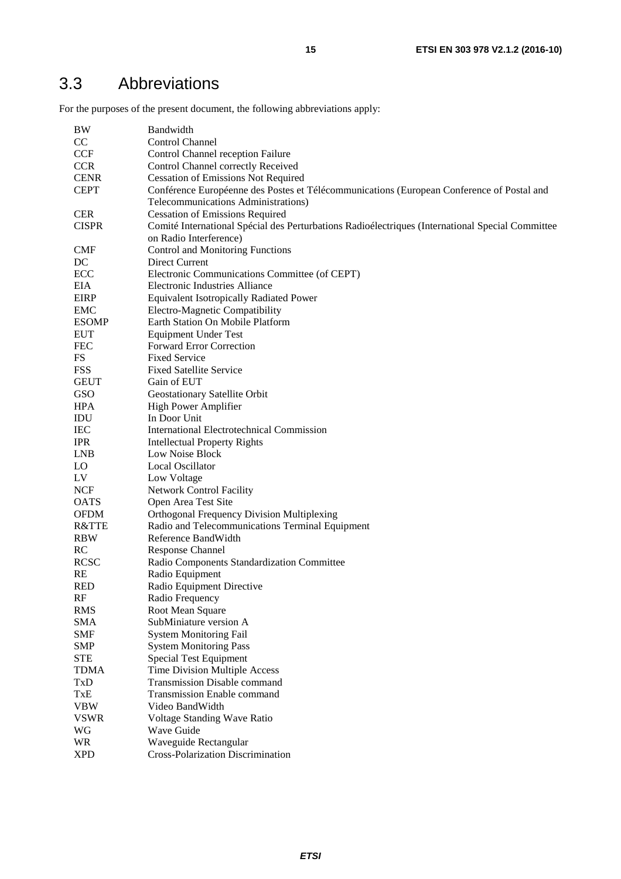## 3.3 Abbreviations

For the purposes of the present document, the following abbreviations apply:

| | |
|---|---|
| BW | Bandwidth |
| CC | Control Channel |
| CCF | Control Channel reception Failure |
| CCR | Control Channel correctly Received |
| CENR | Cessation of Emissions Not Required |
| CEPT | Conférence Européenne des Postes et Télécommunications (European Conference of Postal and Telecommunications Administrations) |
| CER | Cessation of Emissions Required |
| CISPR | Comité International Spécial des Perturbations Radioélectriques (International Special Committee on Radio Interference) |
| CMF | Control and Monitoring Functions |
| DC | Direct Current |
| ECC | Electronic Communications Committee (of CEPT) |
| EIA | Electronic Industries Alliance |
| EIRP | Equivalent Isotropically Radiated Power |
| EMC | Electro-Magnetic Compatibility |
| ESOMP | Earth Station On Mobile Platform |
| EUT | Equipment Under Test |
| FEC | Forward Error Correction |
| FS | Fixed Service |
| FSS | Fixed Satellite Service |
| GEUT | Gain of EUT |
| GSO | Geostationary Satellite Orbit |
| HPA | High Power Amplifier |
| IDU | In Door Unit |
| IEC | International Electrotechnical Commission |
| IPR | Intellectual Property Rights |
| LNB | Low Noise Block |
| LO | Local Oscillator |
| LV | Low Voltage |
| NCF | Network Control Facility |
| OATS | Open Area Test Site |
| OFDM | Orthogonal Frequency Division Multiplexing |
| R&TTE | Radio and Telecommunications Terminal Equipment |
| RBW | Reference BandWidth |
| RC | Response Channel |
| RCSC | Radio Components Standardization Committee |
| RE | Radio Equipment |
| RED | Radio Equipment Directive |
| RF | Radio Frequency |
| RMS | Root Mean Square |
| SMA | SubMiniature version A |
| SMF | System Monitoring Fail |
| SMP | System Monitoring Pass |
| STE | Special Test Equipment |
| TDMA | Time Division Multiple Access |
| TxD | Transmission Disable command |
| TxE | Transmission Enable command |
| VBW | Video BandWidth |
| VSWR | Voltage Standing Wave Ratio |
| WG | Wave Guide |
| WR | Waveguide Rectangular |
| XPD | Cross-Polarization Discrimination |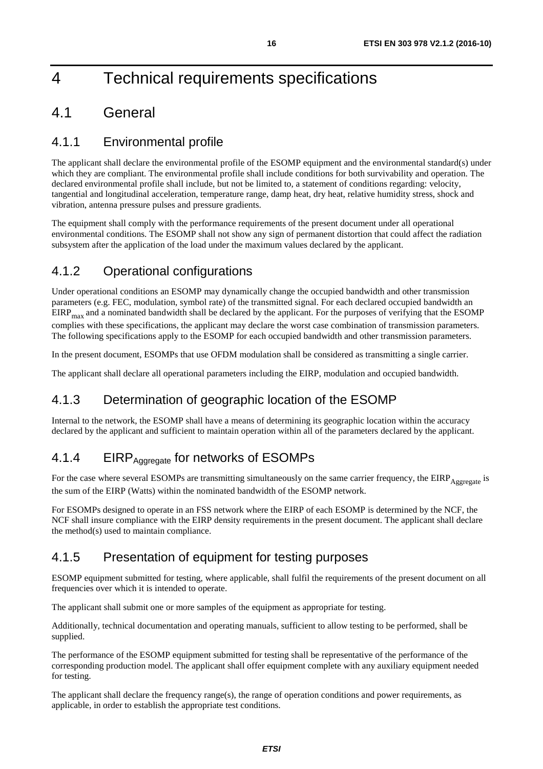# 4 Technical requirements specifications

## 4.1 General

### 4.1.1 Environmental profile

The applicant shall declare the environmental profile of the ESOMP equipment and the environmental standard(s) under which they are compliant. The environmental profile shall include conditions for both survivability and operation. The declared environmental profile shall include, but not be limited to, a statement of conditions regarding: velocity, tangential and longitudinal acceleration, temperature range, damp heat, dry heat, relative humidity stress, shock and vibration, antenna pressure pulses and pressure gradients.

The equipment shall comply with the performance requirements of the present document under all operational environmental conditions. The ESOMP shall not show any sign of permanent distortion that could affect the radiation subsystem after the application of the load under the maximum values declared by the applicant.

### 4.1.2 Operational configurations

Under operational conditions an ESOMP may dynamically change the occupied bandwidth and other transmission parameters (e.g. FEC, modulation, symbol rate) of the transmitted signal. For each declared occupied bandwidth an $EIRP_{max}$ and a nominated bandwidth shall be declared by the applicant. For the purposes of verifying that the ESOMP complies with these specifications, the applicant may declare the worst case combination of transmission parameters. The following specifications apply to the ESOMP for each occupied bandwidth and other transmission parameters.

In the present document, ESOMPs that use OFDM modulation shall be considered as transmitting a single carrier.

The applicant shall declare all operational parameters including the EIRP, modulation and occupied bandwidth.

### 4.1.3 Determination of geographic location of the ESOMP

Internal to the network, the ESOMP shall have a means of determining its geographic location within the accuracy declared by the applicant and sufficient to maintain operation within all of the parameters declared by the applicant.

### 4.1.4 $EIRP_{Aggregate}$ for networks of ESOMPs

For the case where several ESOMPs are transmitting simultaneously on the same carrier frequency, the $EIRP_{Aggregate}$ is the sum of the EIRP (Watts) within the nominated bandwidth of the ESOMP network.

For ESOMPs designed to operate in an FSS network where the EIRP of each ESOMP is determined by the NCF, the NCF shall insure compliance with the EIRP density requirements in the present document. The applicant shall declare the method(s) used to maintain compliance.

### 4.1.5 Presentation of equipment for testing purposes

ESOMP equipment submitted for testing, where applicable, shall fulfil the requirements of the present document on all frequencies over which it is intended to operate.

The applicant shall submit one or more samples of the equipment as appropriate for testing.

Additionally, technical documentation and operating manuals, sufficient to allow testing to be performed, shall be supplied.

The performance of the ESOMP equipment submitted for testing shall be representative of the performance of the corresponding production model. The applicant shall offer equipment complete with any auxiliary equipment needed for testing.

The applicant shall declare the frequency range(s), the range of operation conditions and power requirements, as applicable, in order to establish the appropriate test conditions.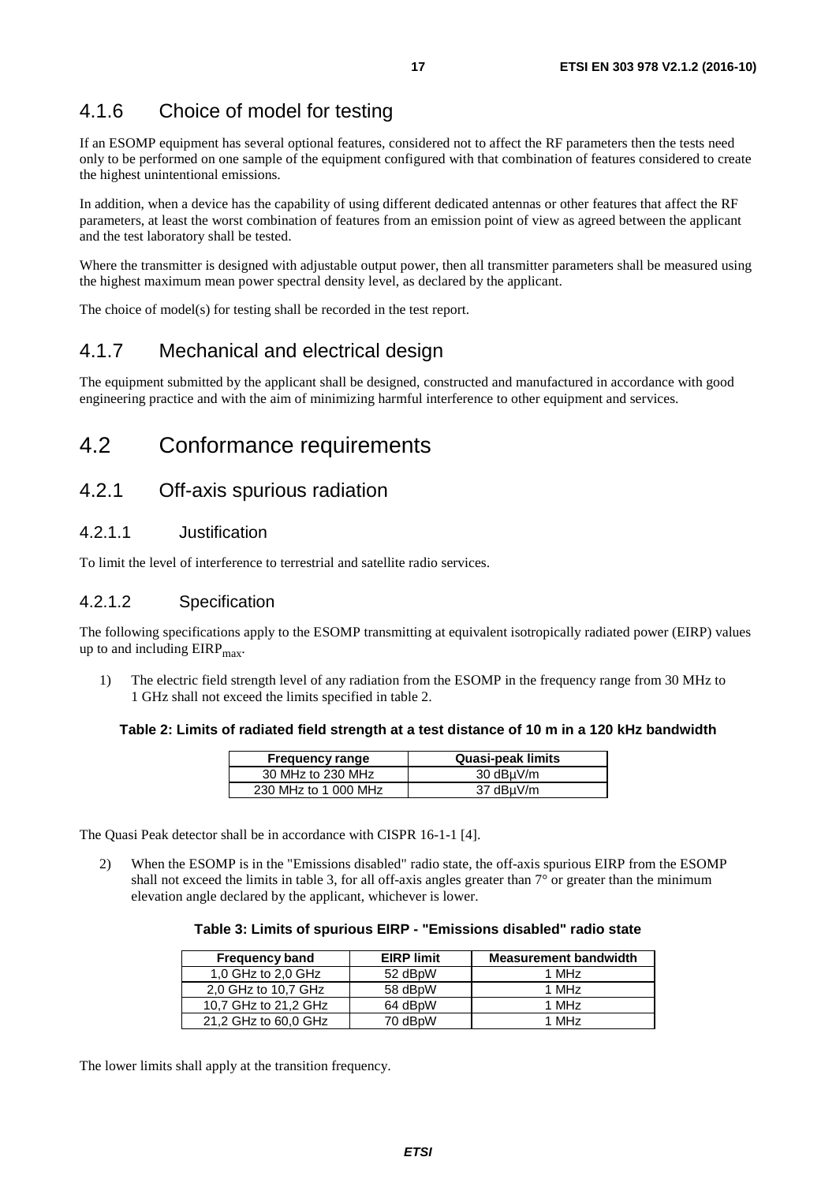### 4.1.6 Choice of model for testing

If an ESOMP equipment has several optional features, considered not to affect the RF parameters then the tests need only to be performed on one sample of the equipment configured with that combination of features considered to create the highest unintentional emissions.

In addition, when a device has the capability of using different dedicated antennas or other features that affect the RF parameters, at least the worst combination of features from an emission point of view as agreed between the applicant and the test laboratory shall be tested.

Where the transmitter is designed with adjustable output power, then all transmitter parameters shall be measured using the highest maximum mean power spectral density level, as declared by the applicant.

The choice of model(s) for testing shall be recorded in the test report.

### 4.1.7 Mechanical and electrical design

The equipment submitted by the applicant shall be designed, constructed and manufactured in accordance with good engineering practice and with the aim of minimizing harmful interference to other equipment and services.

## 4.2 Conformance requirements

### 4.2.1 Off-axis spurious radiation

#### 4.2.1.1 Justification

To limit the level of interference to terrestrial and satellite radio services.

#### 4.2.1.2 Specification

The following specifications apply to the ESOMP transmitting at equivalent isotropically radiated power (EIRP) values up to and including $EIRP_{max}$.

1) The electric field strength level of any radiation from the ESOMP in the frequency range from 30 MHz to 1 GHz shall not exceed the limits specified in table 2.

**Table 2: Limits of radiated field strength at a test distance of 10 m in a 120 kHz bandwidth**

| Frequency range | Quasi-peak limits |
|---|---|
| 30 MHz to 230 MHz | 30 dBμV/m |
| 230 MHz to 1 000 MHz | 37 dBμV/m |

The Quasi Peak detector shall be in accordance with CISPR 16-1-1 [4].

2) When the ESOMP is in the "Emissions disabled" radio state, the off-axis spurious EIRP from the ESOMP shall not exceed the limits in table 3, for all off-axis angles greater than 7° or greater than the minimum elevation angle declared by the applicant, whichever is lower.

**Table 3: Limits of spurious EIRP - "Emissions disabled" radio state**

| Frequency band | EIRP limit | Measurement bandwidth |
|---|---|---|
| 1,0 GHz to 2,0 GHz | 52 dBpW | 1 MHz |
| 2,0 GHz to 10,7 GHz | 58 dBpW | 1 MHz |
| 10,7 GHz to 21,2 GHz | 64 dBpW | 1 MHz |
| 21,2 GHz to 60,0 GHz | 70 dBpW | 1 MHz |

The lower limits shall apply at the transition frequency.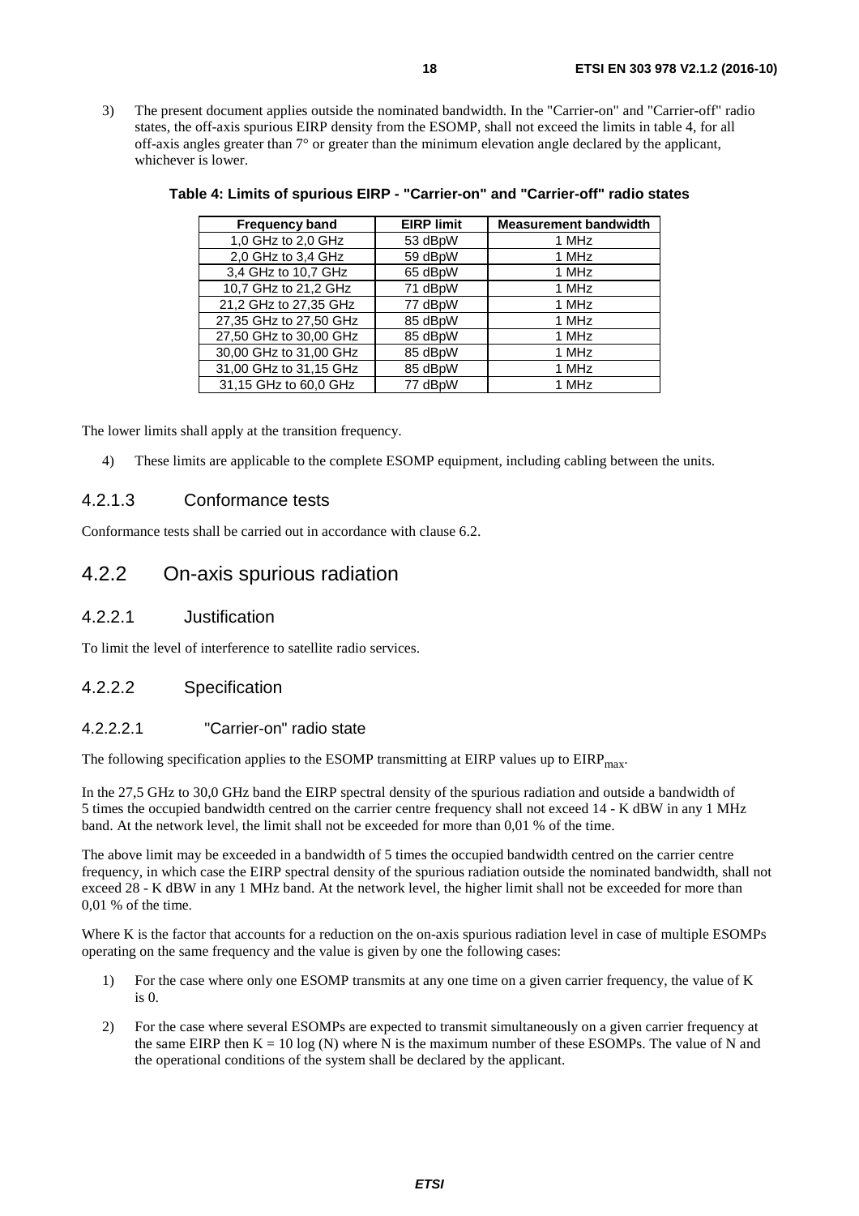3) The present document applies outside the nominated bandwidth. In the "Carrier-on" and "Carrier-off" radio states, the off-axis spurious EIRP density from the ESOMP, shall not exceed the limits in table 4, for all off-axis angles greater than 7° or greater than the minimum elevation angle declared by the applicant, whichever is lower.

**Table 4: Limits of spurious EIRP - "Carrier-on" and "Carrier-off" radio states**

| Frequency band | EIRP limit | Measurement bandwidth |
|---|---|---|
| 1,0 GHz to 2,0 GHz | 53 dBpW | 1 MHz |
| 2,0 GHz to 3,4 GHz | 59 dBpW | 1 MHz |
| 3,4 GHz to 10,7 GHz | 65 dBpW | 1 MHz |
| 10,7 GHz to 21,2 GHz | 71 dBpW | 1 MHz |
| 21,2 GHz to 27,35 GHz | 77 dBpW | 1 MHz |
| 27,35 GHz to 27,50 GHz | 85 dBpW | 1 MHz |
| 27,50 GHz to 30,00 GHz | 85 dBpW | 1 MHz |
| 30,00 GHz to 31,00 GHz | 85 dBpW | 1 MHz |
| 31,00 GHz to 31,15 GHz | 85 dBpW | 1 MHz |
| 31,15 GHz to 60,0 GHz | 77 dBpW | 1 MHz |

The lower limits shall apply at the transition frequency.

4) These limits are applicable to the complete ESOMP equipment, including cabling between the units.

#### 4.2.1.3 Conformance tests

Conformance tests shall be carried out in accordance with clause 6.2.

### 4.2.2 On-axis spurious radiation

#### 4.2.2.1 Justification

To limit the level of interference to satellite radio services.

#### 4.2.2.2 Specification

##### 4.2.2.2.1 "Carrier-on" radio state

The following specification applies to the ESOMP transmitting at EIRP values up to $EIRP_{max}$.

In the 27,5 GHz to 30,0 GHz band the EIRP spectral density of the spurious radiation and outside a bandwidth of 5 times the occupied bandwidth centred on the carrier centre frequency shall not exceed 14 - K dBW in any 1 MHz band. At the network level, the limit shall not be exceeded for more than 0,01 % of the time.

The above limit may be exceeded in a bandwidth of 5 times the occupied bandwidth centred on the carrier centre frequency, in which case the EIRP spectral density of the spurious radiation outside the nominated bandwidth, shall not exceed 28 - K dBW in any 1 MHz band. At the network level, the higher limit shall not be exceeded for more than 0,01 % of the time.

Where K is the factor that accounts for a reduction on the on-axis spurious radiation level in case of multiple ESOMPs operating on the same frequency and the value is given by one the following cases:

1) For the case where only one ESOMP transmits at any one time on a given carrier frequency, the value of K is 0.

2) For the case where several ESOMPs are expected to transmit simultaneously on a given carrier frequency at the same EIRP then $K = 10 \log (N)$ where N is the maximum number of these ESOMPs. The value of N and the operational conditions of the system shall be declared by the applicant.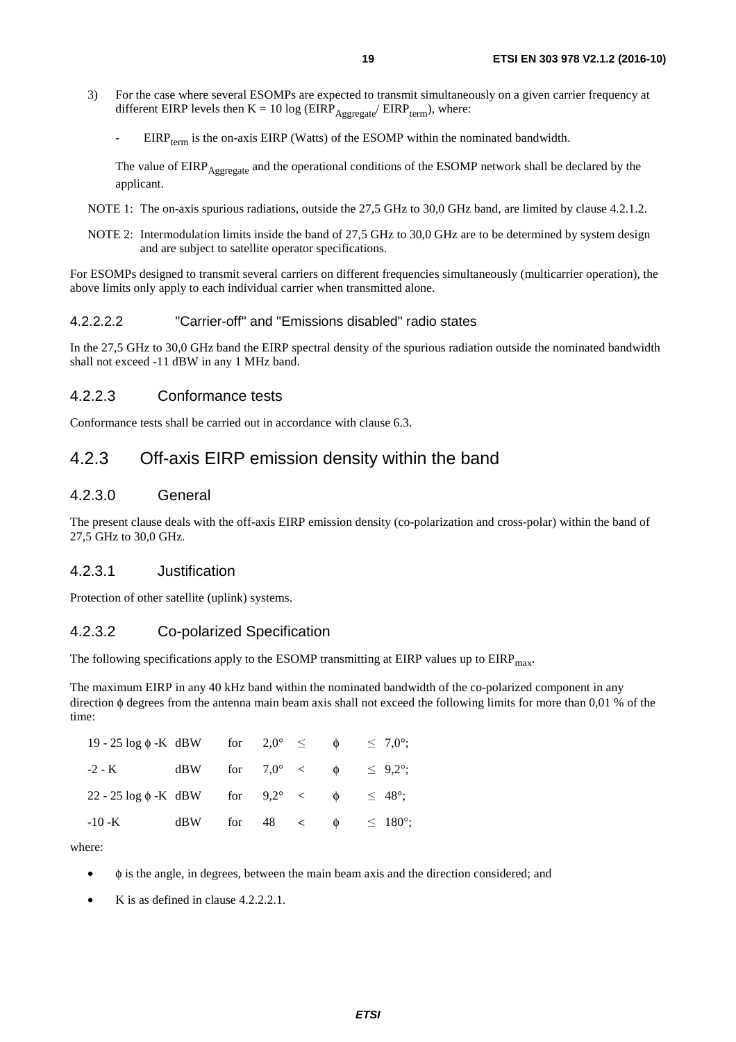3) For the case where several ESOMPs are expected to transmit simultaneously on a given carrier frequency at different EIRP levels then $K = 10 \log (EIRP_{Aggregate} / EIRP_{term})$, where:

   - $EIRP_{term}$ is the on-axis EIRP (Watts) of the ESOMP within the nominated bandwidth.

   The value of $EIRP_{Aggregate}$ and the operational conditions of the ESOMP network shall be declared by the applicant.

NOTE 1: The on-axis spurious radiations, outside the 27,5 GHz to 30,0 GHz band, are limited by clause 4.2.1.2.

NOTE 2: Intermodulation limits inside the band of 27,5 GHz to 30,0 GHz are to be determined by system design and are subject to satellite operator specifications.

For ESOMPs designed to transmit several carriers on different frequencies simultaneously (multicarrier operation), the above limits only apply to each individual carrier when transmitted alone.

#### 4.2.2.2.2 "Carrier-off" and "Emissions disabled" radio states

In the 27,5 GHz to 30,0 GHz band the EIRP spectral density of the spurious radiation outside the nominated bandwidth shall not exceed -11 dBW in any 1 MHz band.

### 4.2.2.3 Conformance tests

Conformance tests shall be carried out in accordance with clause 6.3.

## 4.2.3 Off-axis EIRP emission density within the band

### 4.2.3.0 General

The present clause deals with the off-axis EIRP emission density (co-polarization and cross-polar) within the band of 27,5 GHz to 30,0 GHz.

### 4.2.3.1 Justification

Protection of other satellite (uplink) systems.

### 4.2.3.2 Co-polarized Specification

The following specifications apply to the ESOMP transmitting at EIRP values up to $EIRP_{max}$.

The maximum EIRP in any 40 kHz band within the nominated bandwidth of the co-polarized component in any direction $\phi$ degrees from the antenna main beam axis shall not exceed the following limits for more than 0,01 % of the time:

| | | | | | | |
|---|---|---|---|---|---|---|
| $19 - 25 \log \phi - K$ | dBW | for | 2,0° | ≤ | $\phi$ | ≤ 7,0°; |
| $-2 - K$ | dBW | for | 7,0° | < | $\phi$ | ≤ 9,2°; |
| $22 - 25 \log \phi - K$ | dBW | for | 9,2° | < | $\phi$ | ≤ 48°; |
| $-10 - K$ | dBW | for | 48 | < | $\phi$ | ≤ 180°; |

where:

- $\phi$ is the angle, in degrees, between the main beam axis and the direction considered; and
- K is as defined in clause 4.2.2.2.1.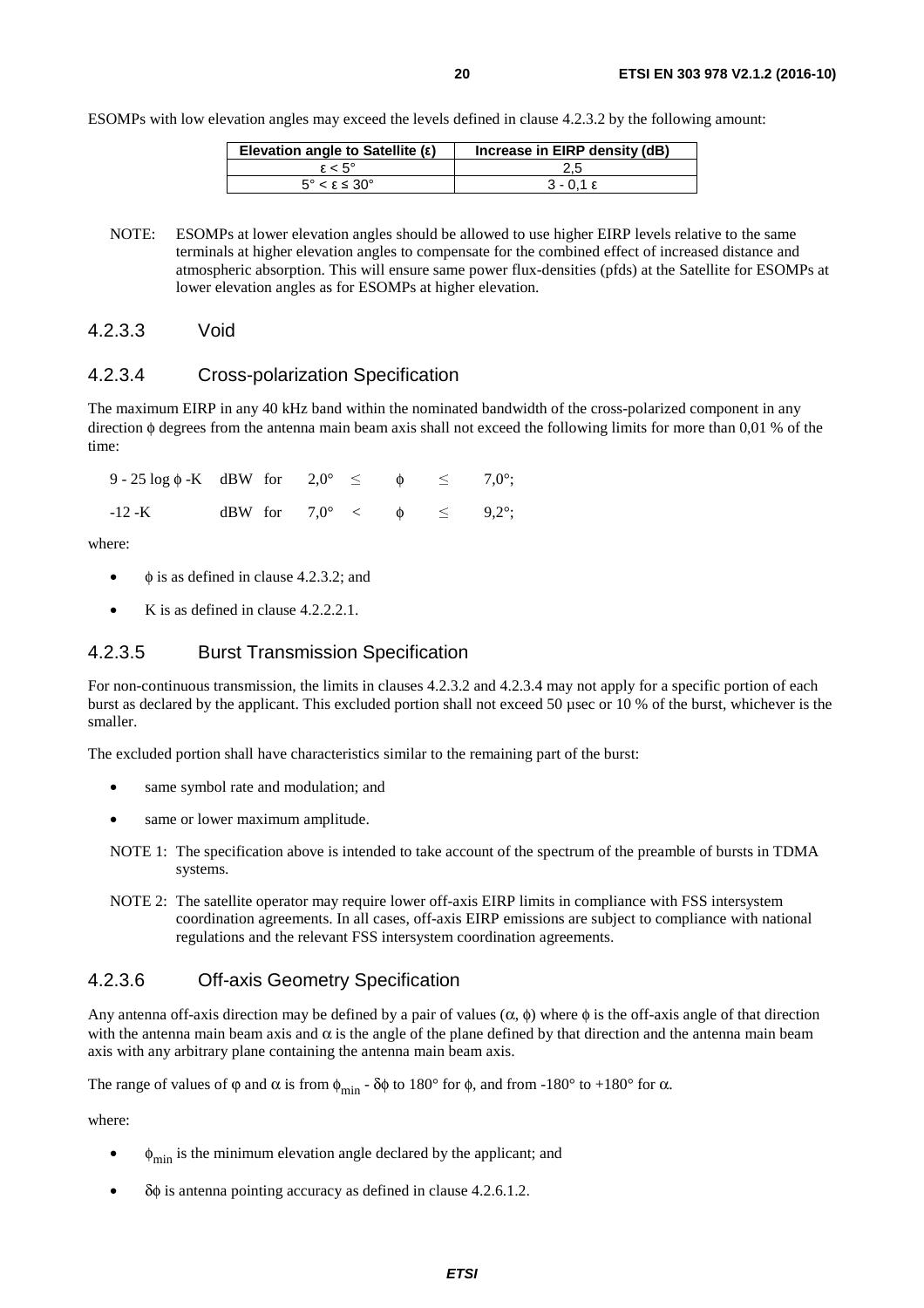ESOMPs with low elevation angles may exceed the levels defined in clause 4.2.3.2 by the following amount:

| Elevation angle to Satellite (ε) | Increase in EIRP density (dB) |
|---|---|
| $\varepsilon < 5°$ | 2,5 |
| $5° < \varepsilon \leq 30°$ | $3 - 0{,}1\ \varepsilon$ |

NOTE: ESOMPs at lower elevation angles should be allowed to use higher EIRP levels relative to the same terminals at higher elevation angles to compensate for the combined effect of increased distance and atmospheric absorption. This will ensure same power flux-densities (pfds) at the Satellite for ESOMPs at lower elevation angles as for ESOMPs at higher elevation.

### 4.2.3.3 Void

### 4.2.3.4 Cross-polarization Specification

The maximum EIRP in any 40 kHz band within the nominated bandwidth of the cross-polarized component in any direction ϕ degrees from the antenna main beam axis shall not exceed the following limits for more than 0,01 % of the time:

$9 - 25 \log \phi - K$ dBW for $2{,}0° \leq \phi \leq 7{,}0°$;

$-12 - K$ dBW for $7{,}0° < \phi \leq 9{,}2°$;

where:

- ϕ is as defined in clause 4.2.3.2; and
- K is as defined in clause 4.2.2.2.1.

### 4.2.3.5 Burst Transmission Specification

For non-continuous transmission, the limits in clauses 4.2.3.2 and 4.2.3.4 may not apply for a specific portion of each burst as declared by the applicant. This excluded portion shall not exceed 50 μsec or 10 % of the burst, whichever is the smaller.

The excluded portion shall have characteristics similar to the remaining part of the burst:

- same symbol rate and modulation; and
- same or lower maximum amplitude.

NOTE 1: The specification above is intended to take account of the spectrum of the preamble of bursts in TDMA systems.

NOTE 2: The satellite operator may require lower off-axis EIRP limits in compliance with FSS intersystem coordination agreements. In all cases, off-axis EIRP emissions are subject to compliance with national regulations and the relevant FSS intersystem coordination agreements.

### 4.2.3.6 Off-axis Geometry Specification

Any antenna off-axis direction may be defined by a pair of values (α, ϕ) where ϕ is the off-axis angle of that direction with the antenna main beam axis and α is the angle of the plane defined by that direction and the antenna main beam axis with any arbitrary plane containing the antenna main beam axis.

The range of values of φ and α is from $\phi_{min} - \delta\phi$ to 180° for ϕ, and from -180° to +180° for α.

where:

- $\phi_{min}$ is the minimum elevation angle declared by the applicant; and
- δϕ is antenna pointing accuracy as defined in clause 4.2.6.1.2.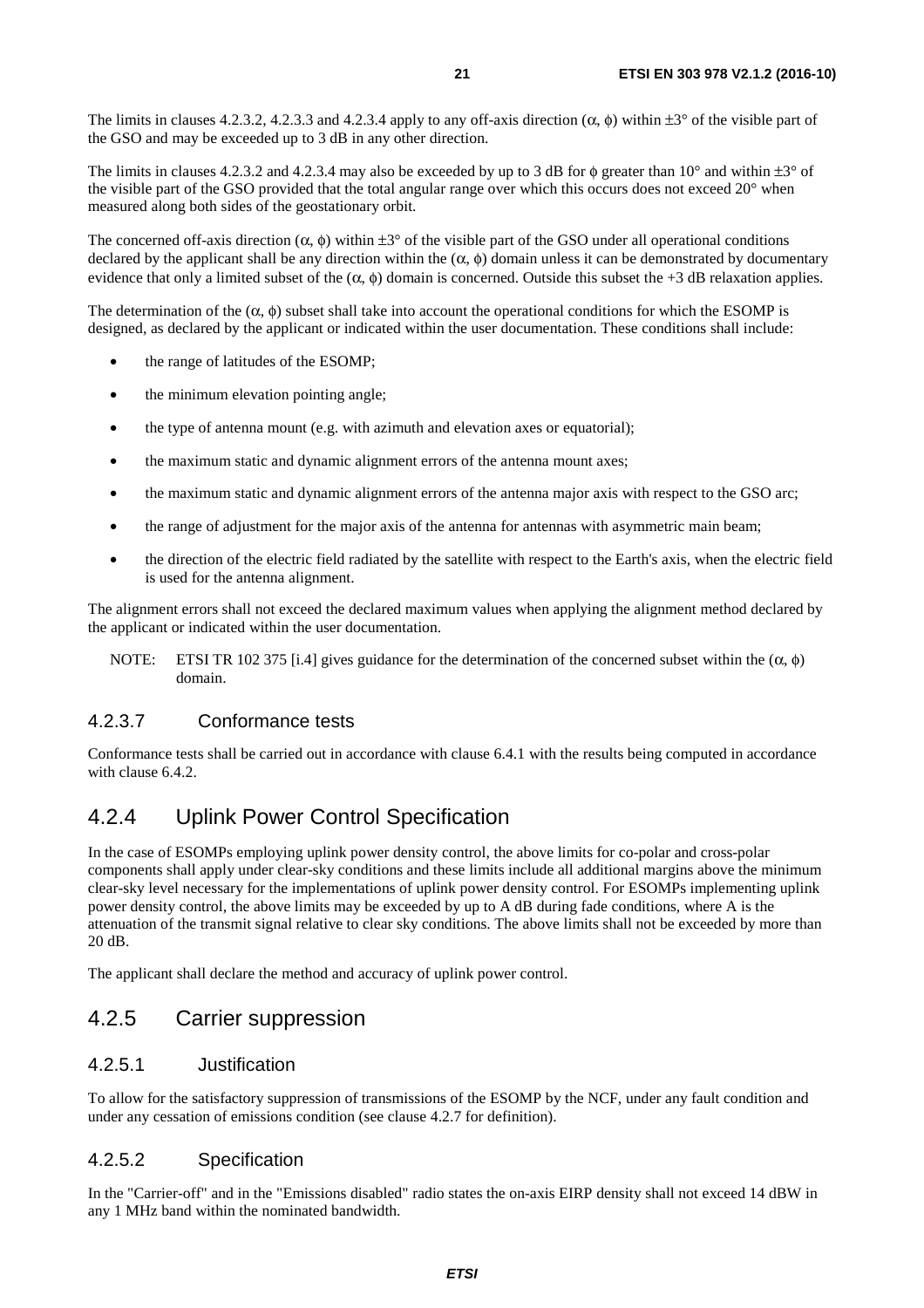The limits in clauses 4.2.3.2, 4.2.3.3 and 4.2.3.4 apply to any off-axis direction (α, ϕ) within ±3° of the visible part of the GSO and may be exceeded up to 3 dB in any other direction.

The limits in clauses 4.2.3.2 and 4.2.3.4 may also be exceeded by up to 3 dB for ϕ greater than 10° and within ±3° of the visible part of the GSO provided that the total angular range over which this occurs does not exceed 20° when measured along both sides of the geostationary orbit.

The concerned off-axis direction (α, ϕ) within ±3° of the visible part of the GSO under all operational conditions declared by the applicant shall be any direction within the (α, ϕ) domain unless it can be demonstrated by documentary evidence that only a limited subset of the (α, ϕ) domain is concerned. Outside this subset the +3 dB relaxation applies.

The determination of the (α, ϕ) subset shall take into account the operational conditions for which the ESOMP is designed, as declared by the applicant or indicated within the user documentation. These conditions shall include:

- the range of latitudes of the ESOMP;
- the minimum elevation pointing angle;
- the type of antenna mount (e.g. with azimuth and elevation axes or equatorial);
- the maximum static and dynamic alignment errors of the antenna mount axes;
- the maximum static and dynamic alignment errors of the antenna major axis with respect to the GSO arc;
- the range of adjustment for the major axis of the antenna for antennas with asymmetric main beam;
- the direction of the electric field radiated by the satellite with respect to the Earth's axis, when the electric field is used for the antenna alignment.

The alignment errors shall not exceed the declared maximum values when applying the alignment method declared by the applicant or indicated within the user documentation.

NOTE: ETSI TR 102 375 [i.4] gives guidance for the determination of the concerned subset within the (α, ϕ) domain.

#### 4.2.3.7 Conformance tests

Conformance tests shall be carried out in accordance with clause 6.4.1 with the results being computed in accordance with clause 6.4.2.

### 4.2.4 Uplink Power Control Specification

In the case of ESOMPs employing uplink power density control, the above limits for co-polar and cross-polar components shall apply under clear-sky conditions and these limits include all additional margins above the minimum clear-sky level necessary for the implementations of uplink power density control. For ESOMPs implementing uplink power density control, the above limits may be exceeded by up to A dB during fade conditions, where A is the attenuation of the transmit signal relative to clear sky conditions. The above limits shall not be exceeded by more than 20 dB.

The applicant shall declare the method and accuracy of uplink power control.

### 4.2.5 Carrier suppression

#### 4.2.5.1 Justification

To allow for the satisfactory suppression of transmissions of the ESOMP by the NCF, under any fault condition and under any cessation of emissions condition (see clause 4.2.7 for definition).

#### 4.2.5.2 Specification

In the "Carrier-off" and in the "Emissions disabled" radio states the on-axis EIRP density shall not exceed 14 dBW in any 1 MHz band within the nominated bandwidth.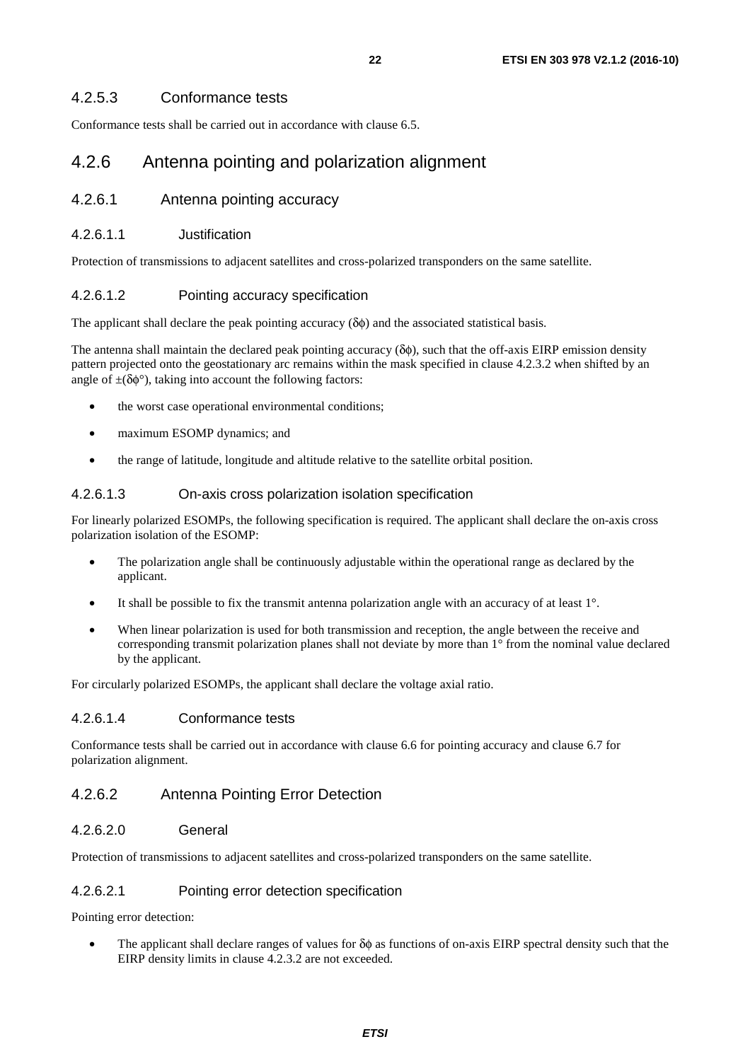#### 4.2.5.3 Conformance tests

Conformance tests shall be carried out in accordance with clause 6.5.

## 4.2.6 Antenna pointing and polarization alignment

### 4.2.6.1 Antenna pointing accuracy

#### 4.2.6.1.1 Justification

Protection of transmissions to adjacent satellites and cross-polarized transponders on the same satellite.

#### 4.2.6.1.2 Pointing accuracy specification

The applicant shall declare the peak pointing accuracy ($\delta\phi$) and the associated statistical basis.

The antenna shall maintain the declared peak pointing accuracy ($\delta\phi$), such that the off-axis EIRP emission density pattern projected onto the geostationary arc remains within the mask specified in clause 4.2.3.2 when shifted by an angle of $\pm(\delta\phi°)$, taking into account the following factors:

- the worst case operational environmental conditions;
- maximum ESOMP dynamics; and
- the range of latitude, longitude and altitude relative to the satellite orbital position.

#### 4.2.6.1.3 On-axis cross polarization isolation specification

For linearly polarized ESOMPs, the following specification is required. The applicant shall declare the on-axis cross polarization isolation of the ESOMP:

- The polarization angle shall be continuously adjustable within the operational range as declared by the applicant.
- It shall be possible to fix the transmit antenna polarization angle with an accuracy of at least 1°.
- When linear polarization is used for both transmission and reception, the angle between the receive and corresponding transmit polarization planes shall not deviate by more than 1° from the nominal value declared by the applicant.

For circularly polarized ESOMPs, the applicant shall declare the voltage axial ratio.

#### 4.2.6.1.4 Conformance tests

Conformance tests shall be carried out in accordance with clause 6.6 for pointing accuracy and clause 6.7 for polarization alignment.

### 4.2.6.2 Antenna Pointing Error Detection

#### 4.2.6.2.0 General

Protection of transmissions to adjacent satellites and cross-polarized transponders on the same satellite.

#### 4.2.6.2.1 Pointing error detection specification

Pointing error detection:

- The applicant shall declare ranges of values for $\delta\phi$ as functions of on-axis EIRP spectral density such that the EIRP density limits in clause 4.2.3.2 are not exceeded.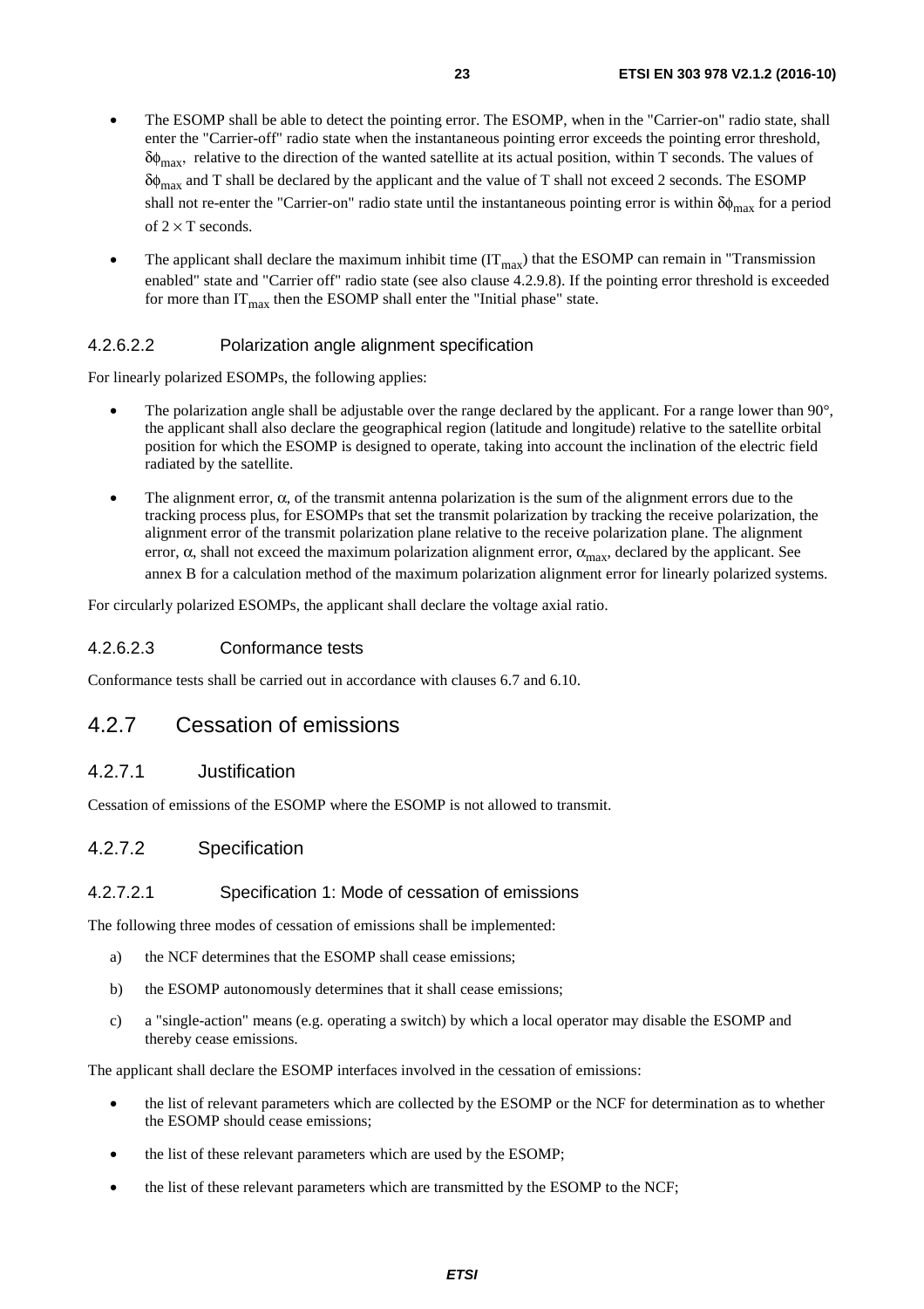- The ESOMP shall be able to detect the pointing error. The ESOMP, when in the "Carrier-on" radio state, shall enter the "Carrier-off" radio state when the instantaneous pointing error exceeds the pointing error threshold, $\delta\phi_{max}$, relative to the direction of the wanted satellite at its actual position, within T seconds. The values of $\delta\phi_{max}$ and T shall be declared by the applicant and the value of T shall not exceed 2 seconds. The ESOMP shall not re-enter the "Carrier-on" radio state until the instantaneous pointing error is within $\delta\phi_{max}$ for a period of $2 \times T$ seconds.
- The applicant shall declare the maximum inhibit time ($IT_{max}$) that the ESOMP can remain in "Transmission enabled" state and "Carrier off" radio state (see also clause 4.2.9.8). If the pointing error threshold is exceeded for more than $IT_{max}$ then the ESOMP shall enter the "Initial phase" state.

#### 4.2.6.2.2 Polarization angle alignment specification

For linearly polarized ESOMPs, the following applies:

- The polarization angle shall be adjustable over the range declared by the applicant. For a range lower than 90°, the applicant shall also declare the geographical region (latitude and longitude) relative to the satellite orbital position for which the ESOMP is designed to operate, taking into account the inclination of the electric field radiated by the satellite.
- The alignment error, $\alpha$, of the transmit antenna polarization is the sum of the alignment errors due to the tracking process plus, for ESOMPs that set the transmit polarization by tracking the receive polarization, the alignment error of the transmit polarization plane relative to the receive polarization plane. The alignment error, $\alpha$, shall not exceed the maximum polarization alignment error, $\alpha_{max}$, declared by the applicant. See annex B for a calculation method of the maximum polarization alignment error for linearly polarized systems.

For circularly polarized ESOMPs, the applicant shall declare the voltage axial ratio.

#### 4.2.6.2.3 Conformance tests

Conformance tests shall be carried out in accordance with clauses 6.7 and 6.10.

## 4.2.7 Cessation of emissions

### 4.2.7.1 Justification

Cessation of emissions of the ESOMP where the ESOMP is not allowed to transmit.

### 4.2.7.2 Specification

#### 4.2.7.2.1 Specification 1: Mode of cessation of emissions

The following three modes of cessation of emissions shall be implemented:

a) the NCF determines that the ESOMP shall cease emissions;

b) the ESOMP autonomously determines that it shall cease emissions;

c) a "single-action" means (e.g. operating a switch) by which a local operator may disable the ESOMP and thereby cease emissions.

The applicant shall declare the ESOMP interfaces involved in the cessation of emissions:

- the list of relevant parameters which are collected by the ESOMP or the NCF for determination as to whether the ESOMP should cease emissions;
- the list of these relevant parameters which are used by the ESOMP;
- the list of these relevant parameters which are transmitted by the ESOMP to the NCF;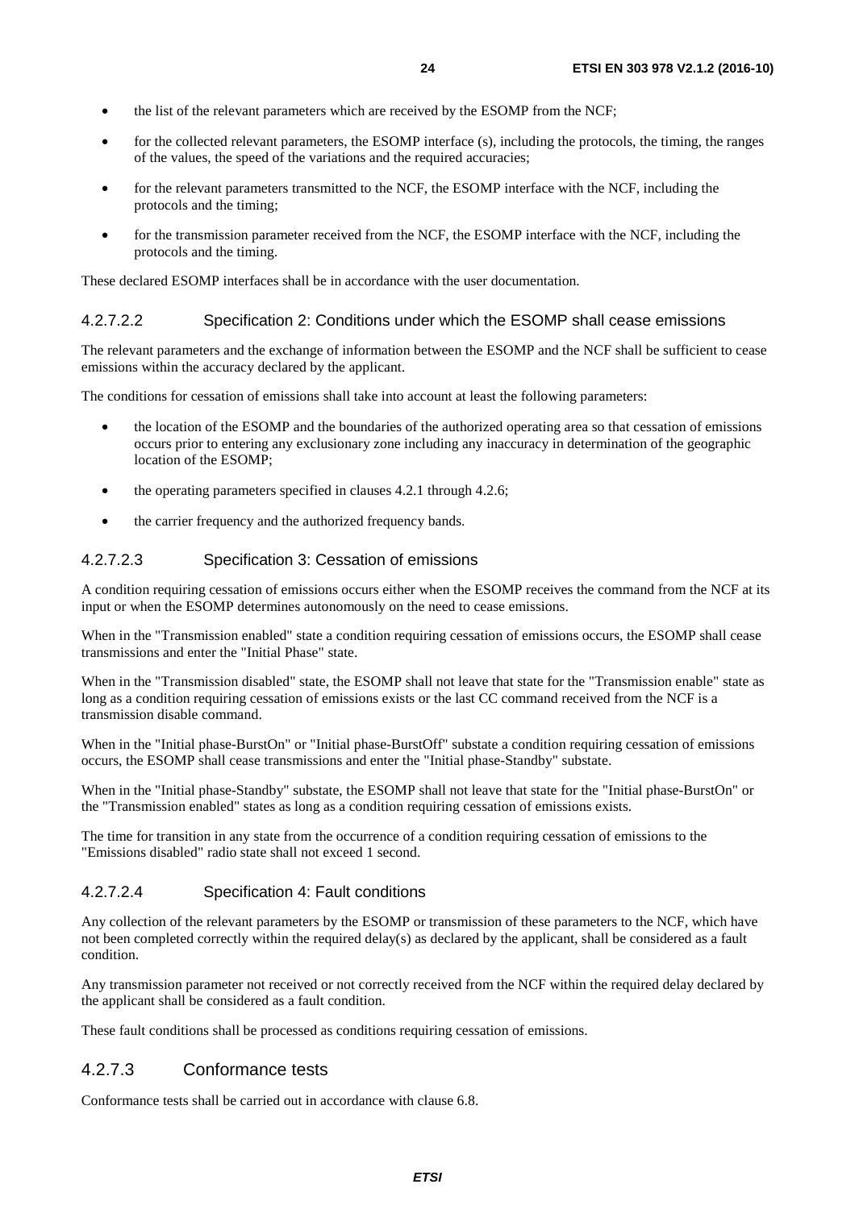- the list of the relevant parameters which are received by the ESOMP from the NCF;
- for the collected relevant parameters, the ESOMP interface (s), including the protocols, the timing, the ranges of the values, the speed of the variations and the required accuracies;
- for the relevant parameters transmitted to the NCF, the ESOMP interface with the NCF, including the protocols and the timing;
- for the transmission parameter received from the NCF, the ESOMP interface with the NCF, including the protocols and the timing.

These declared ESOMP interfaces shall be in accordance with the user documentation.

#### 4.2.7.2.2 Specification 2: Conditions under which the ESOMP shall cease emissions

The relevant parameters and the exchange of information between the ESOMP and the NCF shall be sufficient to cease emissions within the accuracy declared by the applicant.

The conditions for cessation of emissions shall take into account at least the following parameters:

- the location of the ESOMP and the boundaries of the authorized operating area so that cessation of emissions occurs prior to entering any exclusionary zone including any inaccuracy in determination of the geographic location of the ESOMP;
- the operating parameters specified in clauses 4.2.1 through 4.2.6;
- the carrier frequency and the authorized frequency bands.

#### 4.2.7.2.3 Specification 3: Cessation of emissions

A condition requiring cessation of emissions occurs either when the ESOMP receives the command from the NCF at its input or when the ESOMP determines autonomously on the need to cease emissions.

When in the "Transmission enabled" state a condition requiring cessation of emissions occurs, the ESOMP shall cease transmissions and enter the "Initial Phase" state.

When in the "Transmission disabled" state, the ESOMP shall not leave that state for the "Transmission enable" state as long as a condition requiring cessation of emissions exists or the last CC command received from the NCF is a transmission disable command.

When in the "Initial phase-BurstOn" or "Initial phase-BurstOff" substate a condition requiring cessation of emissions occurs, the ESOMP shall cease transmissions and enter the "Initial phase-Standby" substate.

When in the "Initial phase-Standby" substate, the ESOMP shall not leave that state for the "Initial phase-BurstOn" or the "Transmission enabled" states as long as a condition requiring cessation of emissions exists.

The time for transition in any state from the occurrence of a condition requiring cessation of emissions to the "Emissions disabled" radio state shall not exceed 1 second.

#### 4.2.7.2.4 Specification 4: Fault conditions

Any collection of the relevant parameters by the ESOMP or transmission of these parameters to the NCF, which have not been completed correctly within the required delay(s) as declared by the applicant, shall be considered as a fault condition.

Any transmission parameter not received or not correctly received from the NCF within the required delay declared by the applicant shall be considered as a fault condition.

These fault conditions shall be processed as conditions requiring cessation of emissions.

### 4.2.7.3 Conformance tests

Conformance tests shall be carried out in accordance with clause 6.8.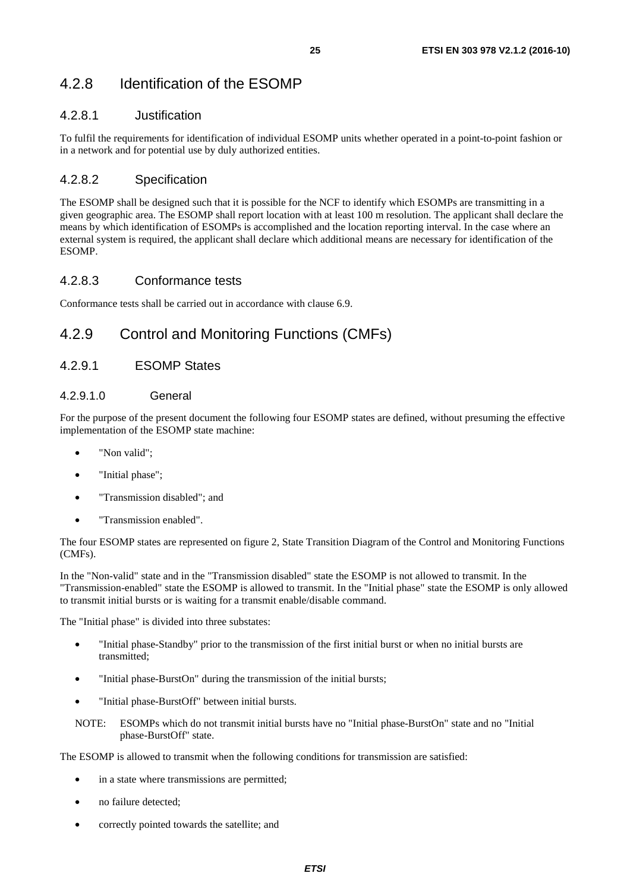### 4.2.8 Identification of the ESOMP

#### 4.2.8.1 Justification

To fulfil the requirements for identification of individual ESOMP units whether operated in a point-to-point fashion or in a network and for potential use by duly authorized entities.

#### 4.2.8.2 Specification

The ESOMP shall be designed such that it is possible for the NCF to identify which ESOMPs are transmitting in a given geographic area. The ESOMP shall report location with at least 100 m resolution. The applicant shall declare the means by which identification of ESOMPs is accomplished and the location reporting interval. In the case where an external system is required, the applicant shall declare which additional means are necessary for identification of the ESOMP.

#### 4.2.8.3 Conformance tests

Conformance tests shall be carried out in accordance with clause 6.9.

### 4.2.9 Control and Monitoring Functions (CMFs)

#### 4.2.9.1 ESOMP States

##### 4.2.9.1.0 General

For the purpose of the present document the following four ESOMP states are defined, without presuming the effective implementation of the ESOMP state machine:

- "Non valid";
- "Initial phase";
- "Transmission disabled"; and
- "Transmission enabled".

The four ESOMP states are represented on figure 2, State Transition Diagram of the Control and Monitoring Functions (CMFs).

In the "Non-valid" state and in the "Transmission disabled" state the ESOMP is not allowed to transmit. In the "Transmission-enabled" state the ESOMP is allowed to transmit. In the "Initial phase" state the ESOMP is only allowed to transmit initial bursts or is waiting for a transmit enable/disable command.

The "Initial phase" is divided into three substates:

- "Initial phase-Standby" prior to the transmission of the first initial burst or when no initial bursts are transmitted;
- "Initial phase-BurstOn" during the transmission of the initial bursts;
- "Initial phase-BurstOff" between initial bursts.

NOTE: ESOMPs which do not transmit initial bursts have no "Initial phase-BurstOn" state and no "Initial phase-BurstOff" state.

The ESOMP is allowed to transmit when the following conditions for transmission are satisfied:

- in a state where transmissions are permitted;
- no failure detected;
- correctly pointed towards the satellite; and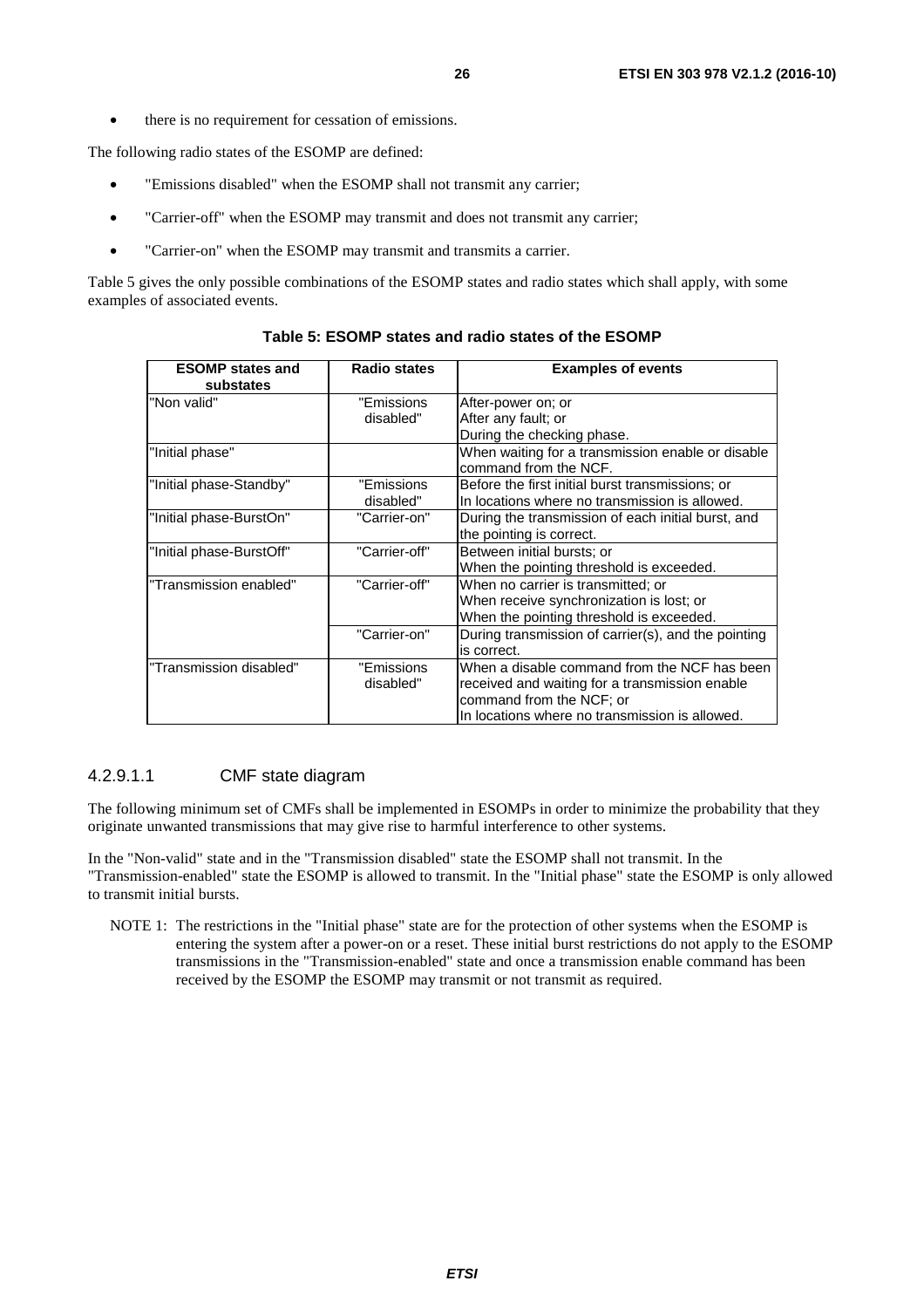- there is no requirement for cessation of emissions.

The following radio states of the ESOMP are defined:

- "Emissions disabled" when the ESOMP shall not transmit any carrier;
- "Carrier-off" when the ESOMP may transmit and does not transmit any carrier;
- "Carrier-on" when the ESOMP may transmit and transmits a carrier.

Table 5 gives the only possible combinations of the ESOMP states and radio states which shall apply, with some examples of associated events.

**Table 5: ESOMP states and radio states of the ESOMP**

| ESOMP states and substates | Radio states | Examples of events |
|---|---|---|
| "Non valid" | "Emissions disabled" | After-power on; or<br>After any fault; or<br>During the checking phase. |
| "Initial phase" | | When waiting for a transmission enable or disable command from the NCF. |
| "Initial phase-Standby" | "Emissions disabled" | Before the first initial burst transmissions; or<br>In locations where no transmission is allowed. |
| "Initial phase-BurstOn" | "Carrier-on" | During the transmission of each initial burst, and the pointing is correct. |
| "Initial phase-BurstOff" | "Carrier-off" | Between initial bursts; or<br>When the pointing threshold is exceeded. |
| "Transmission enabled" | "Carrier-off" | When no carrier is transmitted; or<br>When receive synchronization is lost; or<br>When the pointing threshold is exceeded. |
| | "Carrier-on" | During transmission of carrier(s), and the pointing is correct. |
| "Transmission disabled" | "Emissions disabled" | When a disable command from the NCF has been received and waiting for a transmission enable command from the NCF; or<br>In locations where no transmission is allowed. |

#### 4.2.9.1.1 CMF state diagram

The following minimum set of CMFs shall be implemented in ESOMPs in order to minimize the probability that they originate unwanted transmissions that may give rise to harmful interference to other systems.

In the "Non-valid" state and in the "Transmission disabled" state the ESOMP shall not transmit. In the "Transmission-enabled" state the ESOMP is allowed to transmit. In the "Initial phase" state the ESOMP is only allowed to transmit initial bursts.

NOTE 1: The restrictions in the "Initial phase" state are for the protection of other systems when the ESOMP is entering the system after a power-on or a reset. These initial burst restrictions do not apply to the ESOMP transmissions in the "Transmission-enabled" state and once a transmission enable command has been received by the ESOMP the ESOMP may transmit or not transmit as required.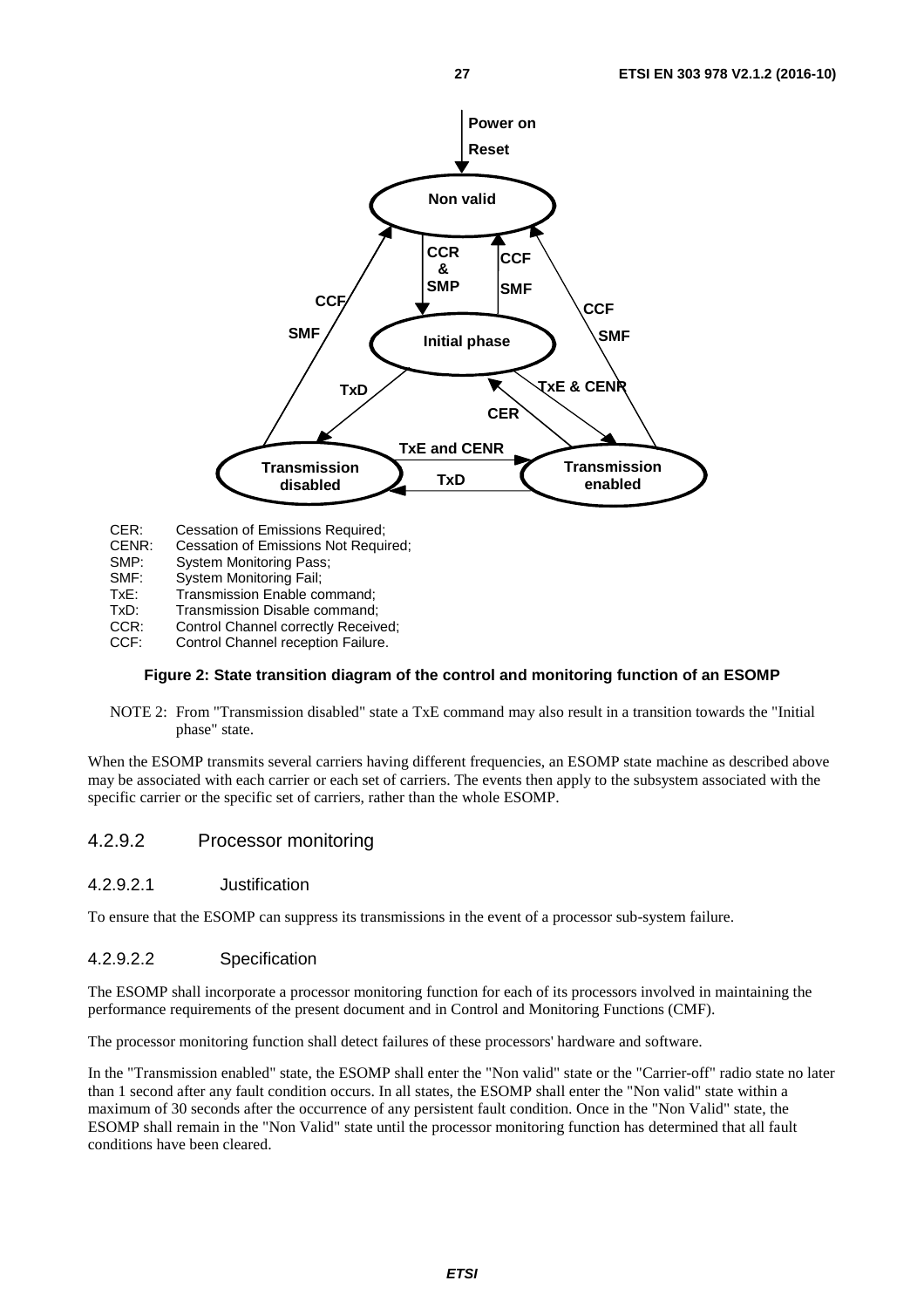CER: Cessation of Emissions Required;
CENR: Cessation of Emissions Not Required;
SMP: System Monitoring Pass;
SMF: System Monitoring Fail;
TxE: Transmission Enable command;
TxD: Transmission Disable command;
CCR: Control Channel correctly Received;
CCF: Control Channel reception Failure.

**Figure 2: State transition diagram of the control and monitoring function of an ESOMP**

NOTE 2: From "Transmission disabled" state a TxE command may also result in a transition towards the "Initial phase" state.

When the ESOMP transmits several carriers having different frequencies, an ESOMP state machine as described above may be associated with each carrier or each set of carriers. The events then apply to the subsystem associated with the specific carrier or the specific set of carriers, rather than the whole ESOMP.

### 4.2.9.2 Processor monitoring

#### 4.2.9.2.1 Justification

To ensure that the ESOMP can suppress its transmissions in the event of a processor sub-system failure.

#### 4.2.9.2.2 Specification

The ESOMP shall incorporate a processor monitoring function for each of its processors involved in maintaining the performance requirements of the present document and in Control and Monitoring Functions (CMF).

The processor monitoring function shall detect failures of these processors' hardware and software.

In the "Transmission enabled" state, the ESOMP shall enter the "Non valid" state or the "Carrier-off" radio state no later than 1 second after any fault condition occurs. In all states, the ESOMP shall enter the "Non valid" state within a maximum of 30 seconds after the occurrence of any persistent fault condition. Once in the "Non Valid" state, the ESOMP shall remain in the "Non Valid" state until the processor monitoring function has determined that all fault conditions have been cleared.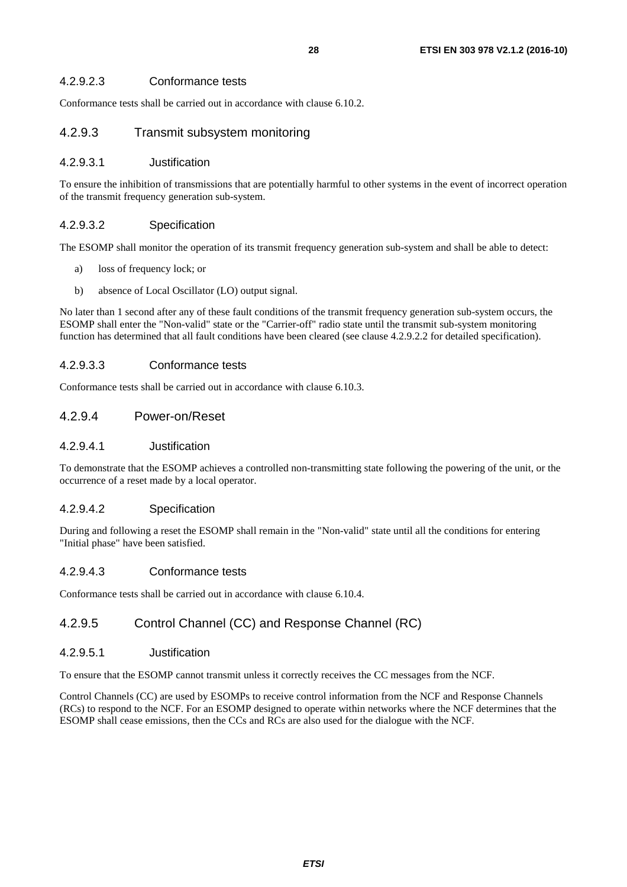#### 4.2.9.2.3 Conformance tests

Conformance tests shall be carried out in accordance with clause 6.10.2.

### 4.2.9.3 Transmit subsystem monitoring

#### 4.2.9.3.1 Justification

To ensure the inhibition of transmissions that are potentially harmful to other systems in the event of incorrect operation of the transmit frequency generation sub-system.

#### 4.2.9.3.2 Specification

The ESOMP shall monitor the operation of its transmit frequency generation sub-system and shall be able to detect:

a) loss of frequency lock; or

b) absence of Local Oscillator (LO) output signal.

No later than 1 second after any of these fault conditions of the transmit frequency generation sub-system occurs, the ESOMP shall enter the "Non-valid" state or the "Carrier-off" radio state until the transmit sub-system monitoring function has determined that all fault conditions have been cleared (see clause 4.2.9.2.2 for detailed specification).

#### 4.2.9.3.3 Conformance tests

Conformance tests shall be carried out in accordance with clause 6.10.3.

### 4.2.9.4 Power-on/Reset

#### 4.2.9.4.1 Justification

To demonstrate that the ESOMP achieves a controlled non-transmitting state following the powering of the unit, or the occurrence of a reset made by a local operator.

#### 4.2.9.4.2 Specification

During and following a reset the ESOMP shall remain in the "Non-valid" state until all the conditions for entering "Initial phase" have been satisfied.

#### 4.2.9.4.3 Conformance tests

Conformance tests shall be carried out in accordance with clause 6.10.4.

### 4.2.9.5 Control Channel (CC) and Response Channel (RC)

#### 4.2.9.5.1 Justification

To ensure that the ESOMP cannot transmit unless it correctly receives the CC messages from the NCF.

Control Channels (CC) are used by ESOMPs to receive control information from the NCF and Response Channels (RCs) to respond to the NCF. For an ESOMP designed to operate within networks where the NCF determines that the ESOMP shall cease emissions, then the CCs and RCs are also used for the dialogue with the NCF.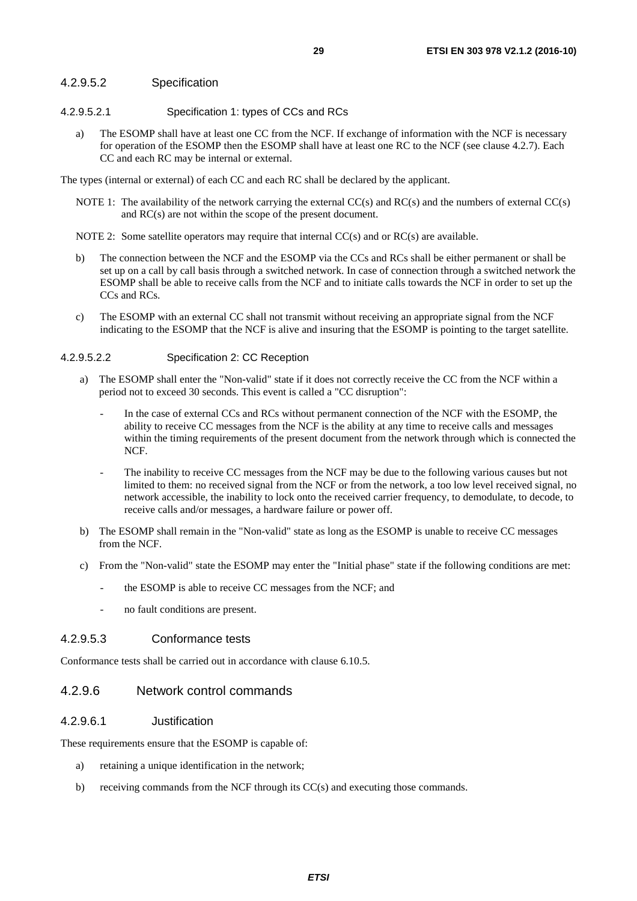#### 4.2.9.5.2 Specification

##### 4.2.9.5.2.1 Specification 1: types of CCs and RCs

a) The ESOMP shall have at least one CC from the NCF. If exchange of information with the NCF is necessary for operation of the ESOMP then the ESOMP shall have at least one RC to the NCF (see clause 4.2.7). Each CC and each RC may be internal or external.

The types (internal or external) of each CC and each RC shall be declared by the applicant.

NOTE 1: The availability of the network carrying the external CC(s) and RC(s) and the numbers of external CC(s) and RC(s) are not within the scope of the present document.

NOTE 2: Some satellite operators may require that internal CC(s) and or RC(s) are available.

b) The connection between the NCF and the ESOMP via the CCs and RCs shall be either permanent or shall be set up on a call by call basis through a switched network. In case of connection through a switched network the ESOMP shall be able to receive calls from the NCF and to initiate calls towards the NCF in order to set up the CCs and RCs.

c) The ESOMP with an external CC shall not transmit without receiving an appropriate signal from the NCF indicating to the ESOMP that the NCF is alive and insuring that the ESOMP is pointing to the target satellite.

##### 4.2.9.5.2.2 Specification 2: CC Reception

a) The ESOMP shall enter the "Non-valid" state if it does not correctly receive the CC from the NCF within a period not to exceed 30 seconds. This event is called a "CC disruption":

- In the case of external CCs and RCs without permanent connection of the NCF with the ESOMP, the ability to receive CC messages from the NCF is the ability at any time to receive calls and messages within the timing requirements of the present document from the network through which is connected the NCF.
- The inability to receive CC messages from the NCF may be due to the following various causes but not limited to them: no received signal from the NCF or from the network, a too low level received signal, no network accessible, the inability to lock onto the received carrier frequency, to demodulate, to decode, to receive calls and/or messages, a hardware failure or power off.

b) The ESOMP shall remain in the "Non-valid" state as long as the ESOMP is unable to receive CC messages from the NCF.

c) From the "Non-valid" state the ESOMP may enter the "Initial phase" state if the following conditions are met:

- the ESOMP is able to receive CC messages from the NCF; and
- no fault conditions are present.

#### 4.2.9.5.3 Conformance tests

Conformance tests shall be carried out in accordance with clause 6.10.5.

### 4.2.9.6 Network control commands

#### 4.2.9.6.1 Justification

These requirements ensure that the ESOMP is capable of:

a) retaining a unique identification in the network;

b) receiving commands from the NCF through its CC(s) and executing those commands.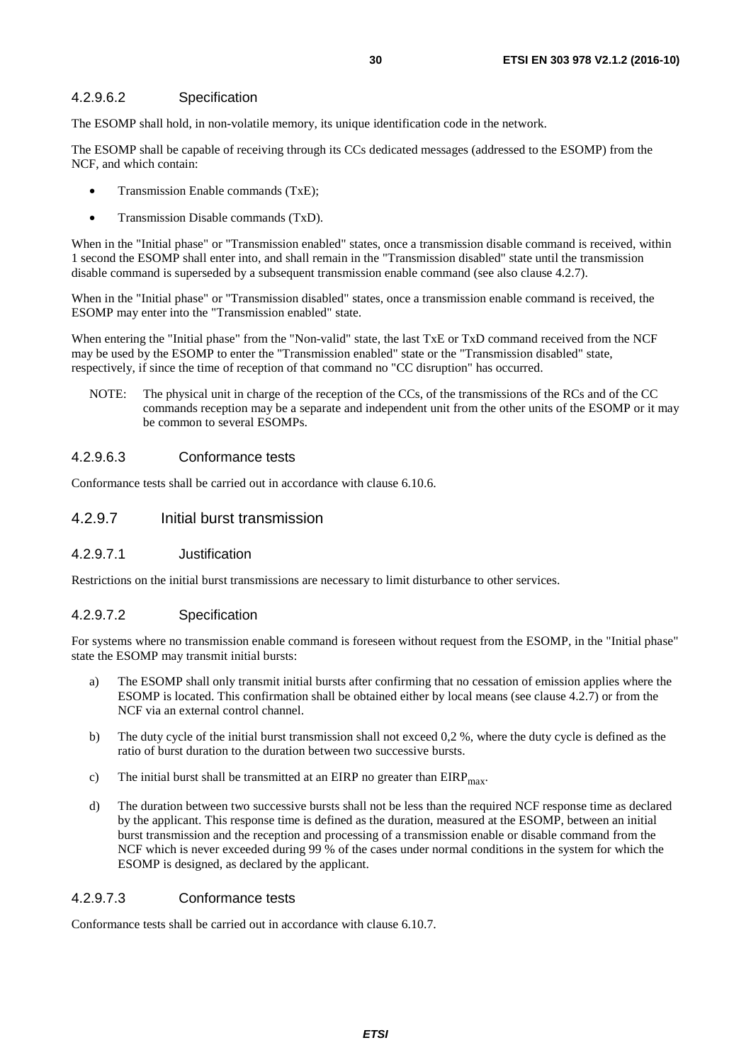#### 4.2.9.6.2 Specification

The ESOMP shall hold, in non-volatile memory, its unique identification code in the network.

The ESOMP shall be capable of receiving through its CCs dedicated messages (addressed to the ESOMP) from the NCF, and which contain:

- Transmission Enable commands (TxE);
- Transmission Disable commands (TxD).

When in the "Initial phase" or "Transmission enabled" states, once a transmission disable command is received, within 1 second the ESOMP shall enter into, and shall remain in the "Transmission disabled" state until the transmission disable command is superseded by a subsequent transmission enable command (see also clause 4.2.7).

When in the "Initial phase" or "Transmission disabled" states, once a transmission enable command is received, the ESOMP may enter into the "Transmission enabled" state.

When entering the "Initial phase" from the "Non-valid" state, the last TxE or TxD command received from the NCF may be used by the ESOMP to enter the "Transmission enabled" state or the "Transmission disabled" state, respectively, if since the time of reception of that command no "CC disruption" has occurred.

NOTE: The physical unit in charge of the reception of the CCs, of the transmissions of the RCs and of the CC commands reception may be a separate and independent unit from the other units of the ESOMP or it may be common to several ESOMPs.

#### 4.2.9.6.3 Conformance tests

Conformance tests shall be carried out in accordance with clause 6.10.6.

### 4.2.9.7 Initial burst transmission

#### 4.2.9.7.1 Justification

Restrictions on the initial burst transmissions are necessary to limit disturbance to other services.

#### 4.2.9.7.2 Specification

For systems where no transmission enable command is foreseen without request from the ESOMP, in the "Initial phase" state the ESOMP may transmit initial bursts:

a) The ESOMP shall only transmit initial bursts after confirming that no cessation of emission applies where the ESOMP is located. This confirmation shall be obtained either by local means (see clause 4.2.7) or from the NCF via an external control channel.

b) The duty cycle of the initial burst transmission shall not exceed 0,2 %, where the duty cycle is defined as the ratio of burst duration to the duration between two successive bursts.

c) The initial burst shall be transmitted at an EIRP no greater than $EIRP_{max}$.

d) The duration between two successive bursts shall not be less than the required NCF response time as declared by the applicant. This response time is defined as the duration, measured at the ESOMP, between an initial burst transmission and the reception and processing of a transmission enable or disable command from the NCF which is never exceeded during 99 % of the cases under normal conditions in the system for which the ESOMP is designed, as declared by the applicant.

#### 4.2.9.7.3 Conformance tests

Conformance tests shall be carried out in accordance with clause 6.10.7.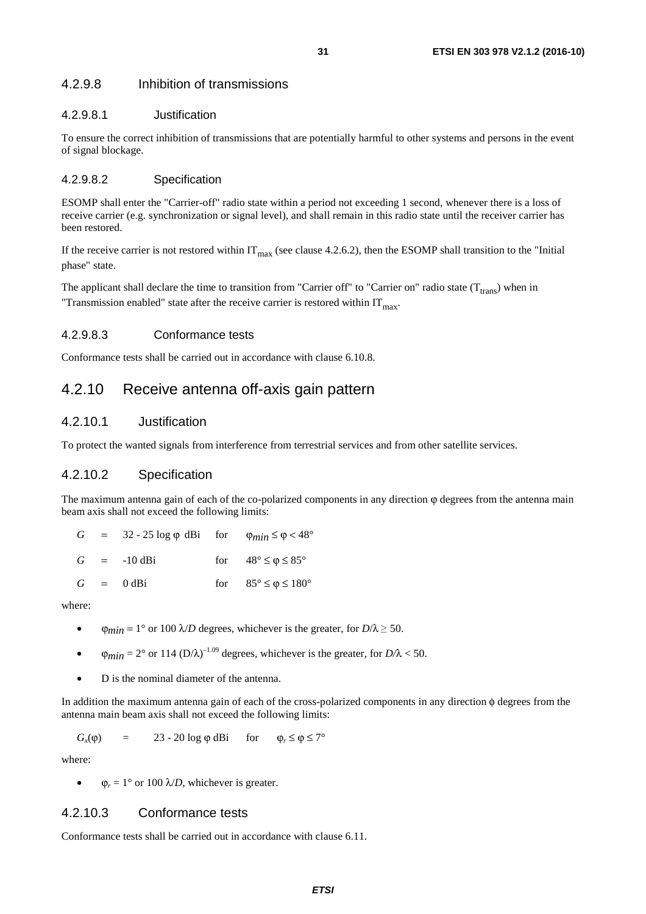#### 4.2.9.8 Inhibition of transmissions

##### 4.2.9.8.1 Justification

To ensure the correct inhibition of transmissions that are potentially harmful to other systems and persons in the event of signal blockage.

##### 4.2.9.8.2 Specification

ESOMP shall enter the "Carrier-off" radio state within a period not exceeding 1 second, whenever there is a loss of receive carrier (e.g. synchronization or signal level), and shall remain in this radio state until the receiver carrier has been restored.

If the receive carrier is not restored within $IT_{max}$ (see clause 4.2.6.2), then the ESOMP shall transition to the "Initial phase" state.

The applicant shall declare the time to transition from "Carrier off" to "Carrier on" radio state ($T_{trans}$) when in "Transmission enabled" state after the receive carrier is restored within $IT_{max}$.

##### 4.2.9.8.3 Conformance tests

Conformance tests shall be carried out in accordance with clause 6.10.8.

### 4.2.10 Receive antenna off-axis gain pattern

#### 4.2.10.1 Justification

To protect the wanted signals from interference from terrestrial services and from other satellite services.

#### 4.2.10.2 Specification

The maximum antenna gain of each of the co-polarized components in any direction φ degrees from the antenna main beam axis shall not exceed the following limits:

| | | | | |
|---|---|---|---|---|
| $G$ | = | $32 - 25 \log \varphi$ dBi | for | $\varphi_{min} \leq \varphi < 48°$ |
| $G$ | = | -10 dBi | for | $48° \leq \varphi \leq 85°$ |
| $G$ | = | 0 dBi | for | $85° \leq \varphi \leq 180°$ |

where:

- $\varphi_{min}$ = 1° or 100 $\lambda/D$ degrees, whichever is the greater, for $D/\lambda \geq 50$.
- $\varphi_{min}$ = 2° or 114 $(D/\lambda)^{-1.09}$ degrees, whichever is the greater, for $D/\lambda < 50$.
- D is the nominal diameter of the antenna.

In addition the maximum antenna gain of each of the cross-polarized components in any direction ϕ degrees from the antenna main beam axis shall not exceed the following limits:

$G_x(\varphi)$ = $23 - 20 \log \varphi$ dBi for $\varphi_r \leq \varphi \leq 7°$

where:

- $\varphi_r$ = 1° or 100 $\lambda/D$, whichever is greater.

#### 4.2.10.3 Conformance tests

Conformance tests shall be carried out in accordance with clause 6.11.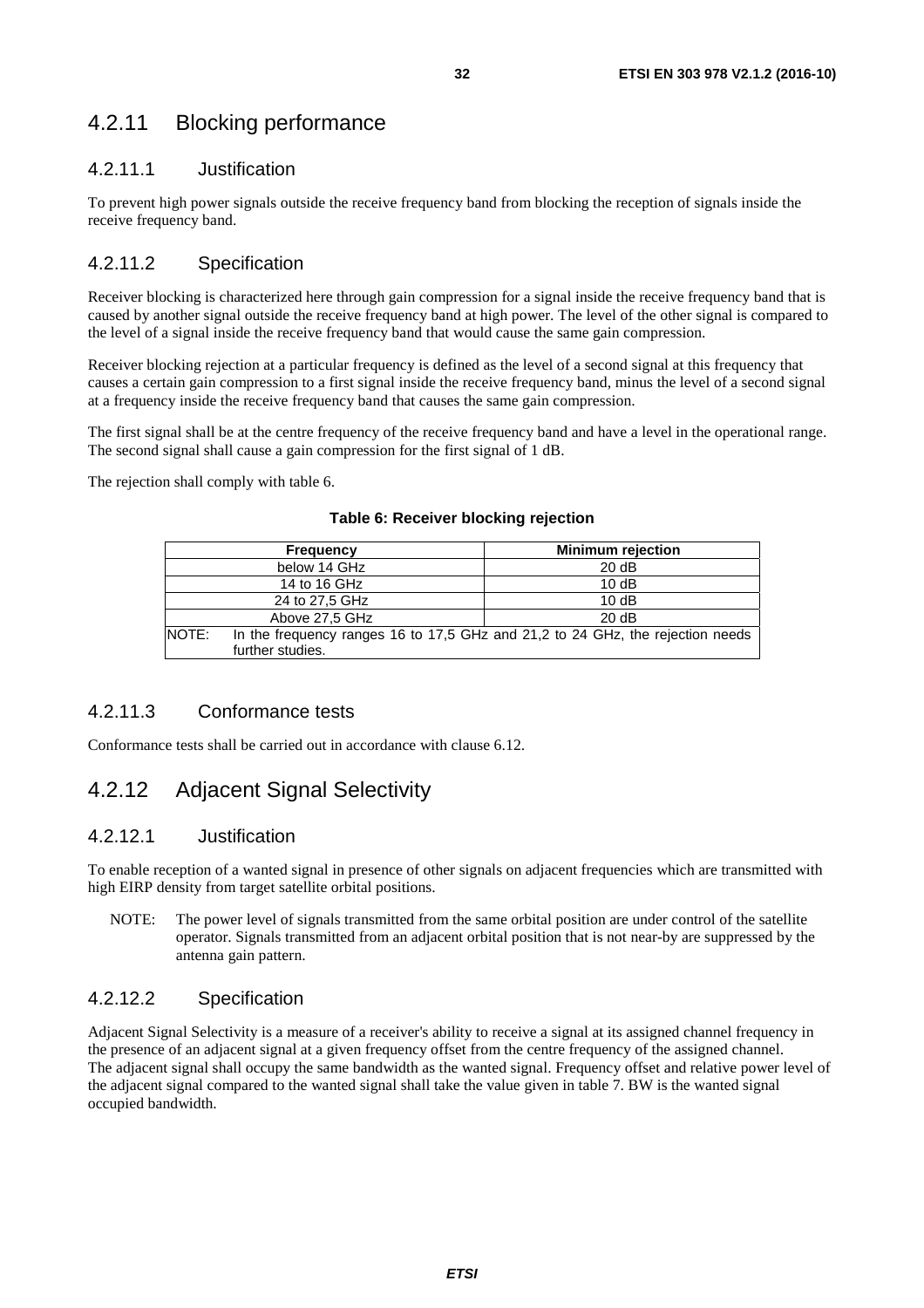### 4.2.11 Blocking performance

#### 4.2.11.1 Justification

To prevent high power signals outside the receive frequency band from blocking the reception of signals inside the receive frequency band.

#### 4.2.11.2 Specification

Receiver blocking is characterized here through gain compression for a signal inside the receive frequency band that is caused by another signal outside the receive frequency band at high power. The level of the other signal is compared to the level of a signal inside the receive frequency band that would cause the same gain compression.

Receiver blocking rejection at a particular frequency is defined as the level of a second signal at this frequency that causes a certain gain compression to a first signal inside the receive frequency band, minus the level of a second signal at a frequency inside the receive frequency band that causes the same gain compression.

The first signal shall be at the centre frequency of the receive frequency band and have a level in the operational range. The second signal shall cause a gain compression for the first signal of 1 dB.

The rejection shall comply with table 6.

**Table 6: Receiver blocking rejection**

| Frequency | Minimum rejection |
|---|---|
| below 14 GHz | 20 dB |
| 14 to 16 GHz | 10 dB |
| 24 to 27,5 GHz | 10 dB |
| Above 27,5 GHz | 20 dB |
| NOTE: In the frequency ranges 16 to 17,5 GHz and 21,2 to 24 GHz, the rejection needs further studies. | |

#### 4.2.11.3 Conformance tests

Conformance tests shall be carried out in accordance with clause 6.12.

### 4.2.12 Adjacent Signal Selectivity

#### 4.2.12.1 Justification

To enable reception of a wanted signal in presence of other signals on adjacent frequencies which are transmitted with high EIRP density from target satellite orbital positions.

NOTE: The power level of signals transmitted from the same orbital position are under control of the satellite operator. Signals transmitted from an adjacent orbital position that is not near-by are suppressed by the antenna gain pattern.

#### 4.2.12.2 Specification

Adjacent Signal Selectivity is a measure of a receiver's ability to receive a signal at its assigned channel frequency in the presence of an adjacent signal at a given frequency offset from the centre frequency of the assigned channel. The adjacent signal shall occupy the same bandwidth as the wanted signal. Frequency offset and relative power level of the adjacent signal compared to the wanted signal shall take the value given in table 7. BW is the wanted signal occupied bandwidth.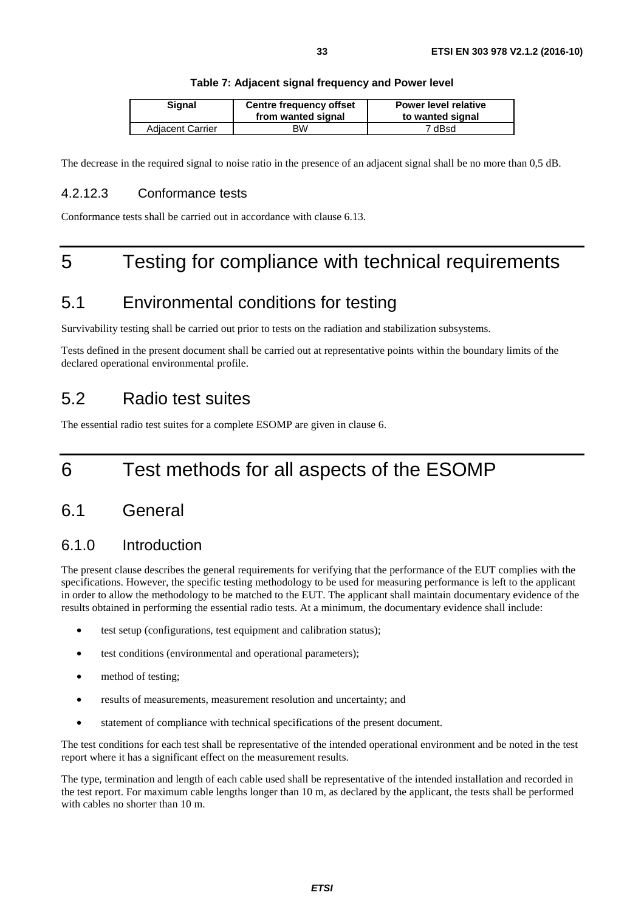**Table 7: Adjacent signal frequency and Power level**

| Signal | Centre frequency offset from wanted signal | Power level relative to wanted signal |
| --- | --- | --- |
| Adjacent Carrier | BW | 7 dBsd |

The decrease in the required signal to noise ratio in the presence of an adjacent signal shall be no more than 0,5 dB.

#### 4.2.12.3 Conformance tests

Conformance tests shall be carried out in accordance with clause 6.13.

# 5 Testing for compliance with technical requirements

## 5.1 Environmental conditions for testing

Survivability testing shall be carried out prior to tests on the radiation and stabilization subsystems.

Tests defined in the present document shall be carried out at representative points within the boundary limits of the declared operational environmental profile.

## 5.2 Radio test suites

The essential radio test suites for a complete ESOMP are given in clause 6.

# 6 Test methods for all aspects of the ESOMP

## 6.1 General

### 6.1.0 Introduction

The present clause describes the general requirements for verifying that the performance of the EUT complies with the specifications. However, the specific testing methodology to be used for measuring performance is left to the applicant in order to allow the methodology to be matched to the EUT. The applicant shall maintain documentary evidence of the results obtained in performing the essential radio tests. At a minimum, the documentary evidence shall include:

- test setup (configurations, test equipment and calibration status);
- test conditions (environmental and operational parameters);
- method of testing;
- results of measurements, measurement resolution and uncertainty; and
- statement of compliance with technical specifications of the present document.

The test conditions for each test shall be representative of the intended operational environment and be noted in the test report where it has a significant effect on the measurement results.

The type, termination and length of each cable used shall be representative of the intended installation and recorded in the test report. For maximum cable lengths longer than 10 m, as declared by the applicant, the tests shall be performed with cables no shorter than 10 m.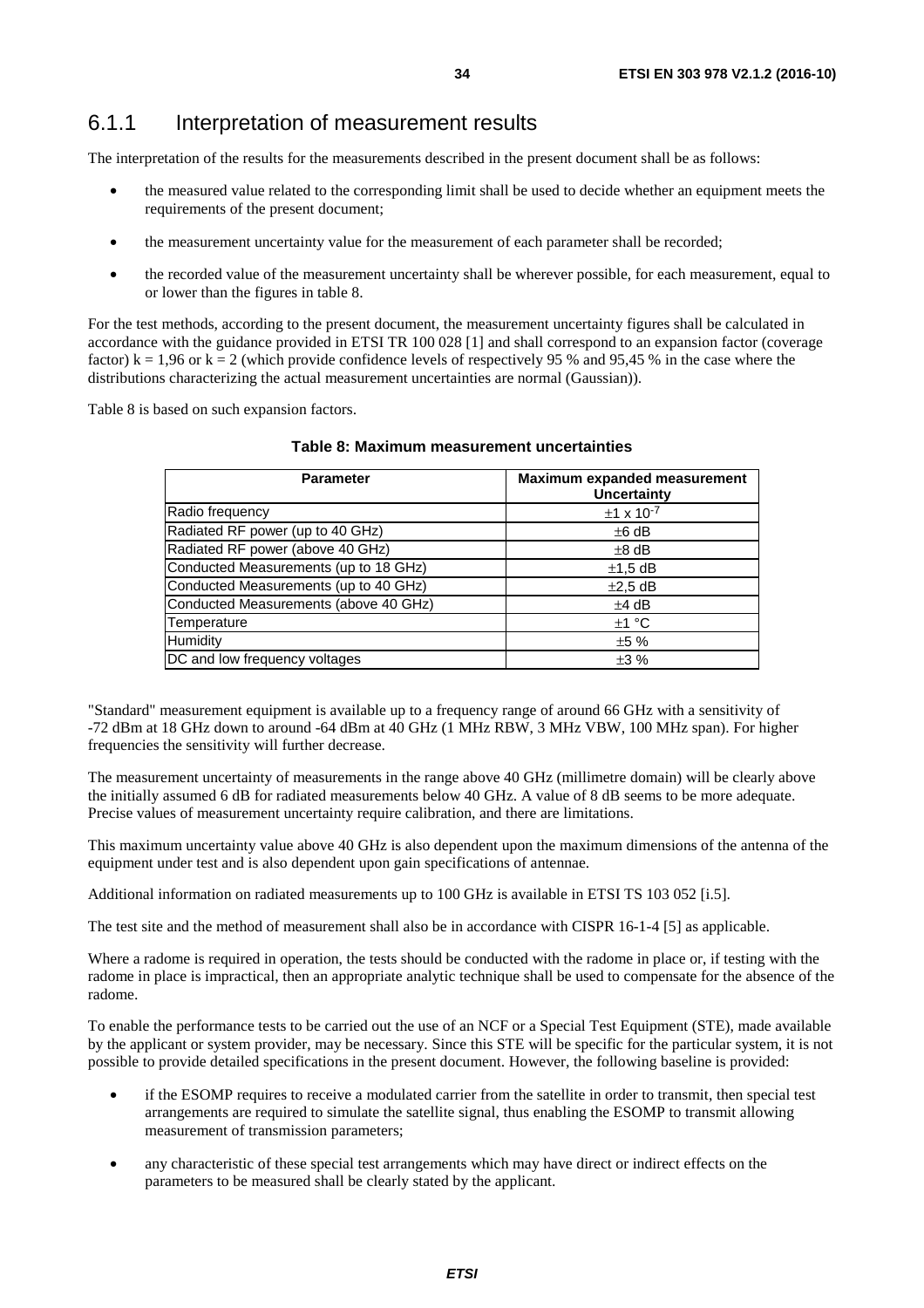### 6.1.1 Interpretation of measurement results

The interpretation of the results for the measurements described in the present document shall be as follows:

- the measured value related to the corresponding limit shall be used to decide whether an equipment meets the requirements of the present document;
- the measurement uncertainty value for the measurement of each parameter shall be recorded;
- the recorded value of the measurement uncertainty shall be wherever possible, for each measurement, equal to or lower than the figures in table 8.

For the test methods, according to the present document, the measurement uncertainty figures shall be calculated in accordance with the guidance provided in ETSI TR 100 028 [1] and shall correspond to an expansion factor (coverage factor) k = 1,96 or k = 2 (which provide confidence levels of respectively 95 % and 95,45 % in the case where the distributions characterizing the actual measurement uncertainties are normal (Gaussian)).

Table 8 is based on such expansion factors.

**Table 8: Maximum measurement uncertainties**

| Parameter | Maximum expanded measurement Uncertainty |
|---|---|
| Radio frequency | $\pm 1 \times 10^{-7}$ |
| Radiated RF power (up to 40 GHz) | ±6 dB |
| Radiated RF power (above 40 GHz) | ±8 dB |
| Conducted Measurements (up to 18 GHz) | ±1,5 dB |
| Conducted Measurements (up to 40 GHz) | ±2,5 dB |
| Conducted Measurements (above 40 GHz) | ±4 dB |
| Temperature | ±1 °C |
| Humidity | ±5 % |
| DC and low frequency voltages | ±3 % |

"Standard" measurement equipment is available up to a frequency range of around 66 GHz with a sensitivity of -72 dBm at 18 GHz down to around -64 dBm at 40 GHz (1 MHz RBW, 3 MHz VBW, 100 MHz span). For higher frequencies the sensitivity will further decrease.

The measurement uncertainty of measurements in the range above 40 GHz (millimetre domain) will be clearly above the initially assumed 6 dB for radiated measurements below 40 GHz. A value of 8 dB seems to be more adequate. Precise values of measurement uncertainty require calibration, and there are limitations.

This maximum uncertainty value above 40 GHz is also dependent upon the maximum dimensions of the antenna of the equipment under test and is also dependent upon gain specifications of antennae.

Additional information on radiated measurements up to 100 GHz is available in ETSI TS 103 052 [i.5].

The test site and the method of measurement shall also be in accordance with CISPR 16-1-4 [5] as applicable.

Where a radome is required in operation, the tests should be conducted with the radome in place or, if testing with the radome in place is impractical, then an appropriate analytic technique shall be used to compensate for the absence of the radome.

To enable the performance tests to be carried out the use of an NCF or a Special Test Equipment (STE), made available by the applicant or system provider, may be necessary. Since this STE will be specific for the particular system, it is not possible to provide detailed specifications in the present document. However, the following baseline is provided:

- if the ESOMP requires to receive a modulated carrier from the satellite in order to transmit, then special test arrangements are required to simulate the satellite signal, thus enabling the ESOMP to transmit allowing measurement of transmission parameters;
- any characteristic of these special test arrangements which may have direct or indirect effects on the parameters to be measured shall be clearly stated by the applicant.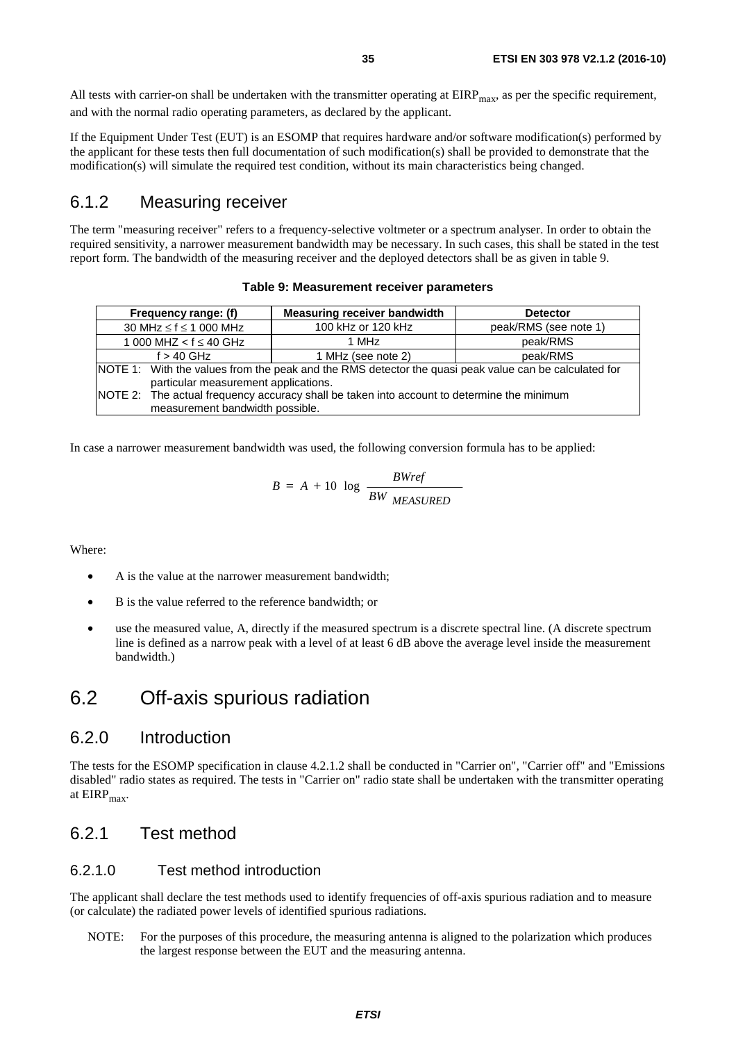All tests with carrier-on shall be undertaken with the transmitter operating at $EIRP_{max}$, as per the specific requirement, and with the normal radio operating parameters, as declared by the applicant.

If the Equipment Under Test (EUT) is an ESOMP that requires hardware and/or software modification(s) performed by the applicant for these tests then full documentation of such modification(s) shall be provided to demonstrate that the modification(s) will simulate the required test condition, without its main characteristics being changed.

## 6.1.2 Measuring receiver

The term "measuring receiver" refers to a frequency-selective voltmeter or a spectrum analyser. In order to obtain the required sensitivity, a narrower measurement bandwidth may be necessary. In such cases, this shall be stated in the test report form. The bandwidth of the measuring receiver and the deployed detectors shall be as given in table 9.

**Table 9: Measurement receiver parameters**

| Frequency range: (f) | Measuring receiver bandwidth | Detector |
|---|---|---|
| 30 MHz ≤ f ≤ 1 000 MHz | 100 kHz or 120 kHz | peak/RMS (see note 1) |
| 1 000 MHZ < f ≤ 40 GHz | 1 MHz | peak/RMS |
| f > 40 GHz | 1 MHz (see note 2) | peak/RMS |
| NOTE 1: With the values from the peak and the RMS detector the quasi peak value can be calculated for particular measurement applications. | | |
| NOTE 2: The actual frequency accuracy shall be taken into account to determine the minimum measurement bandwidth possible. | | |

In case a narrower measurement bandwidth was used, the following conversion formula has to be applied:

$$B = A + 10 \log \frac{BWref}{BW_{MEASURED}}$$

Where:

- A is the value at the narrower measurement bandwidth;
- B is the value referred to the reference bandwidth; or
- use the measured value, A, directly if the measured spectrum is a discrete spectral line. (A discrete spectrum line is defined as a narrow peak with a level of at least 6 dB above the average level inside the measurement bandwidth.)

# 6.2 Off-axis spurious radiation

## 6.2.0 Introduction

The tests for the ESOMP specification in clause 4.2.1.2 shall be conducted in "Carrier on", "Carrier off" and "Emissions disabled" radio states as required. The tests in "Carrier on" radio state shall be undertaken with the transmitter operating at $EIRP_{max}$.

## 6.2.1 Test method

### 6.2.1.0 Test method introduction

The applicant shall declare the test methods used to identify frequencies of off-axis spurious radiation and to measure (or calculate) the radiated power levels of identified spurious radiations.

NOTE: For the purposes of this procedure, the measuring antenna is aligned to the polarization which produces the largest response between the EUT and the measuring antenna.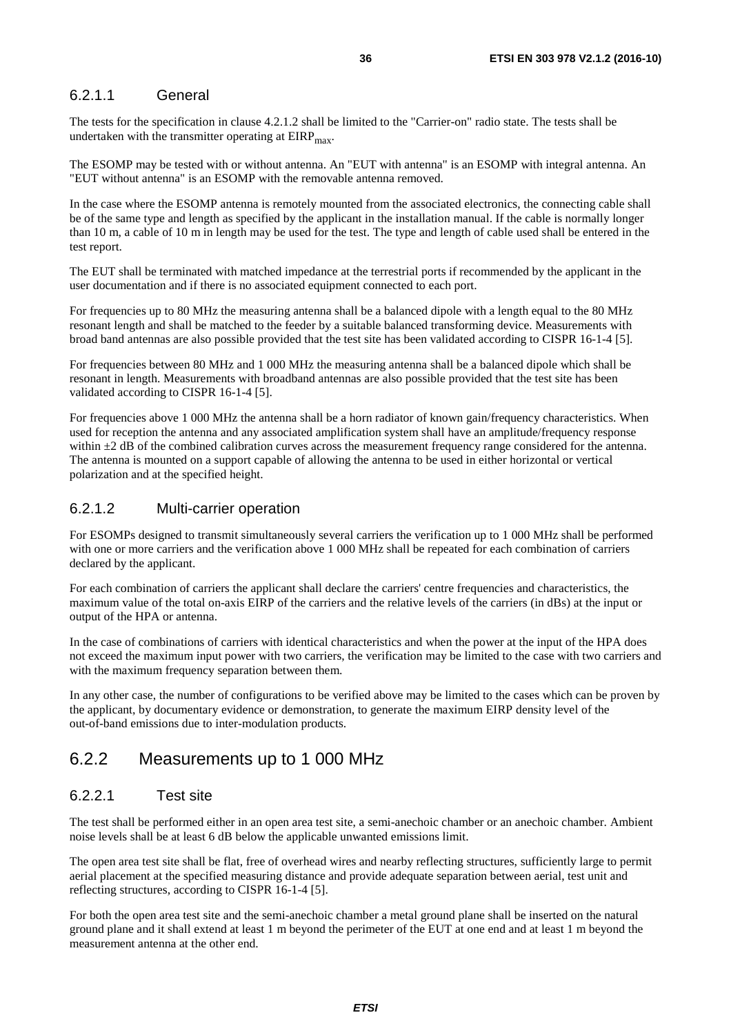#### 6.2.1.1 General

The tests for the specification in clause 4.2.1.2 shall be limited to the "Carrier-on" radio state. The tests shall be undertaken with the transmitter operating at $EIRP_{max}$.

The ESOMP may be tested with or without antenna. An "EUT with antenna" is an ESOMP with integral antenna. An "EUT without antenna" is an ESOMP with the removable antenna removed.

In the case where the ESOMP antenna is remotely mounted from the associated electronics, the connecting cable shall be of the same type and length as specified by the applicant in the installation manual. If the cable is normally longer than 10 m, a cable of 10 m in length may be used for the test. The type and length of cable used shall be entered in the test report.

The EUT shall be terminated with matched impedance at the terrestrial ports if recommended by the applicant in the user documentation and if there is no associated equipment connected to each port.

For frequencies up to 80 MHz the measuring antenna shall be a balanced dipole with a length equal to the 80 MHz resonant length and shall be matched to the feeder by a suitable balanced transforming device. Measurements with broad band antennas are also possible provided that the test site has been validated according to CISPR 16-1-4 [5].

For frequencies between 80 MHz and 1 000 MHz the measuring antenna shall be a balanced dipole which shall be resonant in length. Measurements with broadband antennas are also possible provided that the test site has been validated according to CISPR 16-1-4 [5].

For frequencies above 1 000 MHz the antenna shall be a horn radiator of known gain/frequency characteristics. When used for reception the antenna and any associated amplification system shall have an amplitude/frequency response within ±2 dB of the combined calibration curves across the measurement frequency range considered for the antenna. The antenna is mounted on a support capable of allowing the antenna to be used in either horizontal or vertical polarization and at the specified height.

#### 6.2.1.2 Multi-carrier operation

For ESOMPs designed to transmit simultaneously several carriers the verification up to 1 000 MHz shall be performed with one or more carriers and the verification above 1 000 MHz shall be repeated for each combination of carriers declared by the applicant.

For each combination of carriers the applicant shall declare the carriers' centre frequencies and characteristics, the maximum value of the total on-axis EIRP of the carriers and the relative levels of the carriers (in dBs) at the input or output of the HPA or antenna.

In the case of combinations of carriers with identical characteristics and when the power at the input of the HPA does not exceed the maximum input power with two carriers, the verification may be limited to the case with two carriers and with the maximum frequency separation between them.

In any other case, the number of configurations to be verified above may be limited to the cases which can be proven by the applicant, by documentary evidence or demonstration, to generate the maximum EIRP density level of the out-of-band emissions due to inter-modulation products.

### 6.2.2 Measurements up to 1 000 MHz

#### 6.2.2.1 Test site

The test shall be performed either in an open area test site, a semi-anechoic chamber or an anechoic chamber. Ambient noise levels shall be at least 6 dB below the applicable unwanted emissions limit.

The open area test site shall be flat, free of overhead wires and nearby reflecting structures, sufficiently large to permit aerial placement at the specified measuring distance and provide adequate separation between aerial, test unit and reflecting structures, according to CISPR 16-1-4 [5].

For both the open area test site and the semi-anechoic chamber a metal ground plane shall be inserted on the natural ground plane and it shall extend at least 1 m beyond the perimeter of the EUT at one end and at least 1 m beyond the measurement antenna at the other end.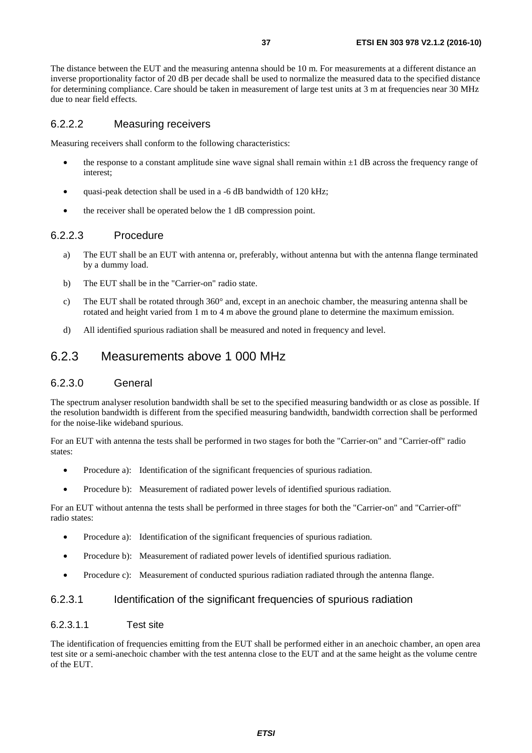The distance between the EUT and the measuring antenna should be 10 m. For measurements at a different distance an inverse proportionality factor of 20 dB per decade shall be used to normalize the measured data to the specified distance for determining compliance. Care should be taken in measurement of large test units at 3 m at frequencies near 30 MHz due to near field effects.

#### 6.2.2.2 Measuring receivers

Measuring receivers shall conform to the following characteristics:

- the response to a constant amplitude sine wave signal shall remain within ±1 dB across the frequency range of interest;
- quasi-peak detection shall be used in a -6 dB bandwidth of 120 kHz;
- the receiver shall be operated below the 1 dB compression point.

#### 6.2.2.3 Procedure

a) The EUT shall be an EUT with antenna or, preferably, without antenna but with the antenna flange terminated by a dummy load.

b) The EUT shall be in the "Carrier-on" radio state.

c) The EUT shall be rotated through 360° and, except in an anechoic chamber, the measuring antenna shall be rotated and height varied from 1 m to 4 m above the ground plane to determine the maximum emission.

d) All identified spurious radiation shall be measured and noted in frequency and level.

### 6.2.3 Measurements above 1 000 MHz

#### 6.2.3.0 General

The spectrum analyser resolution bandwidth shall be set to the specified measuring bandwidth or as close as possible. If the resolution bandwidth is different from the specified measuring bandwidth, bandwidth correction shall be performed for the noise-like wideband spurious.

For an EUT with antenna the tests shall be performed in two stages for both the "Carrier-on" and "Carrier-off" radio states:

- Procedure a): Identification of the significant frequencies of spurious radiation.
- Procedure b): Measurement of radiated power levels of identified spurious radiation.

For an EUT without antenna the tests shall be performed in three stages for both the "Carrier-on" and "Carrier-off" radio states:

- Procedure a): Identification of the significant frequencies of spurious radiation.
- Procedure b): Measurement of radiated power levels of identified spurious radiation.
- Procedure c): Measurement of conducted spurious radiation radiated through the antenna flange.

#### 6.2.3.1 Identification of the significant frequencies of spurious radiation

##### 6.2.3.1.1 Test site

The identification of frequencies emitting from the EUT shall be performed either in an anechoic chamber, an open area test site or a semi-anechoic chamber with the test antenna close to the EUT and at the same height as the volume centre of the EUT.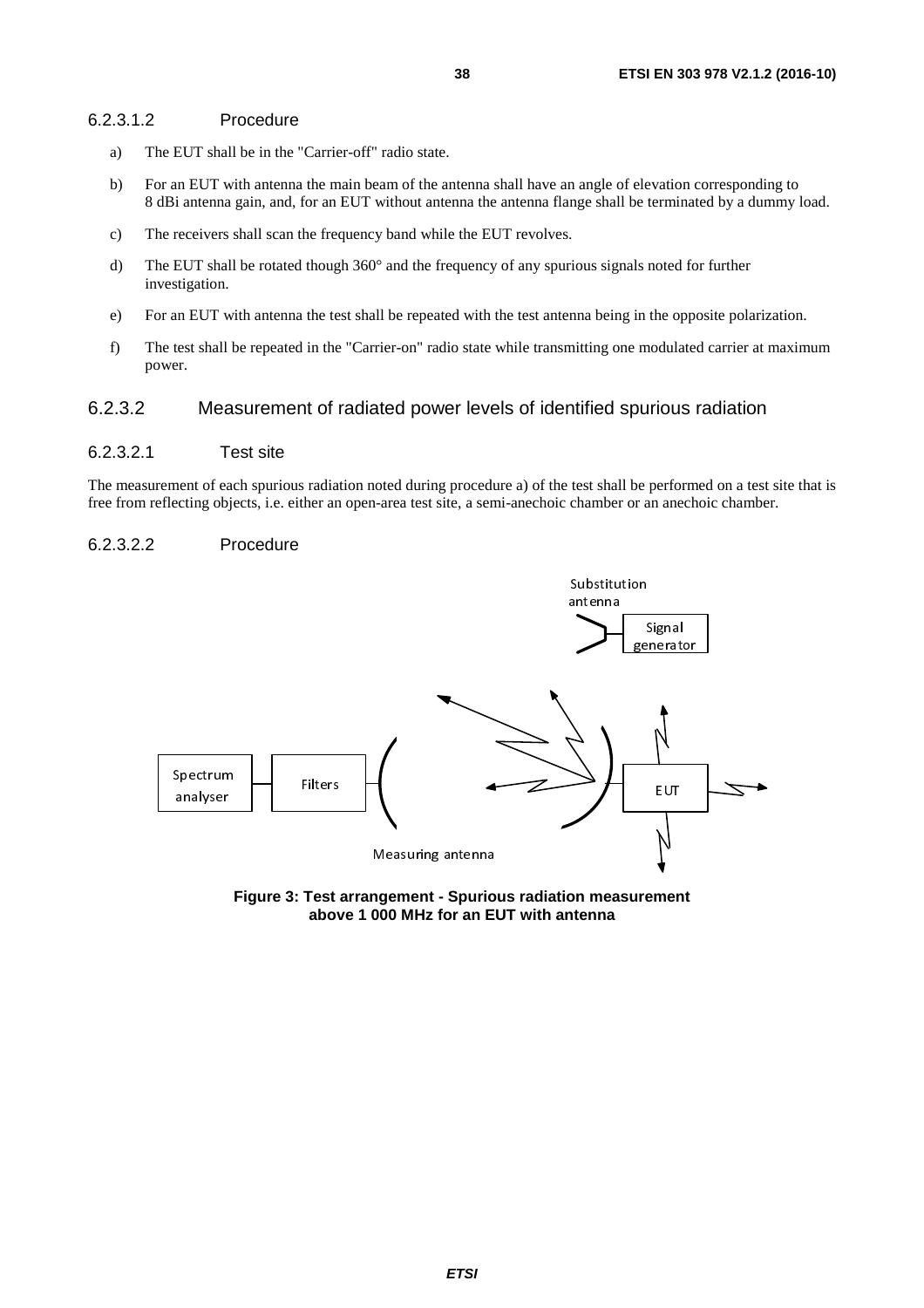#### 6.2.3.1.2 Procedure

a) The EUT shall be in the "Carrier-off" radio state.

b) For an EUT with antenna the main beam of the antenna shall have an angle of elevation corresponding to 8 dBi antenna gain, and, for an EUT without antenna the antenna flange shall be terminated by a dummy load.

c) The receivers shall scan the frequency band while the EUT revolves.

d) The EUT shall be rotated though 360° and the frequency of any spurious signals noted for further investigation.

e) For an EUT with antenna the test shall be repeated with the test antenna being in the opposite polarization.

f) The test shall be repeated in the "Carrier-on" radio state while transmitting one modulated carrier at maximum power.

### 6.2.3.2 Measurement of radiated power levels of identified spurious radiation

#### 6.2.3.2.1 Test site

The measurement of each spurious radiation noted during procedure a) of the test shall be performed on a test site that is free from reflecting objects, i.e. either an open-area test site, a semi-anechoic chamber or an anechoic chamber.

#### 6.2.3.2.2 Procedure

**Figure 3: Test arrangement - Spurious radiation measurement above 1 000 MHz for an EUT with antenna**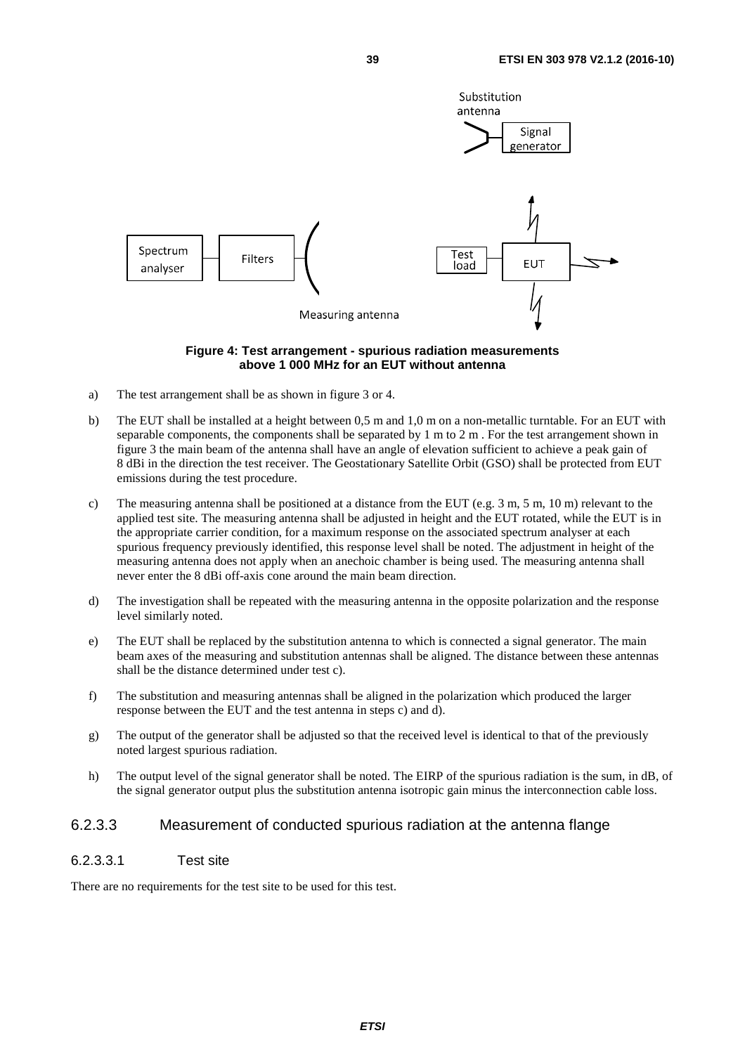**Figure 4: Test arrangement - spurious radiation measurements above 1 000 MHz for an EUT without antenna**

a) The test arrangement shall be as shown in figure 3 or 4.

b) The EUT shall be installed at a height between 0,5 m and 1,0 m on a non-metallic turntable. For an EUT with separable components, the components shall be separated by 1 m to 2 m . For the test arrangement shown in figure 3 the main beam of the antenna shall have an angle of elevation sufficient to achieve a peak gain of 8 dBi in the direction the test receiver. The Geostationary Satellite Orbit (GSO) shall be protected from EUT emissions during the test procedure.

c) The measuring antenna shall be positioned at a distance from the EUT (e.g. 3 m, 5 m, 10 m) relevant to the applied test site. The measuring antenna shall be adjusted in height and the EUT rotated, while the EUT is in the appropriate carrier condition, for a maximum response on the associated spectrum analyser at each spurious frequency previously identified, this response level shall be noted. The adjustment in height of the measuring antenna does not apply when an anechoic chamber is being used. The measuring antenna shall never enter the 8 dBi off-axis cone around the main beam direction.

d) The investigation shall be repeated with the measuring antenna in the opposite polarization and the response level similarly noted.

e) The EUT shall be replaced by the substitution antenna to which is connected a signal generator. The main beam axes of the measuring and substitution antennas shall be aligned. The distance between these antennas shall be the distance determined under test c).

f) The substitution and measuring antennas shall be aligned in the polarization which produced the larger response between the EUT and the test antenna in steps c) and d).

g) The output of the generator shall be adjusted so that the received level is identical to that of the previously noted largest spurious radiation.

h) The output level of the signal generator shall be noted. The EIRP of the spurious radiation is the sum, in dB, of the signal generator output plus the substitution antenna isotropic gain minus the interconnection cable loss.

### 6.2.3.3 Measurement of conducted spurious radiation at the antenna flange

#### 6.2.3.3.1 Test site

There are no requirements for the test site to be used for this test.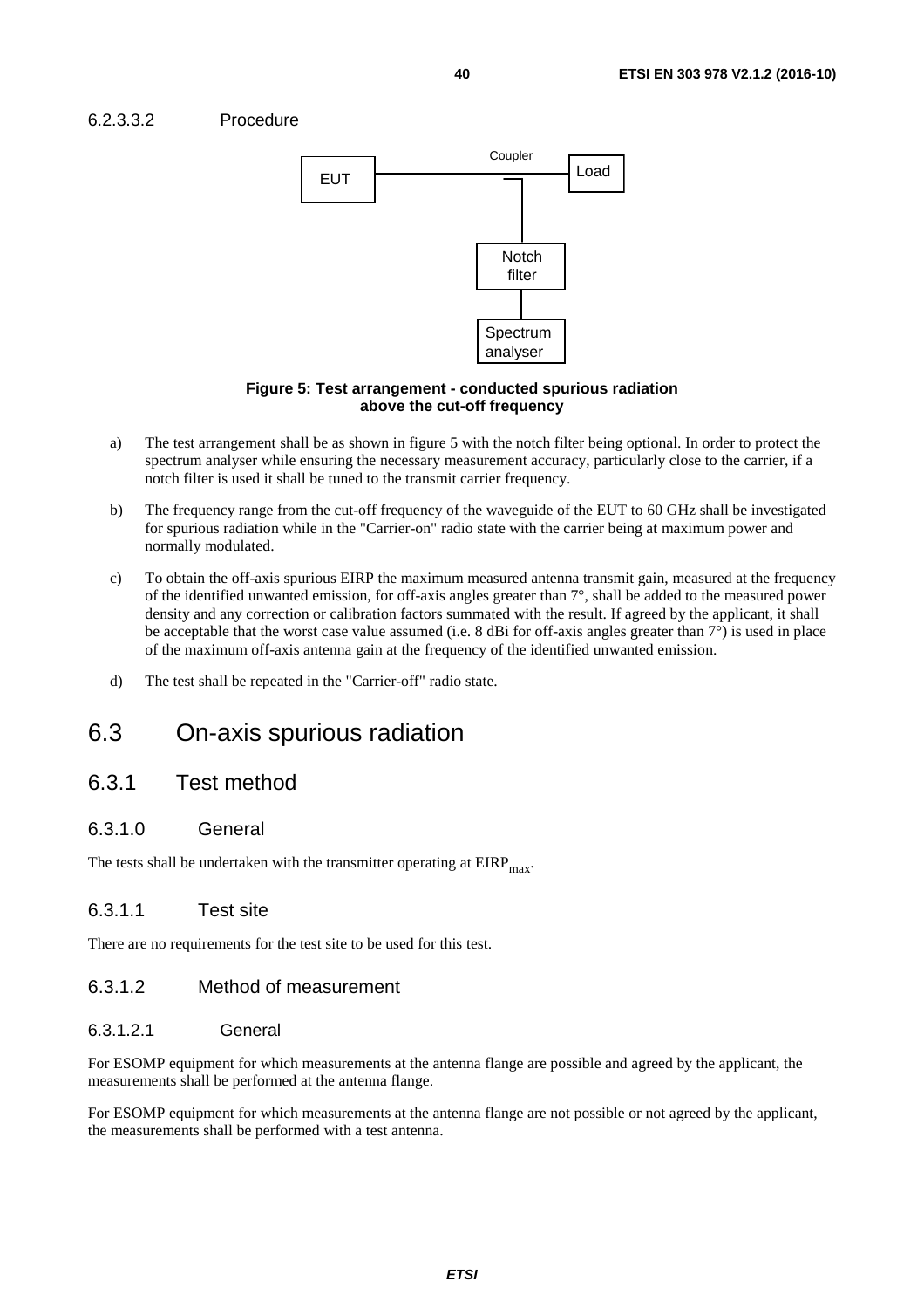#### 6.2.3.3.2 Procedure

**Figure 5: Test arrangement - conducted spurious radiation above the cut-off frequency**

a) The test arrangement shall be as shown in figure 5 with the notch filter being optional. In order to protect the spectrum analyser while ensuring the necessary measurement accuracy, particularly close to the carrier, if a notch filter is used it shall be tuned to the transmit carrier frequency.

b) The frequency range from the cut-off frequency of the waveguide of the EUT to 60 GHz shall be investigated for spurious radiation while in the "Carrier-on" radio state with the carrier being at maximum power and normally modulated.

c) To obtain the off-axis spurious EIRP the maximum measured antenna transmit gain, measured at the frequency of the identified unwanted emission, for off-axis angles greater than 7°, shall be added to the measured power density and any correction or calibration factors summated with the result. If agreed by the applicant, it shall be acceptable that the worst case value assumed (i.e. 8 dBi for off-axis angles greater than 7°) is used in place of the maximum off-axis antenna gain at the frequency of the identified unwanted emission.

d) The test shall be repeated in the "Carrier-off" radio state.

# 6.3 On-axis spurious radiation

## 6.3.1 Test method

### 6.3.1.0 General

The tests shall be undertaken with the transmitter operating at $EIRP_{max}$.

### 6.3.1.1 Test site

There are no requirements for the test site to be used for this test.

### 6.3.1.2 Method of measurement

#### 6.3.1.2.1 General

For ESOMP equipment for which measurements at the antenna flange are possible and agreed by the applicant, the measurements shall be performed at the antenna flange.

For ESOMP equipment for which measurements at the antenna flange are not possible or not agreed by the applicant, the measurements shall be performed with a test antenna.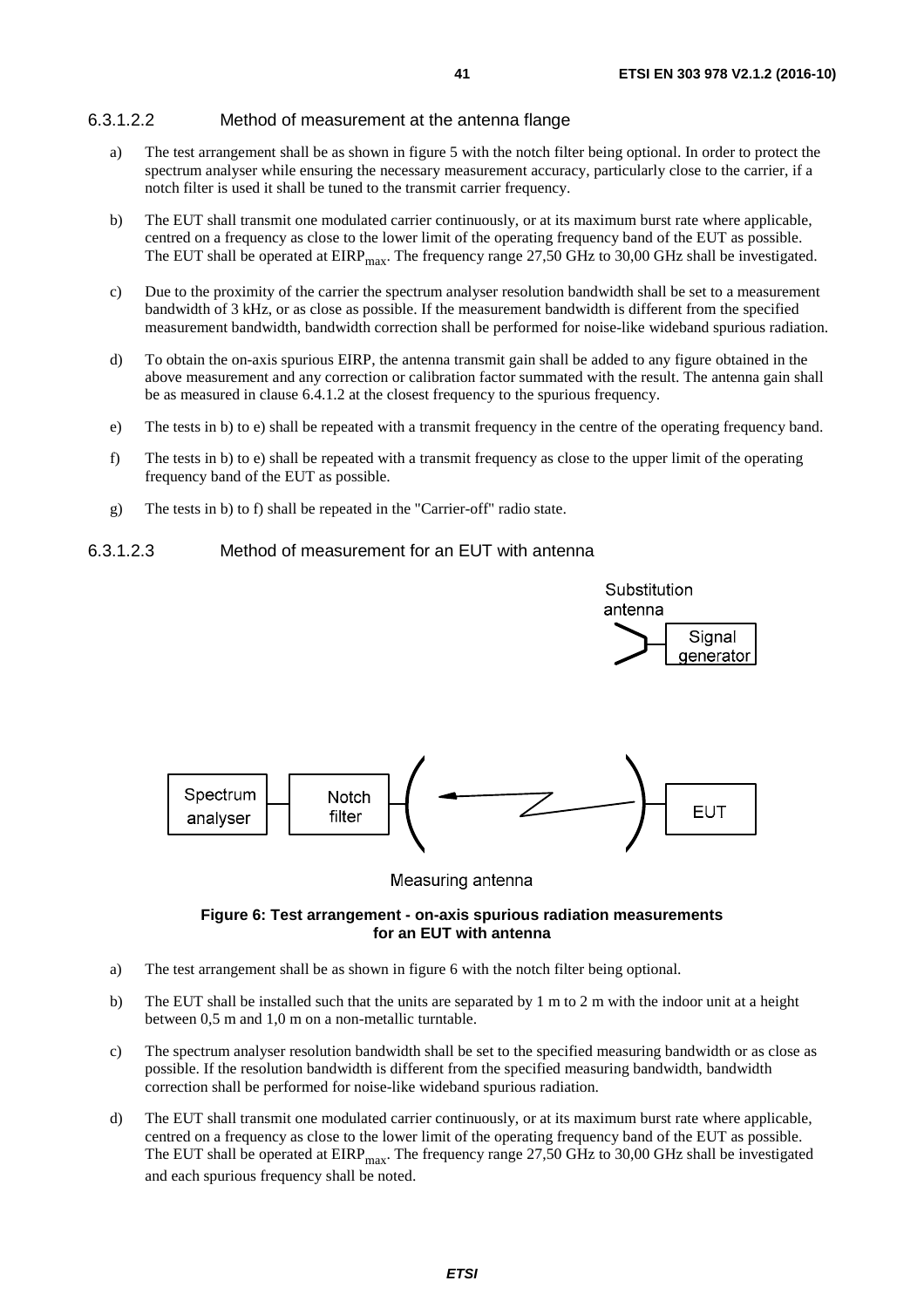#### 6.3.1.2.2 Method of measurement at the antenna flange

a) The test arrangement shall be as shown in figure 5 with the notch filter being optional. In order to protect the spectrum analyser while ensuring the necessary measurement accuracy, particularly close to the carrier, if a notch filter is used it shall be tuned to the transmit carrier frequency.

b) The EUT shall transmit one modulated carrier continuously, or at its maximum burst rate where applicable, centred on a frequency as close to the lower limit of the operating frequency band of the EUT as possible. The EUT shall be operated at $EIRP_{max}$. The frequency range 27,50 GHz to 30,00 GHz shall be investigated.

c) Due to the proximity of the carrier the spectrum analyser resolution bandwidth shall be set to a measurement bandwidth of 3 kHz, or as close as possible. If the measurement bandwidth is different from the specified measurement bandwidth, bandwidth correction shall be performed for noise-like wideband spurious radiation.

d) To obtain the on-axis spurious EIRP, the antenna transmit gain shall be added to any figure obtained in the above measurement and any correction or calibration factor summated with the result. The antenna gain shall be as measured in clause 6.4.1.2 at the closest frequency to the spurious frequency.

e) The tests in b) to e) shall be repeated with a transmit frequency in the centre of the operating frequency band.

f) The tests in b) to e) shall be repeated with a transmit frequency as close to the upper limit of the operating frequency band of the EUT as possible.

g) The tests in b) to f) shall be repeated in the "Carrier-off" radio state.

#### 6.3.1.2.3 Method of measurement for an EUT with antenna

Substitution antenna

Signal generator

Spectrum analyser — Notch filter — Measuring antenna — EUT

**Figure 6: Test arrangement - on-axis spurious radiation measurements for an EUT with antenna**

a) The test arrangement shall be as shown in figure 6 with the notch filter being optional.

b) The EUT shall be installed such that the units are separated by 1 m to 2 m with the indoor unit at a height between 0,5 m and 1,0 m on a non-metallic turntable.

c) The spectrum analyser resolution bandwidth shall be set to the specified measuring bandwidth or as close as possible. If the resolution bandwidth is different from the specified measuring bandwidth, bandwidth correction shall be performed for noise-like wideband spurious radiation.

d) The EUT shall transmit one modulated carrier continuously, or at its maximum burst rate where applicable, centred on a frequency as close to the lower limit of the operating frequency band of the EUT as possible. The EUT shall be operated at $EIRP_{max}$. The frequency range 27,50 GHz to 30,00 GHz shall be investigated and each spurious frequency shall be noted.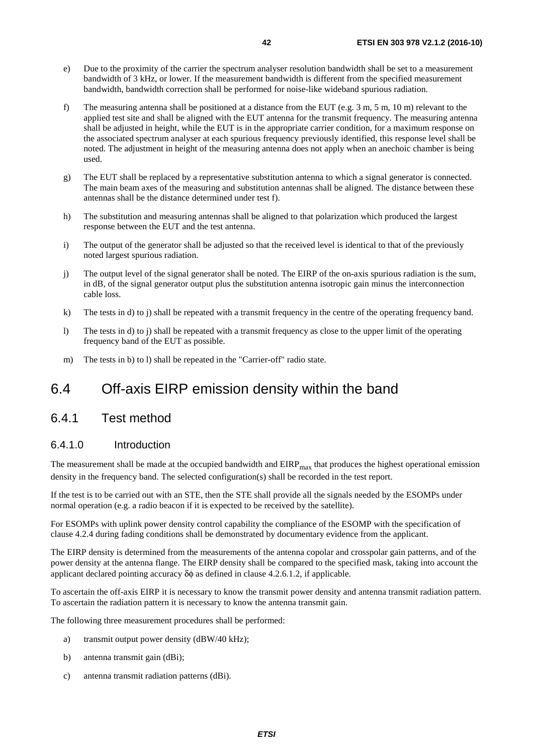e) Due to the proximity of the carrier the spectrum analyser resolution bandwidth shall be set to a measurement bandwidth of 3 kHz, or lower. If the measurement bandwidth is different from the specified measurement bandwidth, bandwidth correction shall be performed for noise-like wideband spurious radiation.

f) The measuring antenna shall be positioned at a distance from the EUT (e.g. 3 m, 5 m, 10 m) relevant to the applied test site and shall be aligned with the EUT antenna for the transmit frequency. The measuring antenna shall be adjusted in height, while the EUT is in the appropriate carrier condition, for a maximum response on the associated spectrum analyser at each spurious frequency previously identified, this response level shall be noted. The adjustment in height of the measuring antenna does not apply when an anechoic chamber is being used.

g) The EUT shall be replaced by a representative substitution antenna to which a signal generator is connected. The main beam axes of the measuring and substitution antennas shall be aligned. The distance between these antennas shall be the distance determined under test f).

h) The substitution and measuring antennas shall be aligned to that polarization which produced the largest response between the EUT and the test antenna.

i) The output of the generator shall be adjusted so that the received level is identical to that of the previously noted largest spurious radiation.

j) The output level of the signal generator shall be noted. The EIRP of the on-axis spurious radiation is the sum, in dB, of the signal generator output plus the substitution antenna isotropic gain minus the interconnection cable loss.

k) The tests in d) to j) shall be repeated with a transmit frequency in the centre of the operating frequency band.

l) The tests in d) to j) shall be repeated with a transmit frequency as close to the upper limit of the operating frequency band of the EUT as possible.

m) The tests in b) to l) shall be repeated in the "Carrier-off" radio state.

# 6.4 Off-axis EIRP emission density within the band

## 6.4.1 Test method

### 6.4.1.0 Introduction

The measurement shall be made at the occupied bandwidth and $EIRP_{max}$ that produces the highest operational emission density in the frequency band. The selected configuration(s) shall be recorded in the test report.

If the test is to be carried out with an STE, then the STE shall provide all the signals needed by the ESOMPs under normal operation (e.g. a radio beacon if it is expected to be received by the satellite).

For ESOMPs with uplink power density control capability the compliance of the ESOMP with the specification of clause 4.2.4 during fading conditions shall be demonstrated by documentary evidence from the applicant.

The EIRP density is determined from the measurements of the antenna copolar and crosspolar gain patterns, and of the power density at the antenna flange. The EIRP density shall be compared to the specified mask, taking into account the applicant declared pointing accuracy $\delta\phi$ as defined in clause 4.2.6.1.2, if applicable.

To ascertain the off-axis EIRP it is necessary to know the transmit power density and antenna transmit radiation pattern. To ascertain the radiation pattern it is necessary to know the antenna transmit gain.

The following three measurement procedures shall be performed:

a) transmit output power density (dBW/40 kHz);

b) antenna transmit gain (dBi);

c) antenna transmit radiation patterns (dBi).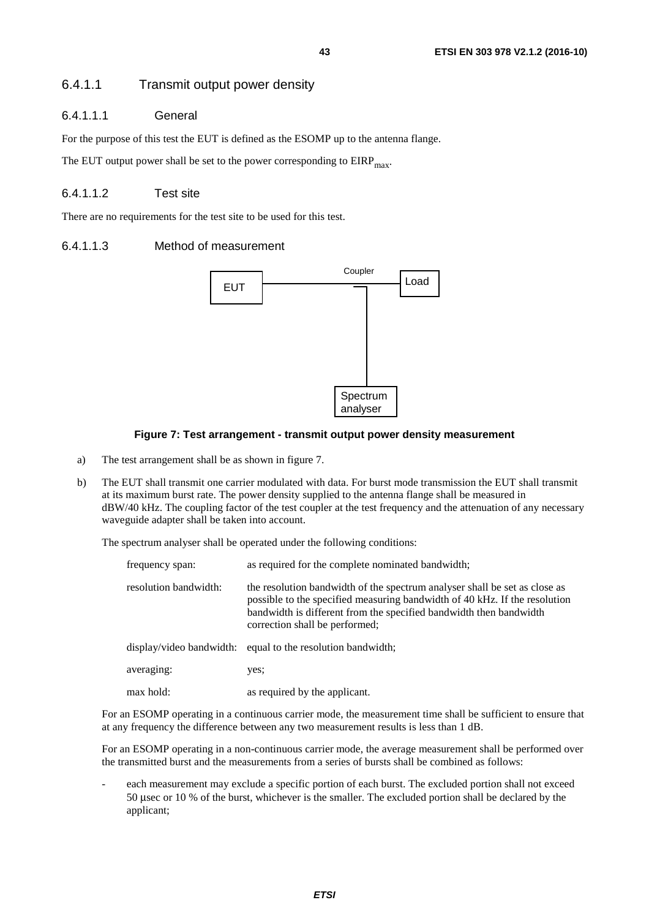### 6.4.1.1 Transmit output power density

#### 6.4.1.1.1 General

For the purpose of this test the EUT is defined as the ESOMP up to the antenna flange.

The EUT output power shall be set to the power corresponding to $EIRP_{max}$.

#### 6.4.1.1.2 Test site

There are no requirements for the test site to be used for this test.

#### 6.4.1.1.3 Method of measurement

**Figure 7: Test arrangement - transmit output power density measurement**

a) The test arrangement shall be as shown in figure 7.

b) The EUT shall transmit one carrier modulated with data. For burst mode transmission the EUT shall transmit at its maximum burst rate. The power density supplied to the antenna flange shall be measured in dBW/40 kHz. The coupling factor of the test coupler at the test frequency and the attenuation of any necessary waveguide adapter shall be taken into account.

The spectrum analyser shall be operated under the following conditions:

| | |
|---|---|
| frequency span: | as required for the complete nominated bandwidth; |
| resolution bandwidth: | the resolution bandwidth of the spectrum analyser shall be set as close as possible to the specified measuring bandwidth of 40 kHz. If the resolution bandwidth is different from the specified bandwidth then bandwidth correction shall be performed; |
| display/video bandwidth: | equal to the resolution bandwidth; |
| averaging: | yes; |
| max hold: | as required by the applicant. |

For an ESOMP operating in a continuous carrier mode, the measurement time shall be sufficient to ensure that at any frequency the difference between any two measurement results is less than 1 dB.

For an ESOMP operating in a non-continuous carrier mode, the average measurement shall be performed over the transmitted burst and the measurements from a series of bursts shall be combined as follows:

- each measurement may exclude a specific portion of each burst. The excluded portion shall not exceed 50 µsec or 10 % of the burst, whichever is the smaller. The excluded portion shall be declared by the applicant;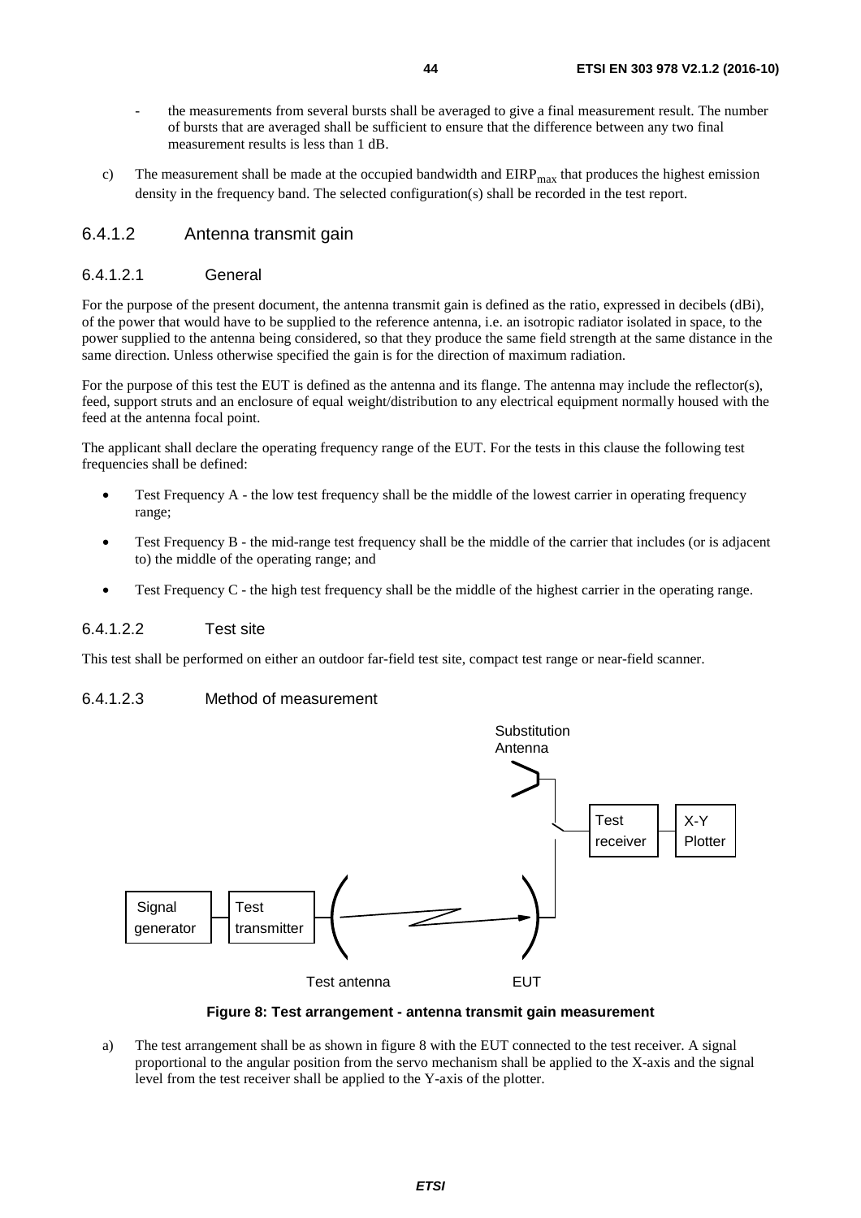- the measurements from several bursts shall be averaged to give a final measurement result. The number of bursts that are averaged shall be sufficient to ensure that the difference between any two final measurement results is less than 1 dB.

c) The measurement shall be made at the occupied bandwidth and $EIRP_{max}$ that produces the highest emission density in the frequency band. The selected configuration(s) shall be recorded in the test report.

### 6.4.1.2 Antenna transmit gain

#### 6.4.1.2.1 General

For the purpose of the present document, the antenna transmit gain is defined as the ratio, expressed in decibels (dBi), of the power that would have to be supplied to the reference antenna, i.e. an isotropic radiator isolated in space, to the power supplied to the antenna being considered, so that they produce the same field strength at the same distance in the same direction. Unless otherwise specified the gain is for the direction of maximum radiation.

For the purpose of this test the EUT is defined as the antenna and its flange. The antenna may include the reflector(s), feed, support struts and an enclosure of equal weight/distribution to any electrical equipment normally housed with the feed at the antenna focal point.

The applicant shall declare the operating frequency range of the EUT. For the tests in this clause the following test frequencies shall be defined:

- Test Frequency A - the low test frequency shall be the middle of the lowest carrier in operating frequency range;
- Test Frequency B - the mid-range test frequency shall be the middle of the carrier that includes (or is adjacent to) the middle of the operating range; and
- Test Frequency C - the high test frequency shall be the middle of the highest carrier in the operating range.

#### 6.4.1.2.2 Test site

This test shall be performed on either an outdoor far-field test site, compact test range or near-field scanner.

#### 6.4.1.2.3 Method of measurement

Substitution Antenna

Test receiver

X-Y Plotter

Signal generator

Test transmitter

Test antenna

EUT

**Figure 8: Test arrangement - antenna transmit gain measurement**

a) The test arrangement shall be as shown in figure 8 with the EUT connected to the test receiver. A signal proportional to the angular position from the servo mechanism shall be applied to the X-axis and the signal level from the test receiver shall be applied to the Y-axis of the plotter.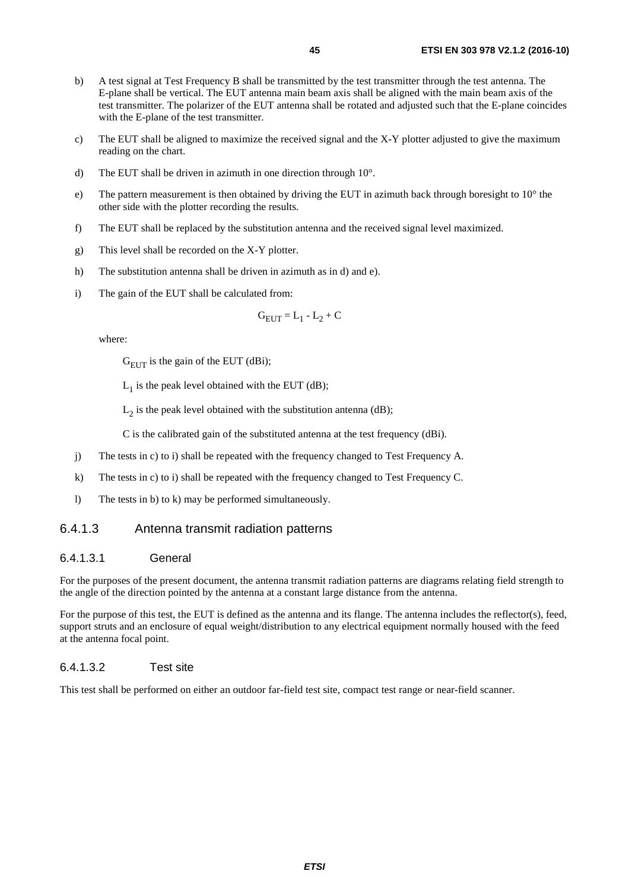b) A test signal at Test Frequency B shall be transmitted by the test transmitter through the test antenna. The E-plane shall be vertical. The EUT antenna main beam axis shall be aligned with the main beam axis of the test transmitter. The polarizer of the EUT antenna shall be rotated and adjusted such that the E-plane coincides with the E-plane of the test transmitter.

c) The EUT shall be aligned to maximize the received signal and the X-Y plotter adjusted to give the maximum reading on the chart.

d) The EUT shall be driven in azimuth in one direction through 10°.

e) The pattern measurement is then obtained by driving the EUT in azimuth back through boresight to 10° the other side with the plotter recording the results.

f) The EUT shall be replaced by the substitution antenna and the received signal level maximized.

g) This level shall be recorded on the X-Y plotter.

h) The substitution antenna shall be driven in azimuth as in d) and e).

i) The gain of the EUT shall be calculated from:

$$G_{EUT} = L_1 - L_2 + C$$

where:

$G_{EUT}$ is the gain of the EUT (dBi);

$L_1$ is the peak level obtained with the EUT (dB);

$L_2$ is the peak level obtained with the substitution antenna (dB);

C is the calibrated gain of the substituted antenna at the test frequency (dBi).

j) The tests in c) to i) shall be repeated with the frequency changed to Test Frequency A.

k) The tests in c) to i) shall be repeated with the frequency changed to Test Frequency C.

l) The tests in b) to k) may be performed simultaneously.

### 6.4.1.3 Antenna transmit radiation patterns

#### 6.4.1.3.1 General

For the purposes of the present document, the antenna transmit radiation patterns are diagrams relating field strength to the angle of the direction pointed by the antenna at a constant large distance from the antenna.

For the purpose of this test, the EUT is defined as the antenna and its flange. The antenna includes the reflector(s), feed, support struts and an enclosure of equal weight/distribution to any electrical equipment normally housed with the feed at the antenna focal point.

#### 6.4.1.3.2 Test site

This test shall be performed on either an outdoor far-field test site, compact test range or near-field scanner.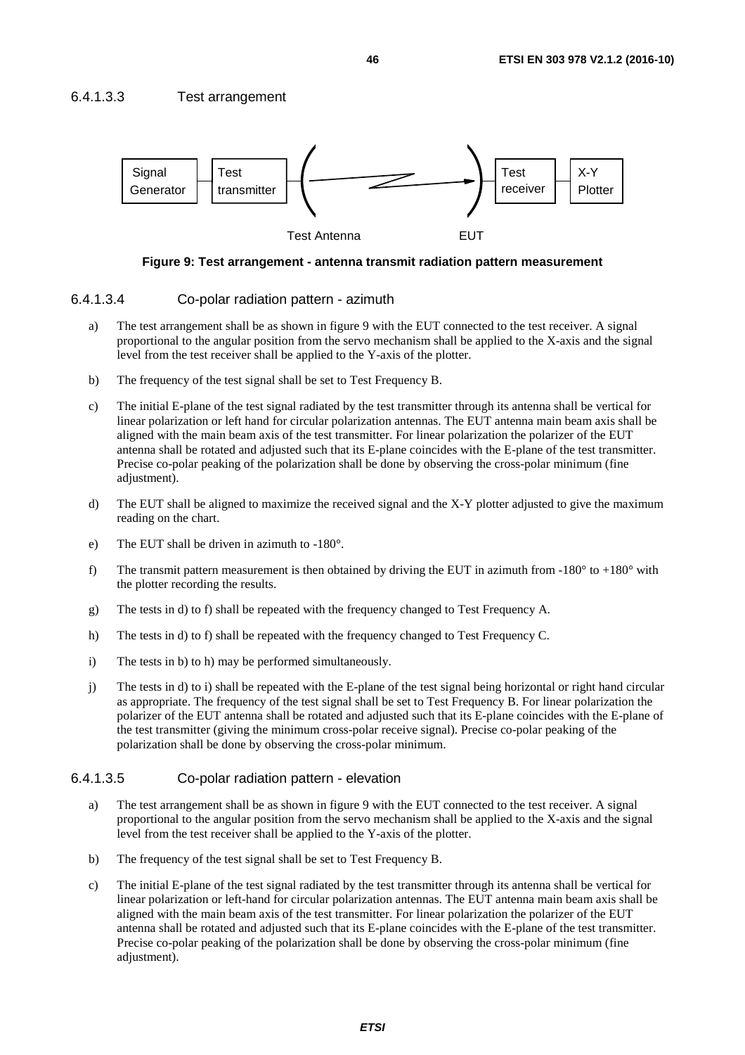#### 6.4.1.3.3 Test arrangement

Figure 9: Test arrangement - antenna transmit radiation pattern measurement

#### 6.4.1.3.4 Co-polar radiation pattern - azimuth

a) The test arrangement shall be as shown in figure 9 with the EUT connected to the test receiver. A signal proportional to the angular position from the servo mechanism shall be applied to the X-axis and the signal level from the test receiver shall be applied to the Y-axis of the plotter.

b) The frequency of the test signal shall be set to Test Frequency B.

c) The initial E-plane of the test signal radiated by the test transmitter through its antenna shall be vertical for linear polarization or left hand for circular polarization antennas. The EUT antenna main beam axis shall be aligned with the main beam axis of the test transmitter. For linear polarization the polarizer of the EUT antenna shall be rotated and adjusted such that its E-plane coincides with the E-plane of the test transmitter. Precise co-polar peaking of the polarization shall be done by observing the cross-polar minimum (fine adjustment).

d) The EUT shall be aligned to maximize the received signal and the X-Y plotter adjusted to give the maximum reading on the chart.

e) The EUT shall be driven in azimuth to -180°.

f) The transmit pattern measurement is then obtained by driving the EUT in azimuth from -180° to +180° with the plotter recording the results.

g) The tests in d) to f) shall be repeated with the frequency changed to Test Frequency A.

h) The tests in d) to f) shall be repeated with the frequency changed to Test Frequency C.

i) The tests in b) to h) may be performed simultaneously.

j) The tests in d) to i) shall be repeated with the E-plane of the test signal being horizontal or right hand circular as appropriate. The frequency of the test signal shall be set to Test Frequency B. For linear polarization the polarizer of the EUT antenna shall be rotated and adjusted such that its E-plane coincides with the E-plane of the test transmitter (giving the minimum cross-polar receive signal). Precise co-polar peaking of the polarization shall be done by observing the cross-polar minimum.

#### 6.4.1.3.5 Co-polar radiation pattern - elevation

a) The test arrangement shall be as shown in figure 9 with the EUT connected to the test receiver. A signal proportional to the angular position from the servo mechanism shall be applied to the X-axis and the signal level from the test receiver shall be applied to the Y-axis of the plotter.

b) The frequency of the test signal shall be set to Test Frequency B.

c) The initial E-plane of the test signal radiated by the test transmitter through its antenna shall be vertical for linear polarization or left-hand for circular polarization antennas. The EUT antenna main beam axis shall be aligned with the main beam axis of the test transmitter. For linear polarization the polarizer of the EUT antenna shall be rotated and adjusted such that its E-plane coincides with the E-plane of the test transmitter. Precise co-polar peaking of the polarization shall be done by observing the cross-polar minimum (fine adjustment).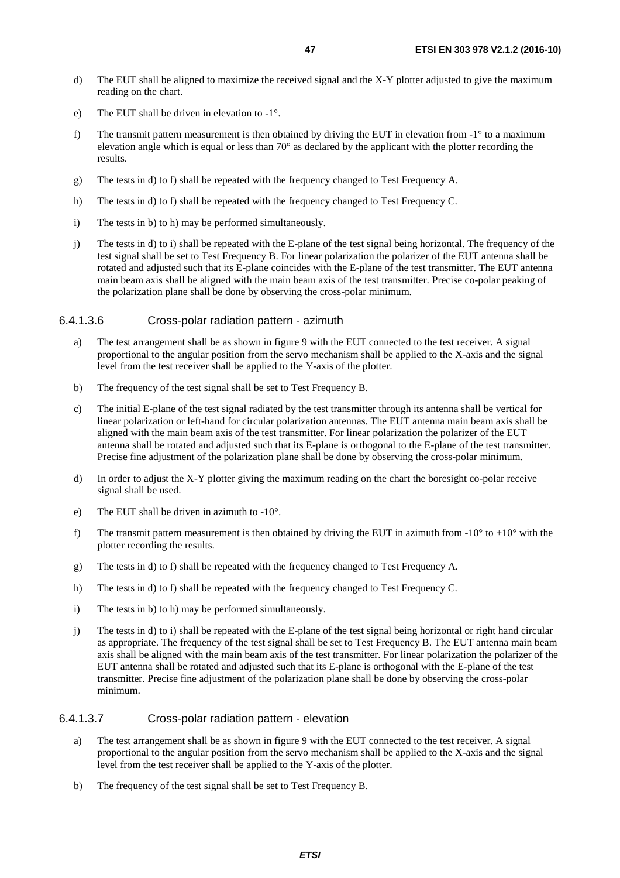d) The EUT shall be aligned to maximize the received signal and the X-Y plotter adjusted to give the maximum reading on the chart.

e) The EUT shall be driven in elevation to -1°.

f) The transmit pattern measurement is then obtained by driving the EUT in elevation from -1° to a maximum elevation angle which is equal or less than 70° as declared by the applicant with the plotter recording the results.

g) The tests in d) to f) shall be repeated with the frequency changed to Test Frequency A.

h) The tests in d) to f) shall be repeated with the frequency changed to Test Frequency C.

i) The tests in b) to h) may be performed simultaneously.

j) The tests in d) to i) shall be repeated with the E-plane of the test signal being horizontal. The frequency of the test signal shall be set to Test Frequency B. For linear polarization the polarizer of the EUT antenna shall be rotated and adjusted such that its E-plane coincides with the E-plane of the test transmitter. The EUT antenna main beam axis shall be aligned with the main beam axis of the test transmitter. Precise co-polar peaking of the polarization plane shall be done by observing the cross-polar minimum.

#### 6.4.1.3.6 Cross-polar radiation pattern - azimuth

a) The test arrangement shall be as shown in figure 9 with the EUT connected to the test receiver. A signal proportional to the angular position from the servo mechanism shall be applied to the X-axis and the signal level from the test receiver shall be applied to the Y-axis of the plotter.

b) The frequency of the test signal shall be set to Test Frequency B.

c) The initial E-plane of the test signal radiated by the test transmitter through its antenna shall be vertical for linear polarization or left-hand for circular polarization antennas. The EUT antenna main beam axis shall be aligned with the main beam axis of the test transmitter. For linear polarization the polarizer of the EUT antenna shall be rotated and adjusted such that its E-plane is orthogonal to the E-plane of the test transmitter. Precise fine adjustment of the polarization plane shall be done by observing the cross-polar minimum.

d) In order to adjust the X-Y plotter giving the maximum reading on the chart the boresight co-polar receive signal shall be used.

e) The EUT shall be driven in azimuth to -10°.

f) The transmit pattern measurement is then obtained by driving the EUT in azimuth from -10° to +10° with the plotter recording the results.

g) The tests in d) to f) shall be repeated with the frequency changed to Test Frequency A.

h) The tests in d) to f) shall be repeated with the frequency changed to Test Frequency C.

i) The tests in b) to h) may be performed simultaneously.

j) The tests in d) to i) shall be repeated with the E-plane of the test signal being horizontal or right hand circular as appropriate. The frequency of the test signal shall be set to Test Frequency B. The EUT antenna main beam axis shall be aligned with the main beam axis of the test transmitter. For linear polarization the polarizer of the EUT antenna shall be rotated and adjusted such that its E-plane is orthogonal with the E-plane of the test transmitter. Precise fine adjustment of the polarization plane shall be done by observing the cross-polar minimum.

#### 6.4.1.3.7 Cross-polar radiation pattern - elevation

a) The test arrangement shall be as shown in figure 9 with the EUT connected to the test receiver. A signal proportional to the angular position from the servo mechanism shall be applied to the X-axis and the signal level from the test receiver shall be applied to the Y-axis of the plotter.

b) The frequency of the test signal shall be set to Test Frequency B.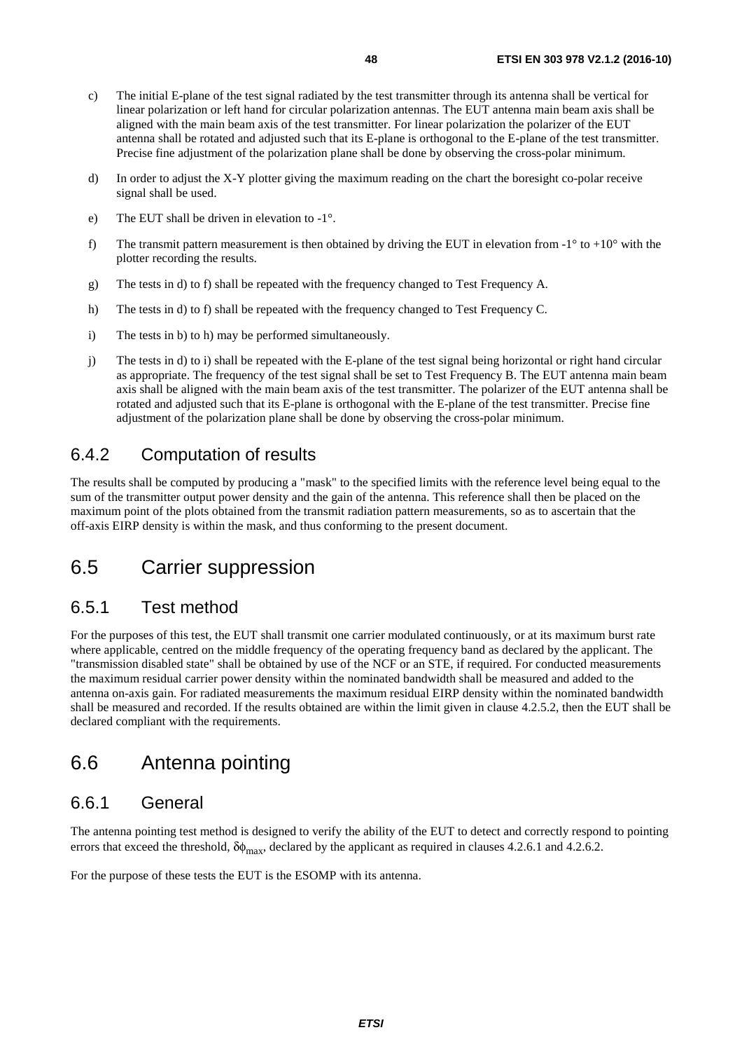c) The initial E-plane of the test signal radiated by the test transmitter through its antenna shall be vertical for linear polarization or left hand for circular polarization antennas. The EUT antenna main beam axis shall be aligned with the main beam axis of the test transmitter. For linear polarization the polarizer of the EUT antenna shall be rotated and adjusted such that its E-plane is orthogonal to the E-plane of the test transmitter. Precise fine adjustment of the polarization plane shall be done by observing the cross-polar minimum.

d) In order to adjust the X-Y plotter giving the maximum reading on the chart the boresight co-polar receive signal shall be used.

e) The EUT shall be driven in elevation to -1°.

f) The transmit pattern measurement is then obtained by driving the EUT in elevation from -1° to +10° with the plotter recording the results.

g) The tests in d) to f) shall be repeated with the frequency changed to Test Frequency A.

h) The tests in d) to f) shall be repeated with the frequency changed to Test Frequency C.

i) The tests in b) to h) may be performed simultaneously.

j) The tests in d) to i) shall be repeated with the E-plane of the test signal being horizontal or right hand circular as appropriate. The frequency of the test signal shall be set to Test Frequency B. The EUT antenna main beam axis shall be aligned with the main beam axis of the test transmitter. The polarizer of the EUT antenna shall be rotated and adjusted such that its E-plane is orthogonal with the E-plane of the test transmitter. Precise fine adjustment of the polarization plane shall be done by observing the cross-polar minimum.

### 6.4.2 Computation of results

The results shall be computed by producing a "mask" to the specified limits with the reference level being equal to the sum of the transmitter output power density and the gain of the antenna. This reference shall then be placed on the maximum point of the plots obtained from the transmit radiation pattern measurements, so as to ascertain that the off-axis EIRP density is within the mask, and thus conforming to the present document.

## 6.5 Carrier suppression

### 6.5.1 Test method

For the purposes of this test, the EUT shall transmit one carrier modulated continuously, or at its maximum burst rate where applicable, centred on the middle frequency of the operating frequency band as declared by the applicant. The "transmission disabled state" shall be obtained by use of the NCF or an STE, if required. For conducted measurements the maximum residual carrier power density within the nominated bandwidth shall be measured and added to the antenna on-axis gain. For radiated measurements the maximum residual EIRP density within the nominated bandwidth shall be measured and recorded. If the results obtained are within the limit given in clause 4.2.5.2, then the EUT shall be declared compliant with the requirements.

## 6.6 Antenna pointing

### 6.6.1 General

The antenna pointing test method is designed to verify the ability of the EUT to detect and correctly respond to pointing errors that exceed the threshold, $\delta\phi_{max}$, declared by the applicant as required in clauses 4.2.6.1 and 4.2.6.2.

For the purpose of these tests the EUT is the ESOMP with its antenna.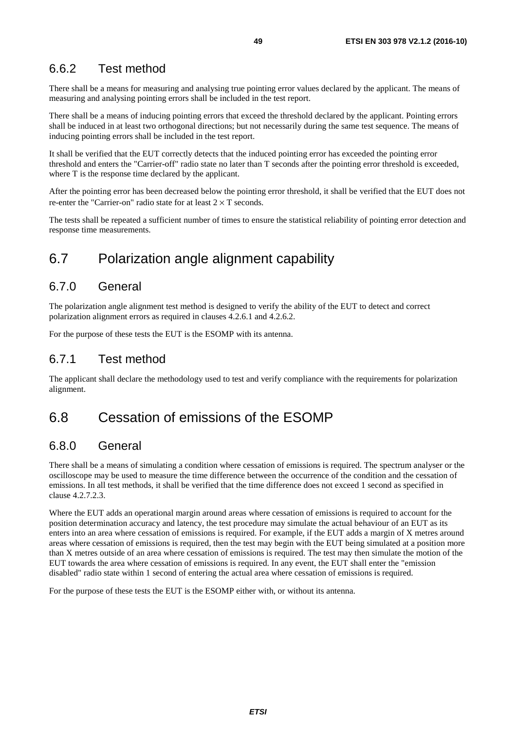### 6.6.2 Test method

There shall be a means for measuring and analysing true pointing error values declared by the applicant. The means of measuring and analysing pointing errors shall be included in the test report.

There shall be a means of inducing pointing errors that exceed the threshold declared by the applicant. Pointing errors shall be induced in at least two orthogonal directions; but not necessarily during the same test sequence. The means of inducing pointing errors shall be included in the test report.

It shall be verified that the EUT correctly detects that the induced pointing error has exceeded the pointing error threshold and enters the "Carrier-off" radio state no later than T seconds after the pointing error threshold is exceeded, where T is the response time declared by the applicant.

After the pointing error has been decreased below the pointing error threshold, it shall be verified that the EUT does not re-enter the "Carrier-on" radio state for at least $2 \times T$ seconds.

The tests shall be repeated a sufficient number of times to ensure the statistical reliability of pointing error detection and response time measurements.

## 6.7 Polarization angle alignment capability

### 6.7.0 General

The polarization angle alignment test method is designed to verify the ability of the EUT to detect and correct polarization alignment errors as required in clauses 4.2.6.1 and 4.2.6.2.

For the purpose of these tests the EUT is the ESOMP with its antenna.

### 6.7.1 Test method

The applicant shall declare the methodology used to test and verify compliance with the requirements for polarization alignment.

## 6.8 Cessation of emissions of the ESOMP

### 6.8.0 General

There shall be a means of simulating a condition where cessation of emissions is required. The spectrum analyser or the oscilloscope may be used to measure the time difference between the occurrence of the condition and the cessation of emissions. In all test methods, it shall be verified that the time difference does not exceed 1 second as specified in clause 4.2.7.2.3.

Where the EUT adds an operational margin around areas where cessation of emissions is required to account for the position determination accuracy and latency, the test procedure may simulate the actual behaviour of an EUT as its enters into an area where cessation of emissions is required. For example, if the EUT adds a margin of X metres around areas where cessation of emissions is required, then the test may begin with the EUT being simulated at a position more than X metres outside of an area where cessation of emissions is required. The test may then simulate the motion of the EUT towards the area where cessation of emissions is required. In any event, the EUT shall enter the "emission disabled" radio state within 1 second of entering the actual area where cessation of emissions is required.

For the purpose of these tests the EUT is the ESOMP either with, or without its antenna.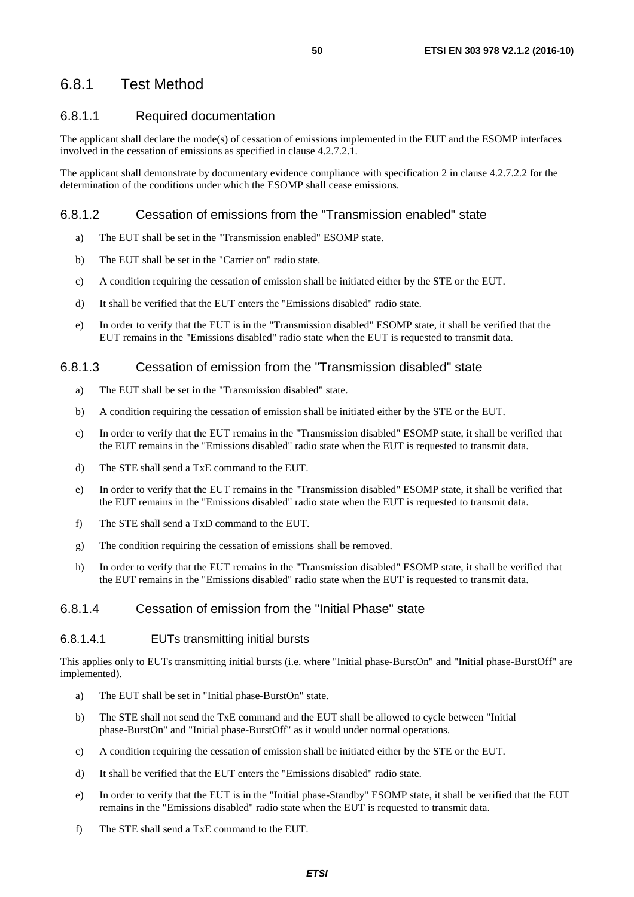## 6.8.1 Test Method

### 6.8.1.1 Required documentation

The applicant shall declare the mode(s) of cessation of emissions implemented in the EUT and the ESOMP interfaces involved in the cessation of emissions as specified in clause 4.2.7.2.1.

The applicant shall demonstrate by documentary evidence compliance with specification 2 in clause 4.2.7.2.2 for the determination of the conditions under which the ESOMP shall cease emissions.

### 6.8.1.2 Cessation of emissions from the "Transmission enabled" state

a) The EUT shall be set in the "Transmission enabled" ESOMP state.

b) The EUT shall be set in the "Carrier on" radio state.

c) A condition requiring the cessation of emission shall be initiated either by the STE or the EUT.

d) It shall be verified that the EUT enters the "Emissions disabled" radio state.

e) In order to verify that the EUT is in the "Transmission disabled" ESOMP state, it shall be verified that the EUT remains in the "Emissions disabled" radio state when the EUT is requested to transmit data.

### 6.8.1.3 Cessation of emission from the "Transmission disabled" state

a) The EUT shall be set in the "Transmission disabled" state.

b) A condition requiring the cessation of emission shall be initiated either by the STE or the EUT.

c) In order to verify that the EUT remains in the "Transmission disabled" ESOMP state, it shall be verified that the EUT remains in the "Emissions disabled" radio state when the EUT is requested to transmit data.

d) The STE shall send a TxE command to the EUT.

e) In order to verify that the EUT remains in the "Transmission disabled" ESOMP state, it shall be verified that the EUT remains in the "Emissions disabled" radio state when the EUT is requested to transmit data.

f) The STE shall send a TxD command to the EUT.

g) The condition requiring the cessation of emissions shall be removed.

h) In order to verify that the EUT remains in the "Transmission disabled" ESOMP state, it shall be verified that the EUT remains in the "Emissions disabled" radio state when the EUT is requested to transmit data.

### 6.8.1.4 Cessation of emission from the "Initial Phase" state

#### 6.8.1.4.1 EUTs transmitting initial bursts

This applies only to EUTs transmitting initial bursts (i.e. where "Initial phase-BurstOn" and "Initial phase-BurstOff" are implemented).

a) The EUT shall be set in "Initial phase-BurstOn" state.

b) The STE shall not send the TxE command and the EUT shall be allowed to cycle between "Initial phase-BurstOn" and "Initial phase-BurstOff" as it would under normal operations.

c) A condition requiring the cessation of emission shall be initiated either by the STE or the EUT.

d) It shall be verified that the EUT enters the "Emissions disabled" radio state.

e) In order to verify that the EUT is in the "Initial phase-Standby" ESOMP state, it shall be verified that the EUT remains in the "Emissions disabled" radio state when the EUT is requested to transmit data.

f) The STE shall send a TxE command to the EUT.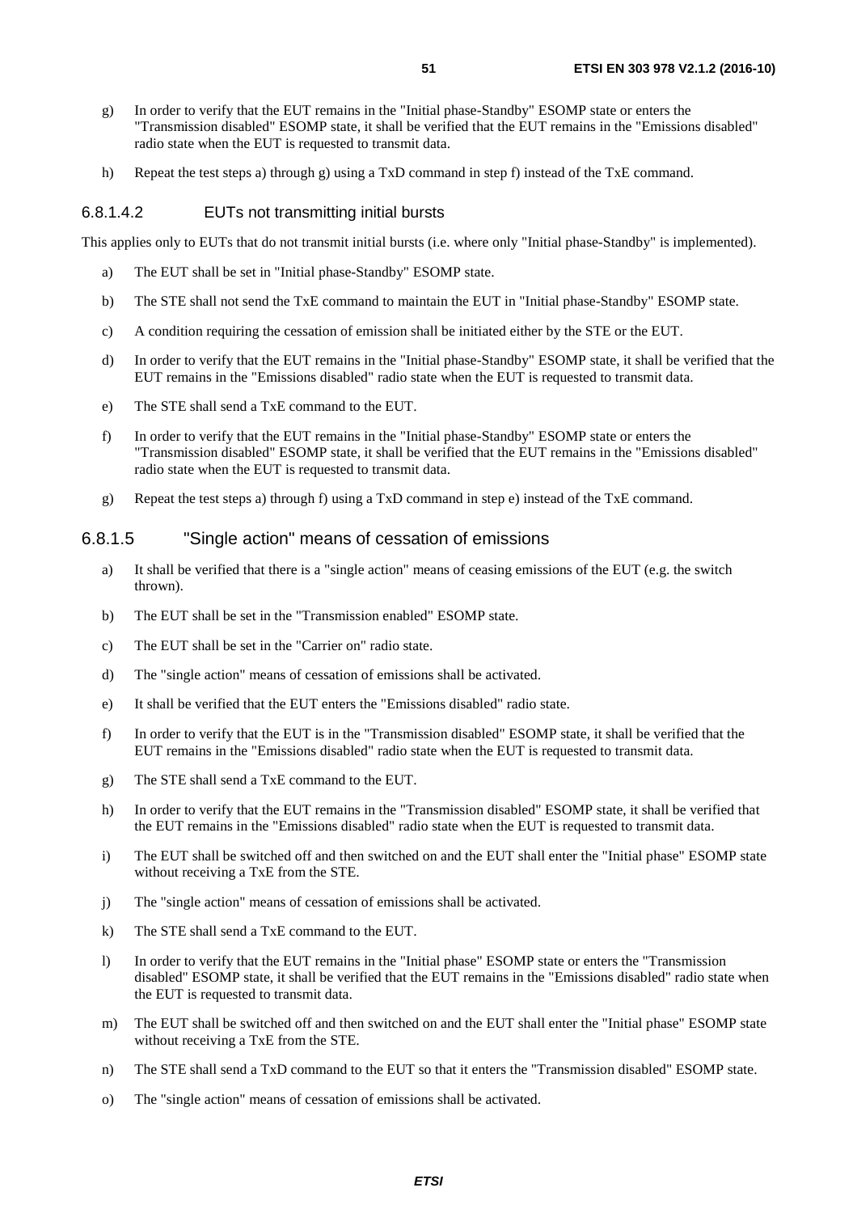g) In order to verify that the EUT remains in the "Initial phase-Standby" ESOMP state or enters the "Transmission disabled" ESOMP state, it shall be verified that the EUT remains in the "Emissions disabled" radio state when the EUT is requested to transmit data.

h) Repeat the test steps a) through g) using a TxD command in step f) instead of the TxE command.

#### 6.8.1.4.2 EUTs not transmitting initial bursts

This applies only to EUTs that do not transmit initial bursts (i.e. where only "Initial phase-Standby" is implemented).

a) The EUT shall be set in "Initial phase-Standby" ESOMP state.

b) The STE shall not send the TxE command to maintain the EUT in "Initial phase-Standby" ESOMP state.

c) A condition requiring the cessation of emission shall be initiated either by the STE or the EUT.

d) In order to verify that the EUT remains in the "Initial phase-Standby" ESOMP state, it shall be verified that the EUT remains in the "Emissions disabled" radio state when the EUT is requested to transmit data.

e) The STE shall send a TxE command to the EUT.

f) In order to verify that the EUT remains in the "Initial phase-Standby" ESOMP state or enters the "Transmission disabled" ESOMP state, it shall be verified that the EUT remains in the "Emissions disabled" radio state when the EUT is requested to transmit data.

g) Repeat the test steps a) through f) using a TxD command in step e) instead of the TxE command.

### 6.8.1.5 "Single action" means of cessation of emissions

a) It shall be verified that there is a "single action" means of ceasing emissions of the EUT (e.g. the switch thrown).

b) The EUT shall be set in the "Transmission enabled" ESOMP state.

c) The EUT shall be set in the "Carrier on" radio state.

d) The "single action" means of cessation of emissions shall be activated.

e) It shall be verified that the EUT enters the "Emissions disabled" radio state.

f) In order to verify that the EUT is in the "Transmission disabled" ESOMP state, it shall be verified that the EUT remains in the "Emissions disabled" radio state when the EUT is requested to transmit data.

g) The STE shall send a TxE command to the EUT.

h) In order to verify that the EUT remains in the "Transmission disabled" ESOMP state, it shall be verified that the EUT remains in the "Emissions disabled" radio state when the EUT is requested to transmit data.

i) The EUT shall be switched off and then switched on and the EUT shall enter the "Initial phase" ESOMP state without receiving a TxE from the STE.

j) The "single action" means of cessation of emissions shall be activated.

k) The STE shall send a TxE command to the EUT.

l) In order to verify that the EUT remains in the "Initial phase" ESOMP state or enters the "Transmission disabled" ESOMP state, it shall be verified that the EUT remains in the "Emissions disabled" radio state when the EUT is requested to transmit data.

m) The EUT shall be switched off and then switched on and the EUT shall enter the "Initial phase" ESOMP state without receiving a TxE from the STE.

n) The STE shall send a TxD command to the EUT so that it enters the "Transmission disabled" ESOMP state.

o) The "single action" means of cessation of emissions shall be activated.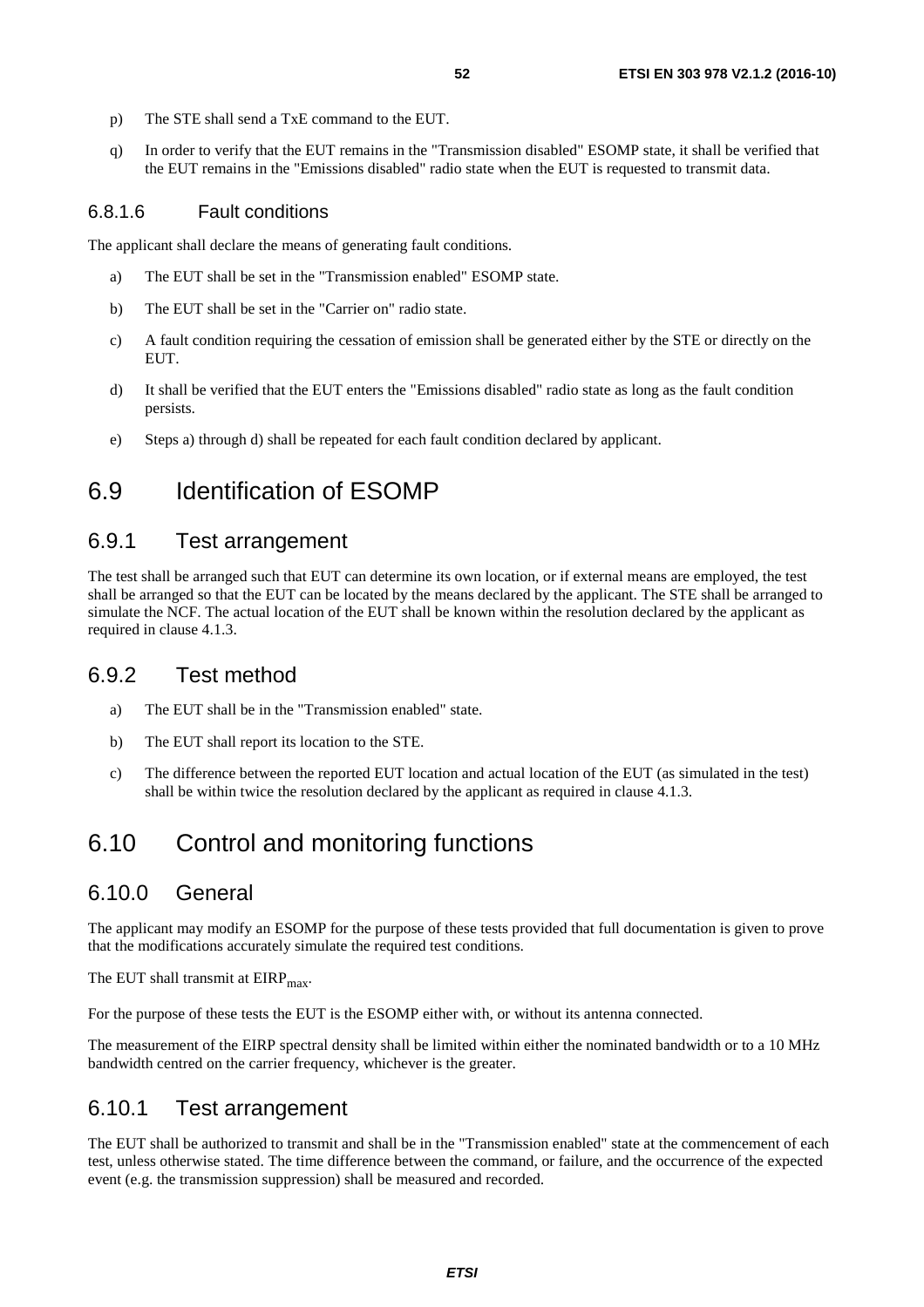p) The STE shall send a TxE command to the EUT.

q) In order to verify that the EUT remains in the "Transmission disabled" ESOMP state, it shall be verified that the EUT remains in the "Emissions disabled" radio state when the EUT is requested to transmit data.

#### 6.8.1.6 Fault conditions

The applicant shall declare the means of generating fault conditions.

a) The EUT shall be set in the "Transmission enabled" ESOMP state.

b) The EUT shall be set in the "Carrier on" radio state.

c) A fault condition requiring the cessation of emission shall be generated either by the STE or directly on the EUT.

d) It shall be verified that the EUT enters the "Emissions disabled" radio state as long as the fault condition persists.

e) Steps a) through d) shall be repeated for each fault condition declared by applicant.

## 6.9 Identification of ESOMP

### 6.9.1 Test arrangement

The test shall be arranged such that EUT can determine its own location, or if external means are employed, the test shall be arranged so that the EUT can be located by the means declared by the applicant. The STE shall be arranged to simulate the NCF. The actual location of the EUT shall be known within the resolution declared by the applicant as required in clause 4.1.3.

### 6.9.2 Test method

a) The EUT shall be in the "Transmission enabled" state.

b) The EUT shall report its location to the STE.

c) The difference between the reported EUT location and actual location of the EUT (as simulated in the test) shall be within twice the resolution declared by the applicant as required in clause 4.1.3.

## 6.10 Control and monitoring functions

### 6.10.0 General

The applicant may modify an ESOMP for the purpose of these tests provided that full documentation is given to prove that the modifications accurately simulate the required test conditions.

The EUT shall transmit at $EIRP_{max}$.

For the purpose of these tests the EUT is the ESOMP either with, or without its antenna connected.

The measurement of the EIRP spectral density shall be limited within either the nominated bandwidth or to a 10 MHz bandwidth centred on the carrier frequency, whichever is the greater.

### 6.10.1 Test arrangement

The EUT shall be authorized to transmit and shall be in the "Transmission enabled" state at the commencement of each test, unless otherwise stated. The time difference between the command, or failure, and the occurrence of the expected event (e.g. the transmission suppression) shall be measured and recorded.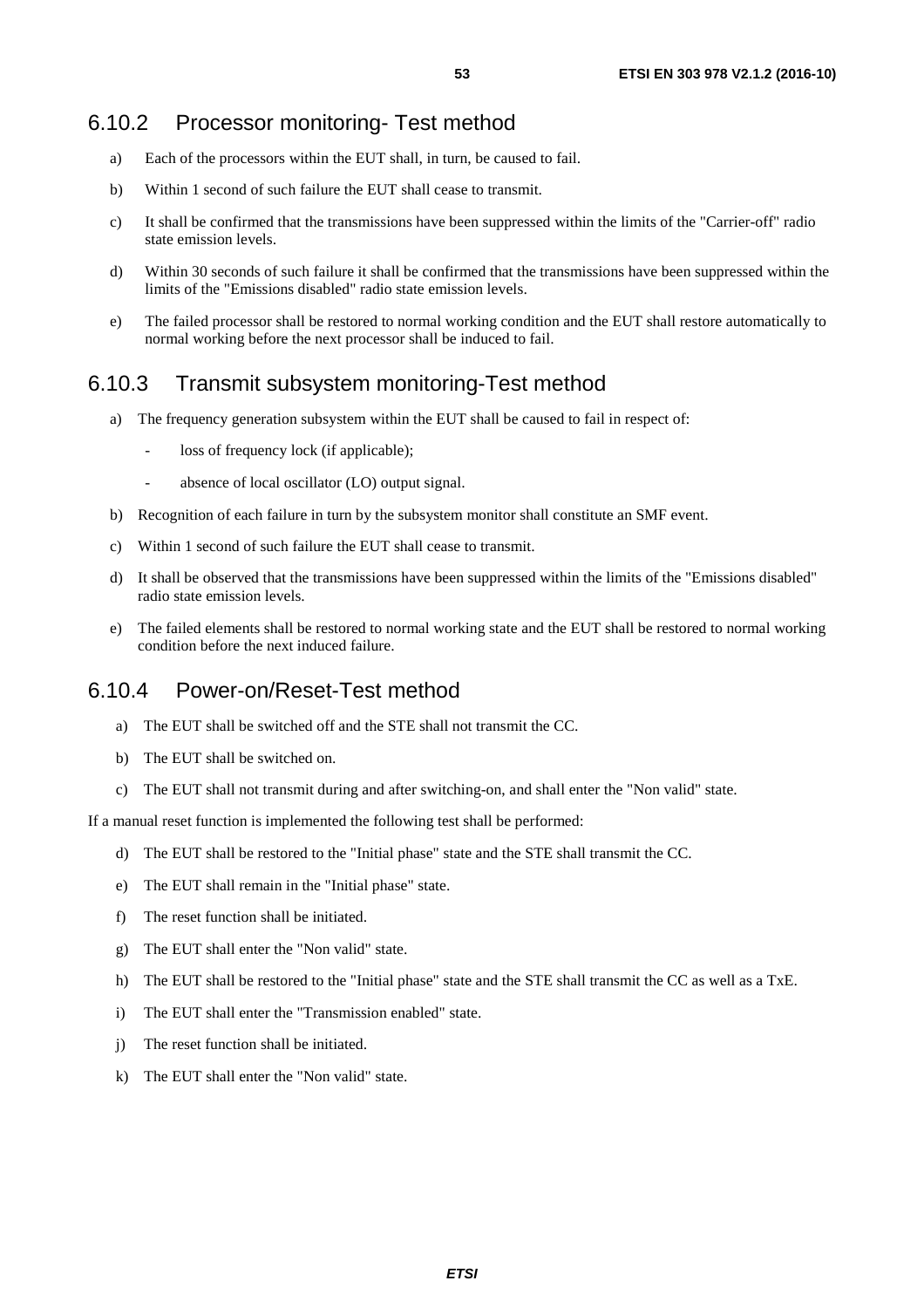### 6.10.2 Processor monitoring- Test method

a) Each of the processors within the EUT shall, in turn, be caused to fail.

b) Within 1 second of such failure the EUT shall cease to transmit.

c) It shall be confirmed that the transmissions have been suppressed within the limits of the "Carrier-off" radio state emission levels.

d) Within 30 seconds of such failure it shall be confirmed that the transmissions have been suppressed within the limits of the "Emissions disabled" radio state emission levels.

e) The failed processor shall be restored to normal working condition and the EUT shall restore automatically to normal working before the next processor shall be induced to fail.

### 6.10.3 Transmit subsystem monitoring-Test method

a) The frequency generation subsystem within the EUT shall be caused to fail in respect of:

- loss of frequency lock (if applicable);
- absence of local oscillator (LO) output signal.

b) Recognition of each failure in turn by the subsystem monitor shall constitute an SMF event.

c) Within 1 second of such failure the EUT shall cease to transmit.

d) It shall be observed that the transmissions have been suppressed within the limits of the "Emissions disabled" radio state emission levels.

e) The failed elements shall be restored to normal working state and the EUT shall be restored to normal working condition before the next induced failure.

### 6.10.4 Power-on/Reset-Test method

a) The EUT shall be switched off and the STE shall not transmit the CC.

b) The EUT shall be switched on.

c) The EUT shall not transmit during and after switching-on, and shall enter the "Non valid" state.

If a manual reset function is implemented the following test shall be performed:

d) The EUT shall be restored to the "Initial phase" state and the STE shall transmit the CC.

e) The EUT shall remain in the "Initial phase" state.

f) The reset function shall be initiated.

g) The EUT shall enter the "Non valid" state.

h) The EUT shall be restored to the "Initial phase" state and the STE shall transmit the CC as well as a TxE.

i) The EUT shall enter the "Transmission enabled" state.

j) The reset function shall be initiated.

k) The EUT shall enter the "Non valid" state.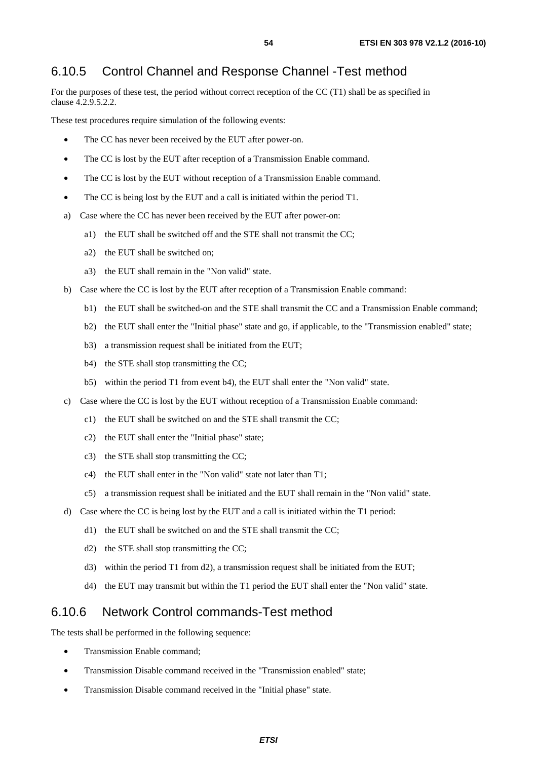### 6.10.5 Control Channel and Response Channel -Test method

For the purposes of these test, the period without correct reception of the CC (T1) shall be as specified in clause 4.2.9.5.2.2.

These test procedures require simulation of the following events:

- The CC has never been received by the EUT after power-on.
- The CC is lost by the EUT after reception of a Transmission Enable command.
- The CC is lost by the EUT without reception of a Transmission Enable command.
- The CC is being lost by the EUT and a call is initiated within the period T1.

a) Case where the CC has never been received by the EUT after power-on:

   a1) the EUT shall be switched off and the STE shall not transmit the CC;

   a2) the EUT shall be switched on;

   a3) the EUT shall remain in the "Non valid" state.

b) Case where the CC is lost by the EUT after reception of a Transmission Enable command:

   b1) the EUT shall be switched-on and the STE shall transmit the CC and a Transmission Enable command;

   b2) the EUT shall enter the "Initial phase" state and go, if applicable, to the "Transmission enabled" state;

   b3) a transmission request shall be initiated from the EUT;

   b4) the STE shall stop transmitting the CC;

   b5) within the period T1 from event b4), the EUT shall enter the "Non valid" state.

c) Case where the CC is lost by the EUT without reception of a Transmission Enable command:

   c1) the EUT shall be switched on and the STE shall transmit the CC;

   c2) the EUT shall enter the "Initial phase" state;

   c3) the STE shall stop transmitting the CC;

   c4) the EUT shall enter in the "Non valid" state not later than T1;

   c5) a transmission request shall be initiated and the EUT shall remain in the "Non valid" state.

d) Case where the CC is being lost by the EUT and a call is initiated within the T1 period:

   d1) the EUT shall be switched on and the STE shall transmit the CC;

   d2) the STE shall stop transmitting the CC;

   d3) within the period T1 from d2), a transmission request shall be initiated from the EUT;

   d4) the EUT may transmit but within the T1 period the EUT shall enter the "Non valid" state.

### 6.10.6 Network Control commands-Test method

The tests shall be performed in the following sequence:

- Transmission Enable command;
- Transmission Disable command received in the "Transmission enabled" state;
- Transmission Disable command received in the "Initial phase" state.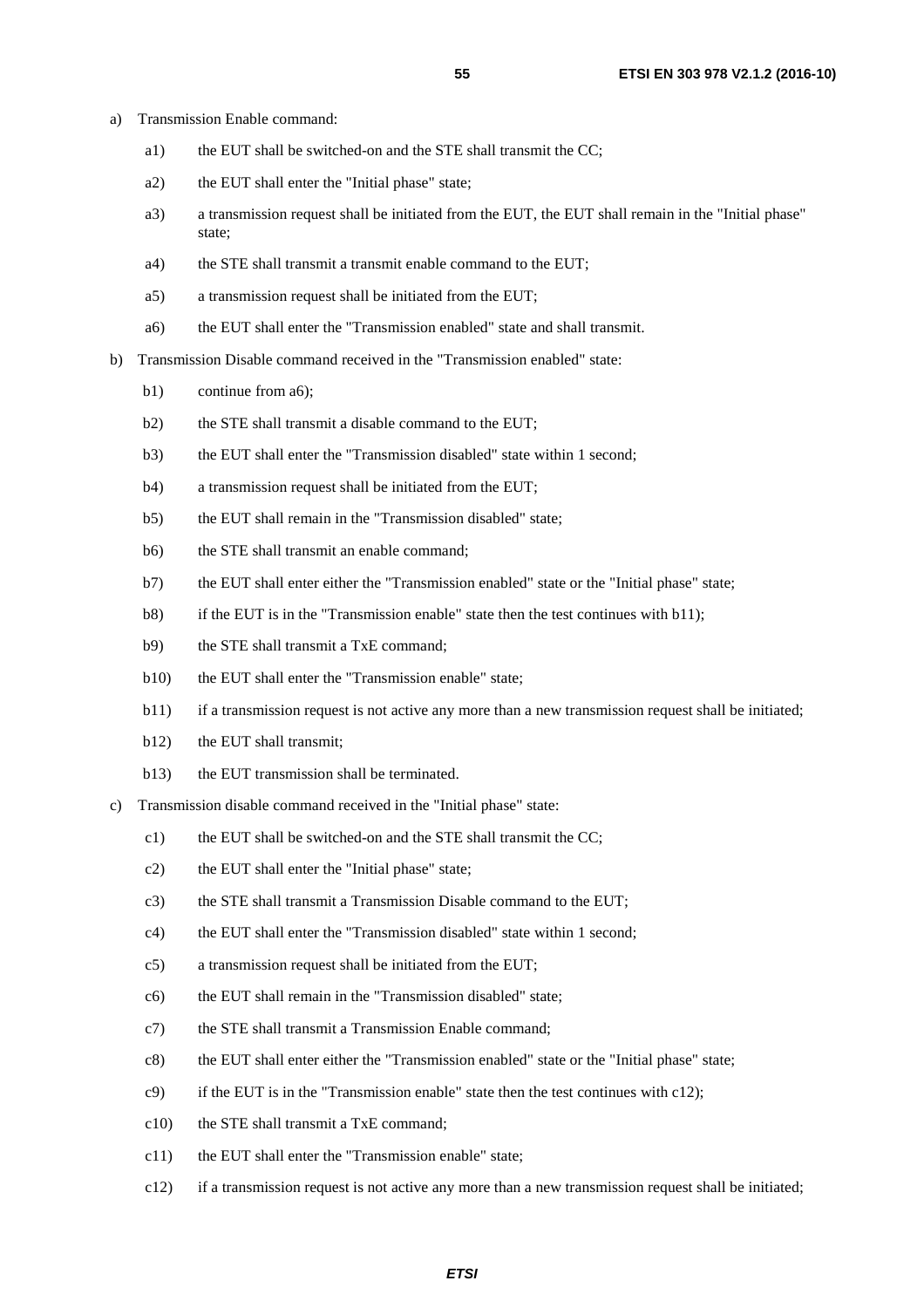a) Transmission Enable command:

   a1) the EUT shall be switched-on and the STE shall transmit the CC;

   a2) the EUT shall enter the "Initial phase" state;

   a3) a transmission request shall be initiated from the EUT, the EUT shall remain in the "Initial phase" state;

   a4) the STE shall transmit a transmit enable command to the EUT;

   a5) a transmission request shall be initiated from the EUT;

   a6) the EUT shall enter the "Transmission enabled" state and shall transmit.

b) Transmission Disable command received in the "Transmission enabled" state:

   b1) continue from a6);

   b2) the STE shall transmit a disable command to the EUT;

   b3) the EUT shall enter the "Transmission disabled" state within 1 second;

   b4) a transmission request shall be initiated from the EUT;

   b5) the EUT shall remain in the "Transmission disabled" state;

   b6) the STE shall transmit an enable command;

   b7) the EUT shall enter either the "Transmission enabled" state or the "Initial phase" state;

   b8) if the EUT is in the "Transmission enable" state then the test continues with b11);

   b9) the STE shall transmit a TxE command;

   b10) the EUT shall enter the "Transmission enable" state;

   b11) if a transmission request is not active any more than a new transmission request shall be initiated;

   b12) the EUT shall transmit;

   b13) the EUT transmission shall be terminated.

c) Transmission disable command received in the "Initial phase" state:

   c1) the EUT shall be switched-on and the STE shall transmit the CC;

   c2) the EUT shall enter the "Initial phase" state;

   c3) the STE shall transmit a Transmission Disable command to the EUT;

   c4) the EUT shall enter the "Transmission disabled" state within 1 second;

   c5) a transmission request shall be initiated from the EUT;

   c6) the EUT shall remain in the "Transmission disabled" state;

   c7) the STE shall transmit a Transmission Enable command;

   c8) the EUT shall enter either the "Transmission enabled" state or the "Initial phase" state;

   c9) if the EUT is in the "Transmission enable" state then the test continues with c12);

   c10) the STE shall transmit a TxE command;

   c11) the EUT shall enter the "Transmission enable" state;

   c12) if a transmission request is not active any more than a new transmission request shall be initiated;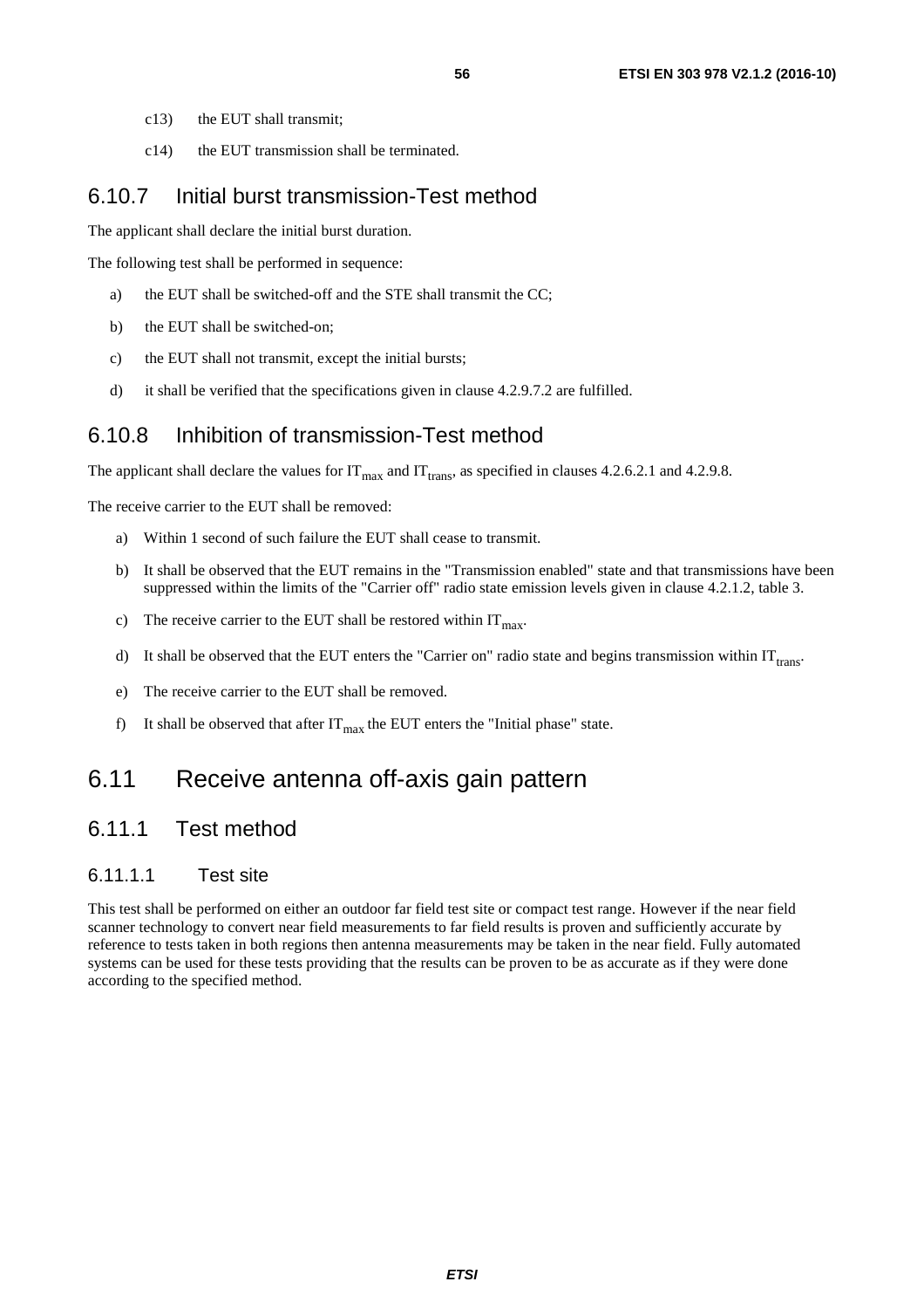c13) the EUT shall transmit;

c14) the EUT transmission shall be terminated.

### 6.10.7 Initial burst transmission-Test method

The applicant shall declare the initial burst duration.

The following test shall be performed in sequence:

a) the EUT shall be switched-off and the STE shall transmit the CC;

b) the EUT shall be switched-on;

c) the EUT shall not transmit, except the initial bursts;

d) it shall be verified that the specifications given in clause 4.2.9.7.2 are fulfilled.

### 6.10.8 Inhibition of transmission-Test method

The applicant shall declare the values for $IT_{max}$ and $IT_{trans}$, as specified in clauses 4.2.6.2.1 and 4.2.9.8.

The receive carrier to the EUT shall be removed:

a) Within 1 second of such failure the EUT shall cease to transmit.

b) It shall be observed that the EUT remains in the "Transmission enabled" state and that transmissions have been suppressed within the limits of the "Carrier off" radio state emission levels given in clause 4.2.1.2, table 3.

c) The receive carrier to the EUT shall be restored within $IT_{max}$.

d) It shall be observed that the EUT enters the "Carrier on" radio state and begins transmission within $IT_{trans}$.

e) The receive carrier to the EUT shall be removed.

f) It shall be observed that after $IT_{max}$ the EUT enters the "Initial phase" state.

## 6.11 Receive antenna off-axis gain pattern

### 6.11.1 Test method

#### 6.11.1.1 Test site

This test shall be performed on either an outdoor far field test site or compact test range. However if the near field scanner technology to convert near field measurements to far field results is proven and sufficiently accurate by reference to tests taken in both regions then antenna measurements may be taken in the near field. Fully automated systems can be used for these tests providing that the results can be proven to be as accurate as if they were done according to the specified method.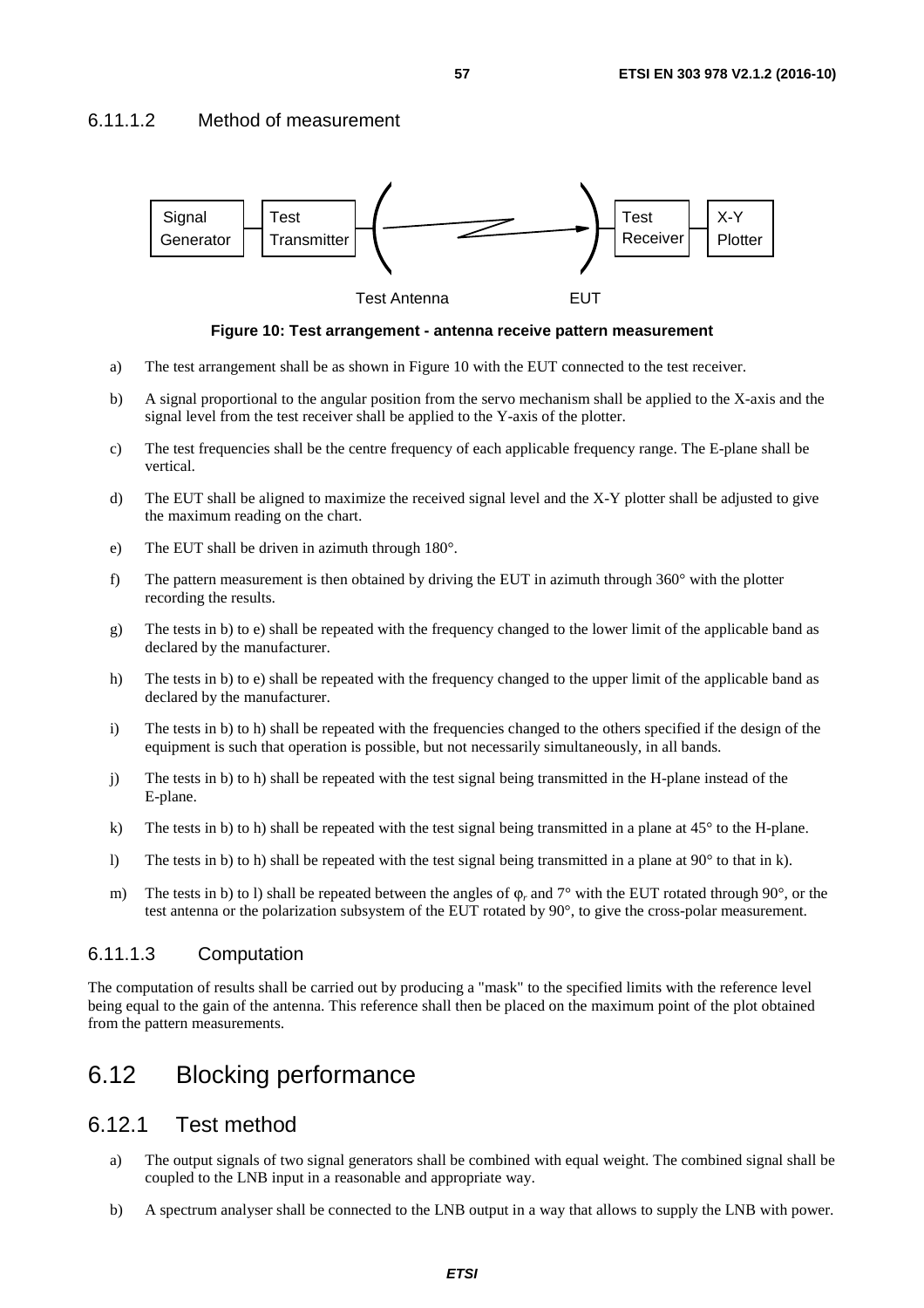#### 6.11.1.2 Method of measurement

**Figure 10: Test arrangement - antenna receive pattern measurement**

a) The test arrangement shall be as shown in Figure 10 with the EUT connected to the test receiver.

b) A signal proportional to the angular position from the servo mechanism shall be applied to the X-axis and the signal level from the test receiver shall be applied to the Y-axis of the plotter.

c) The test frequencies shall be the centre frequency of each applicable frequency range. The E-plane shall be vertical.

d) The EUT shall be aligned to maximize the received signal level and the X-Y plotter shall be adjusted to give the maximum reading on the chart.

e) The EUT shall be driven in azimuth through 180°.

f) The pattern measurement is then obtained by driving the EUT in azimuth through 360° with the plotter recording the results.

g) The tests in b) to e) shall be repeated with the frequency changed to the lower limit of the applicable band as declared by the manufacturer.

h) The tests in b) to e) shall be repeated with the frequency changed to the upper limit of the applicable band as declared by the manufacturer.

i) The tests in b) to h) shall be repeated with the frequencies changed to the others specified if the design of the equipment is such that operation is possible, but not necessarily simultaneously, in all bands.

j) The tests in b) to h) shall be repeated with the test signal being transmitted in the H-plane instead of the E-plane.

k) The tests in b) to h) shall be repeated with the test signal being transmitted in a plane at 45° to the H-plane.

l) The tests in b) to h) shall be repeated with the test signal being transmitted in a plane at 90° to that in k).

m) The tests in b) to l) shall be repeated between the angles of $\varphi_r$ and 7° with the EUT rotated through 90°, or the test antenna or the polarization subsystem of the EUT rotated by 90°, to give the cross-polar measurement.

#### 6.11.1.3 Computation

The computation of results shall be carried out by producing a "mask" to the specified limits with the reference level being equal to the gain of the antenna. This reference shall then be placed on the maximum point of the plot obtained from the pattern measurements.

## 6.12 Blocking performance

### 6.12.1 Test method

a) The output signals of two signal generators shall be combined with equal weight. The combined signal shall be coupled to the LNB input in a reasonable and appropriate way.

b) A spectrum analyser shall be connected to the LNB output in a way that allows to supply the LNB with power.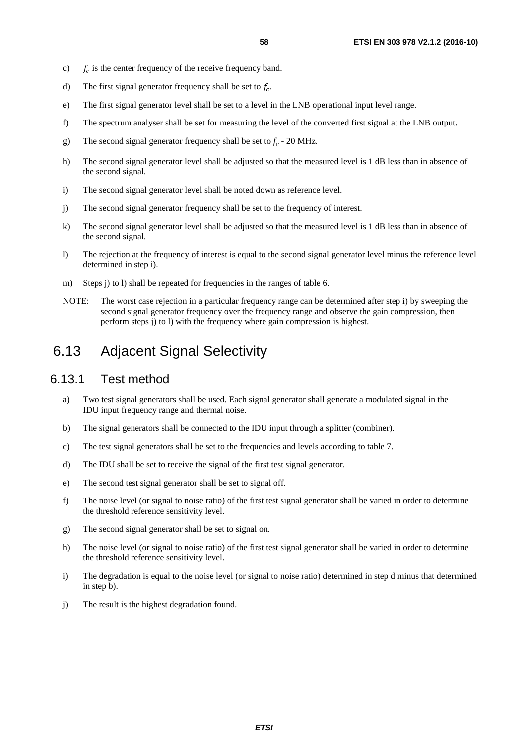c) $f_c$ is the center frequency of the receive frequency band.

d) The first signal generator frequency shall be set to $f_c$.

e) The first signal generator level shall be set to a level in the LNB operational input level range.

f) The spectrum analyser shall be set for measuring the level of the converted first signal at the LNB output.

g) The second signal generator frequency shall be set to $f_c$ - 20 MHz.

h) The second signal generator level shall be adjusted so that the measured level is 1 dB less than in absence of the second signal.

i) The second signal generator level shall be noted down as reference level.

j) The second signal generator frequency shall be set to the frequency of interest.

k) The second signal generator level shall be adjusted so that the measured level is 1 dB less than in absence of the second signal.

l) The rejection at the frequency of interest is equal to the second signal generator level minus the reference level determined in step i).

m) Steps j) to l) shall be repeated for frequencies in the ranges of table 6.

NOTE: The worst case rejection in a particular frequency range can be determined after step i) by sweeping the second signal generator frequency over the frequency range and observe the gain compression, then perform steps j) to l) with the frequency where gain compression is highest.

## 6.13 Adjacent Signal Selectivity

### 6.13.1 Test method

a) Two test signal generators shall be used. Each signal generator shall generate a modulated signal in the IDU input frequency range and thermal noise.

b) The signal generators shall be connected to the IDU input through a splitter (combiner).

c) The test signal generators shall be set to the frequencies and levels according to table 7.

d) The IDU shall be set to receive the signal of the first test signal generator.

e) The second test signal generator shall be set to signal off.

f) The noise level (or signal to noise ratio) of the first test signal generator shall be varied in order to determine the threshold reference sensitivity level.

g) The second signal generator shall be set to signal on.

h) The noise level (or signal to noise ratio) of the first test signal generator shall be varied in order to determine the threshold reference sensitivity level.

i) The degradation is equal to the noise level (or signal to noise ratio) determined in step d minus that determined in step b).

j) The result is the highest degradation found.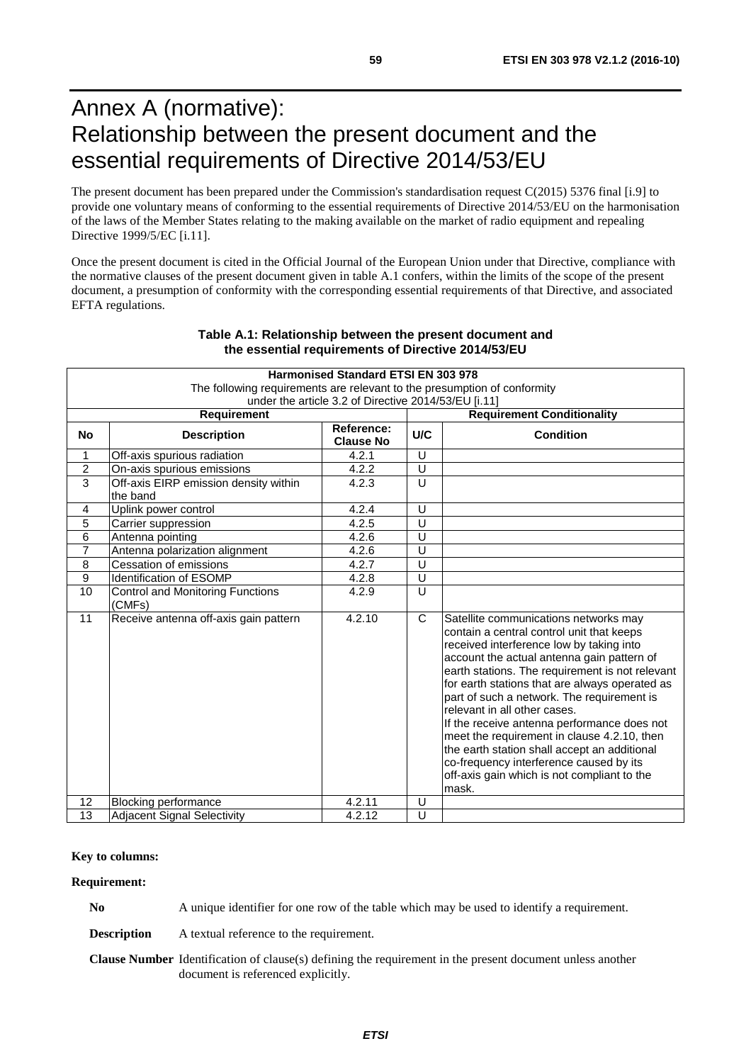# Annex A (normative): Relationship between the present document and the essential requirements of Directive 2014/53/EU

The present document has been prepared under the Commission's standardisation request C(2015) 5376 final [i.9] to provide one voluntary means of conforming to the essential requirements of Directive 2014/53/EU on the harmonisation of the laws of the Member States relating to the making available on the market of radio equipment and repealing Directive 1999/5/EC [i.11].

Once the present document is cited in the Official Journal of the European Union under that Directive, compliance with the normative clauses of the present document given in table A.1 confers, within the limits of the scope of the present document, a presumption of conformity with the corresponding essential requirements of that Directive, and associated EFTA regulations.

**Table A.1: Relationship between the present document and the essential requirements of Directive 2014/53/EU**

| **Harmonised Standard ETSI EN 303 978**<br>The following requirements are relevant to the presumption of conformity under the article 3.2 of Directive 2014/53/EU [i.11] | | | | |
|---|---|---|---|---|
| **Requirement** | | | **Requirement Conditionality** | |
| **No** | **Description** | **Reference: Clause No** | **U/C** | **Condition** |
| 1 | Off-axis spurious radiation | 4.2.1 | U | |
| 2 | On-axis spurious emissions | 4.2.2 | U | |
| 3 | Off-axis EIRP emission density within the band | 4.2.3 | U | |
| 4 | Uplink power control | 4.2.4 | U | |
| 5 | Carrier suppression | 4.2.5 | U | |
| 6 | Antenna pointing | 4.2.6 | U | |
| 7 | Antenna polarization alignment | 4.2.6 | U | |
| 8 | Cessation of emissions | 4.2.7 | U | |
| 9 | Identification of ESOMP | 4.2.8 | U | |
| 10 | Control and Monitoring Functions (CMFs) | 4.2.9 | U | |
| 11 | Receive antenna off-axis gain pattern | 4.2.10 | C | Satellite communications networks may contain a central control unit that keeps received interference low by taking into account the actual antenna gain pattern of earth stations. The requirement is not relevant for earth stations that are always operated as part of such a network. The requirement is relevant in all other cases.<br>If the receive antenna performance does not meet the requirement in clause 4.2.10, then the earth station shall accept an additional co-frequency interference caused by its off-axis gain which is not compliant to the mask. |
| 12 | Blocking performance | 4.2.11 | U | |
| 13 | Adjacent Signal Selectivity | 4.2.12 | U | |

**Key to columns:**

**Requirement:**

**No** A unique identifier for one row of the table which may be used to identify a requirement.

**Description** A textual reference to the requirement.

**Clause Number** Identification of clause(s) defining the requirement in the present document unless another document is referenced explicitly.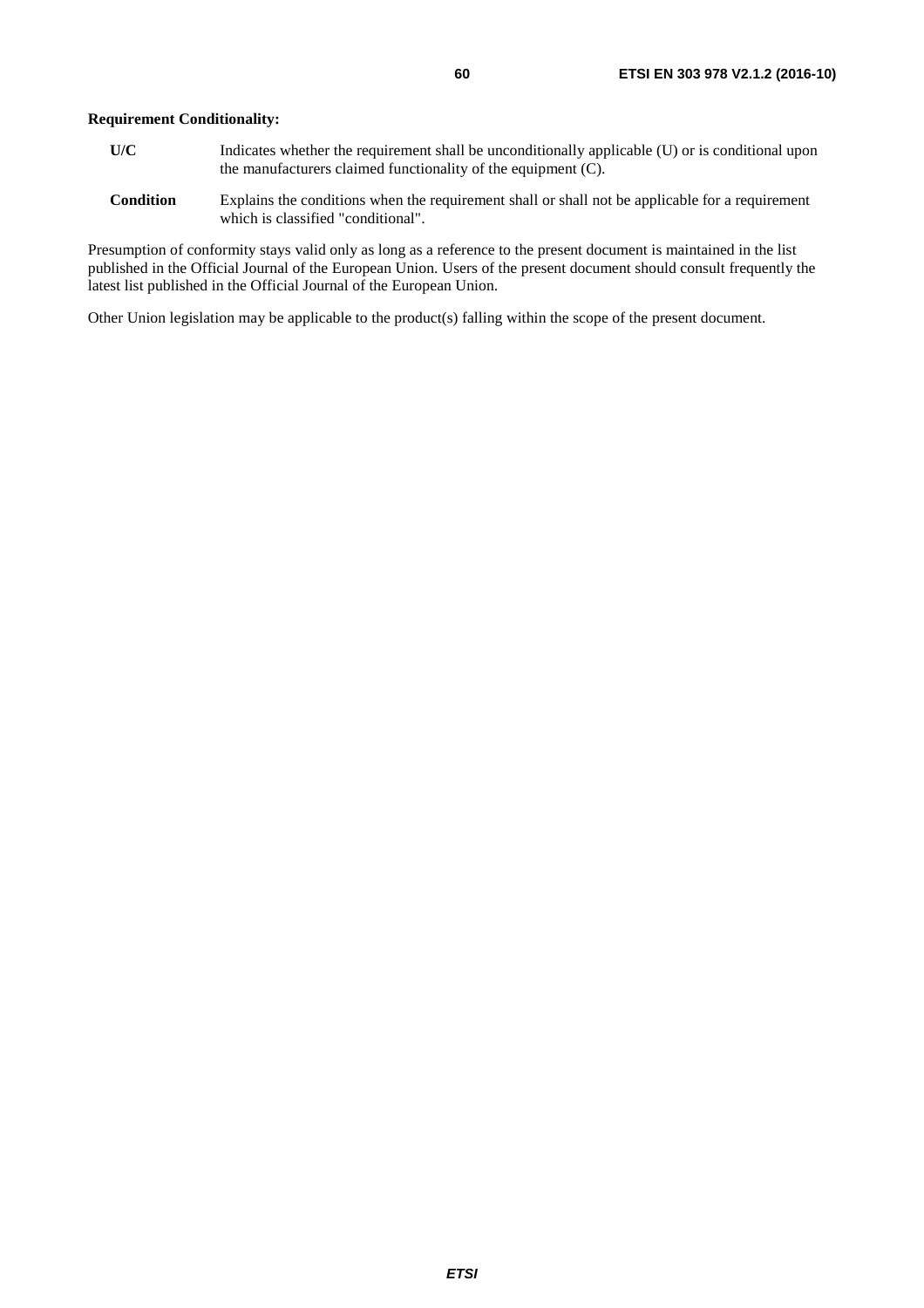**Requirement Conditionality:**

**U/C** Indicates whether the requirement shall be unconditionally applicable (U) or is conditional upon the manufacturers claimed functionality of the equipment (C).

**Condition** Explains the conditions when the requirement shall or shall not be applicable for a requirement which is classified "conditional".

Presumption of conformity stays valid only as long as a reference to the present document is maintained in the list published in the Official Journal of the European Union. Users of the present document should consult frequently the latest list published in the Official Journal of the European Union.

Other Union legislation may be applicable to the product(s) falling within the scope of the present document.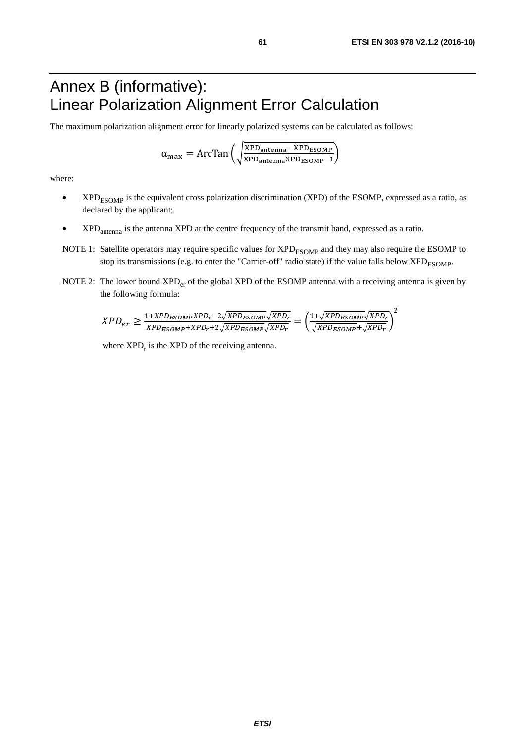# Annex B (informative): Linear Polarization Alignment Error Calculation

The maximum polarization alignment error for linearly polarized systems can be calculated as follows:

$$\alpha_{\max} = \mathrm{ArcTan}\left(\sqrt{\frac{\mathrm{XPD_{antenna}} - \mathrm{XPD_{ESOMP}}}{\mathrm{XPD_{antenna}}\mathrm{XPD_{ESOMP}} - 1}}\right)$$

where:

- $XPD_{ESOMP}$ is the equivalent cross polarization discrimination (XPD) of the ESOMP, expressed as a ratio, as declared by the applicant;
- $XPD_{antenna}$ is the antenna XPD at the centre frequency of the transmit band, expressed as a ratio.

NOTE 1: Satellite operators may require specific values for $XPD_{ESOMP}$ and they may also require the ESOMP to stop its transmissions (e.g. to enter the "Carrier-off" radio state) if the value falls below $XPD_{ESOMP}$.

NOTE 2: The lower bound $XPD_{er}$ of the global XPD of the ESOMP antenna with a receiving antenna is given by the following formula:

$$XPD_{er} \geq \frac{1 + XPD_{ESOMP}XPD_r - 2\sqrt{XPD_{ESOMP}}\sqrt{XPD_r}}{XPD_{ESOMP} + XPD_r + 2\sqrt{XPD_{ESOMP}}\sqrt{XPD_r}} = \left(\frac{1 + \sqrt{XPD_{ESOMP}}\sqrt{XPD_r}}{\sqrt{XPD_{ESOMP}} + \sqrt{XPD_r}}\right)^2$$

where $XPD_r$ is the XPD of the receiving antenna.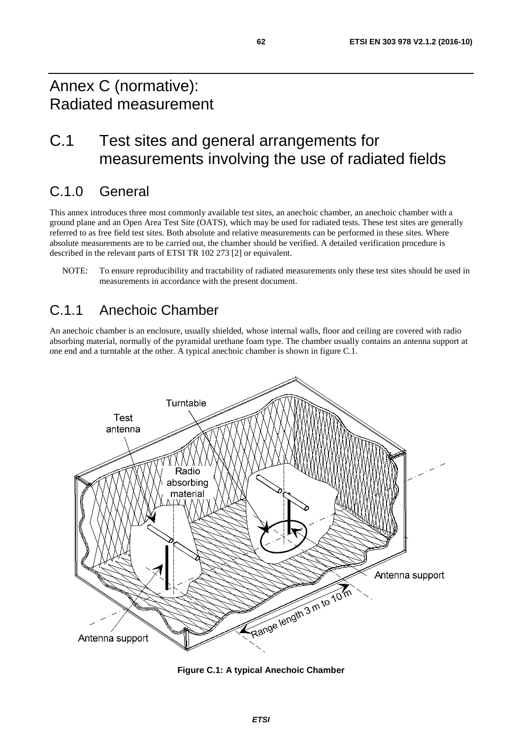# Annex C (normative): Radiated measurement

# C.1 Test sites and general arrangements for measurements involving the use of radiated fields

## C.1.0 General

This annex introduces three most commonly available test sites, an anechoic chamber, an anechoic chamber with a ground plane and an Open Area Test Site (OATS), which may be used for radiated tests. These test sites are generally referred to as free field test sites. Both absolute and relative measurements can be performed in these sites. Where absolute measurements are to be carried out, the chamber should be verified. A detailed verification procedure is described in the relevant parts of ETSI TR 102 273 [2] or equivalent.

NOTE: To ensure reproducibility and tractability of radiated measurements only these test sites should be used in measurements in accordance with the present document.

## C.1.1 Anechoic Chamber

An anechoic chamber is an enclosure, usually shielded, whose internal walls, floor and ceiling are covered with radio absorbing material, normally of the pyramidal urethane foam type. The chamber usually contains an antenna support at one end and a turntable at the other. A typical anechoic chamber is shown in figure C.1.

**Figure C.1: A typical Anechoic Chamber**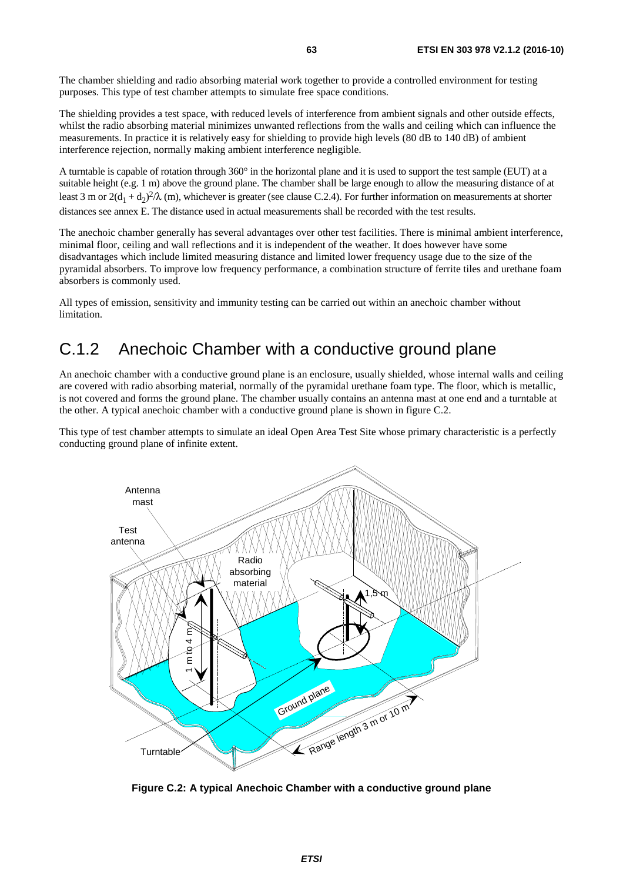The chamber shielding and radio absorbing material work together to provide a controlled environment for testing purposes. This type of test chamber attempts to simulate free space conditions.

The shielding provides a test space, with reduced levels of interference from ambient signals and other outside effects, whilst the radio absorbing material minimizes unwanted reflections from the walls and ceiling which can influence the measurements. In practice it is relatively easy for shielding to provide high levels (80 dB to 140 dB) of ambient interference rejection, normally making ambient interference negligible.

A turntable is capable of rotation through 360° in the horizontal plane and it is used to support the test sample (EUT) at a suitable height (e.g. 1 m) above the ground plane. The chamber shall be large enough to allow the measuring distance of at least 3 m or $2(d_1 + d_2)^2/\lambda$ (m), whichever is greater (see clause C.2.4). For further information on measurements at shorter distances see annex E. The distance used in actual measurements shall be recorded with the test results.

The anechoic chamber generally has several advantages over other test facilities. There is minimal ambient interference, minimal floor, ceiling and wall reflections and it is independent of the weather. It does however have some disadvantages which include limited measuring distance and limited lower frequency usage due to the size of the pyramidal absorbers. To improve low frequency performance, a combination structure of ferrite tiles and urethane foam absorbers is commonly used.

All types of emission, sensitivity and immunity testing can be carried out within an anechoic chamber without limitation.

## C.1.2 Anechoic Chamber with a conductive ground plane

An anechoic chamber with a conductive ground plane is an enclosure, usually shielded, whose internal walls and ceiling are covered with radio absorbing material, normally of the pyramidal urethane foam type. The floor, which is metallic, is not covered and forms the ground plane. The chamber usually contains an antenna mast at one end and a turntable at the other. A typical anechoic chamber with a conductive ground plane is shown in figure C.2.

This type of test chamber attempts to simulate an ideal Open Area Test Site whose primary characteristic is a perfectly conducting ground plane of infinite extent.

**Figure C.2: A typical Anechoic Chamber with a conductive ground plane**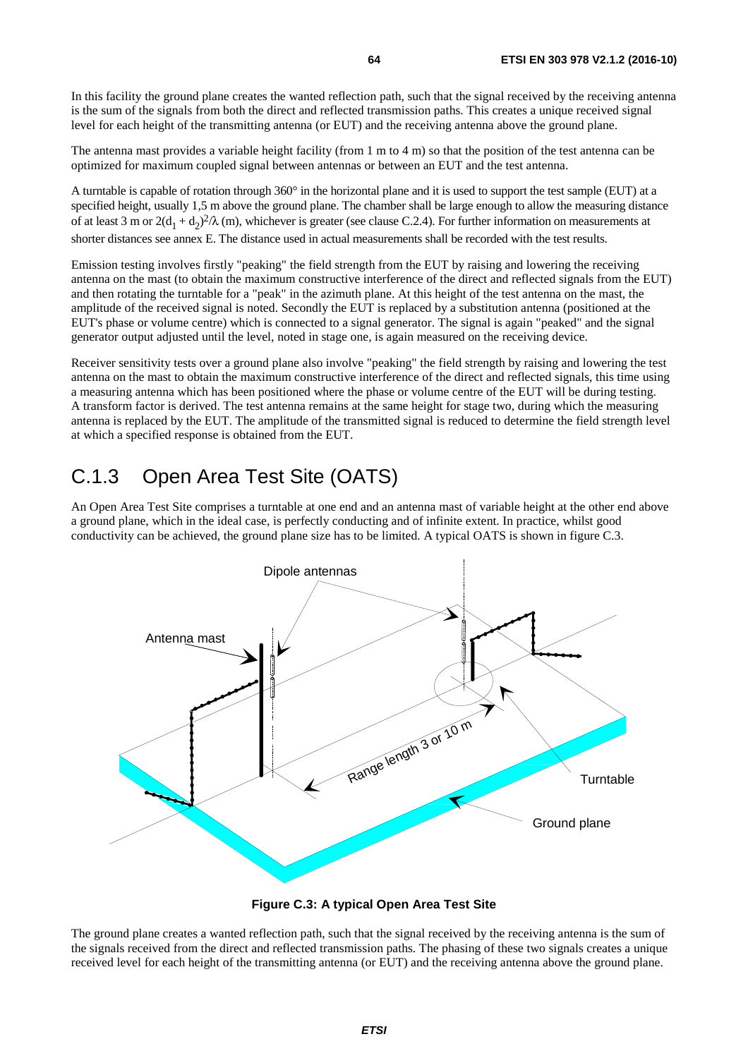In this facility the ground plane creates the wanted reflection path, such that the signal received by the receiving antenna is the sum of the signals from both the direct and reflected transmission paths. This creates a unique received signal level for each height of the transmitting antenna (or EUT) and the receiving antenna above the ground plane.

The antenna mast provides a variable height facility (from 1 m to 4 m) so that the position of the test antenna can be optimized for maximum coupled signal between antennas or between an EUT and the test antenna.

A turntable is capable of rotation through 360° in the horizontal plane and it is used to support the test sample (EUT) at a specified height, usually 1,5 m above the ground plane. The chamber shall be large enough to allow the measuring distance of at least 3 m or $2(d_1 + d_2)^2/\lambda$ (m), whichever is greater (see clause C.2.4). For further information on measurements at shorter distances see annex E. The distance used in actual measurements shall be recorded with the test results.

Emission testing involves firstly "peaking" the field strength from the EUT by raising and lowering the receiving antenna on the mast (to obtain the maximum constructive interference of the direct and reflected signals from the EUT) and then rotating the turntable for a "peak" in the azimuth plane. At this height of the test antenna on the mast, the amplitude of the received signal is noted. Secondly the EUT is replaced by a substitution antenna (positioned at the EUT's phase or volume centre) which is connected to a signal generator. The signal is again "peaked" and the signal generator output adjusted until the level, noted in stage one, is again measured on the receiving device.

Receiver sensitivity tests over a ground plane also involve "peaking" the field strength by raising and lowering the test antenna on the mast to obtain the maximum constructive interference of the direct and reflected signals, this time using a measuring antenna which has been positioned where the phase or volume centre of the EUT will be during testing. A transform factor is derived. The test antenna remains at the same height for stage two, during which the measuring antenna is replaced by the EUT. The amplitude of the transmitted signal is reduced to determine the field strength level at which a specified response is obtained from the EUT.

# C.1.3 Open Area Test Site (OATS)

An Open Area Test Site comprises a turntable at one end and an antenna mast of variable height at the other end above a ground plane, which in the ideal case, is perfectly conducting and of infinite extent. In practice, whilst good conductivity can be achieved, the ground plane size has to be limited. A typical OATS is shown in figure C.3.

**Figure C.3: A typical Open Area Test Site**

The ground plane creates a wanted reflection path, such that the signal received by the receiving antenna is the sum of the signals received from the direct and reflected transmission paths. The phasing of these two signals creates a unique received level for each height of the transmitting antenna (or EUT) and the receiving antenna above the ground plane.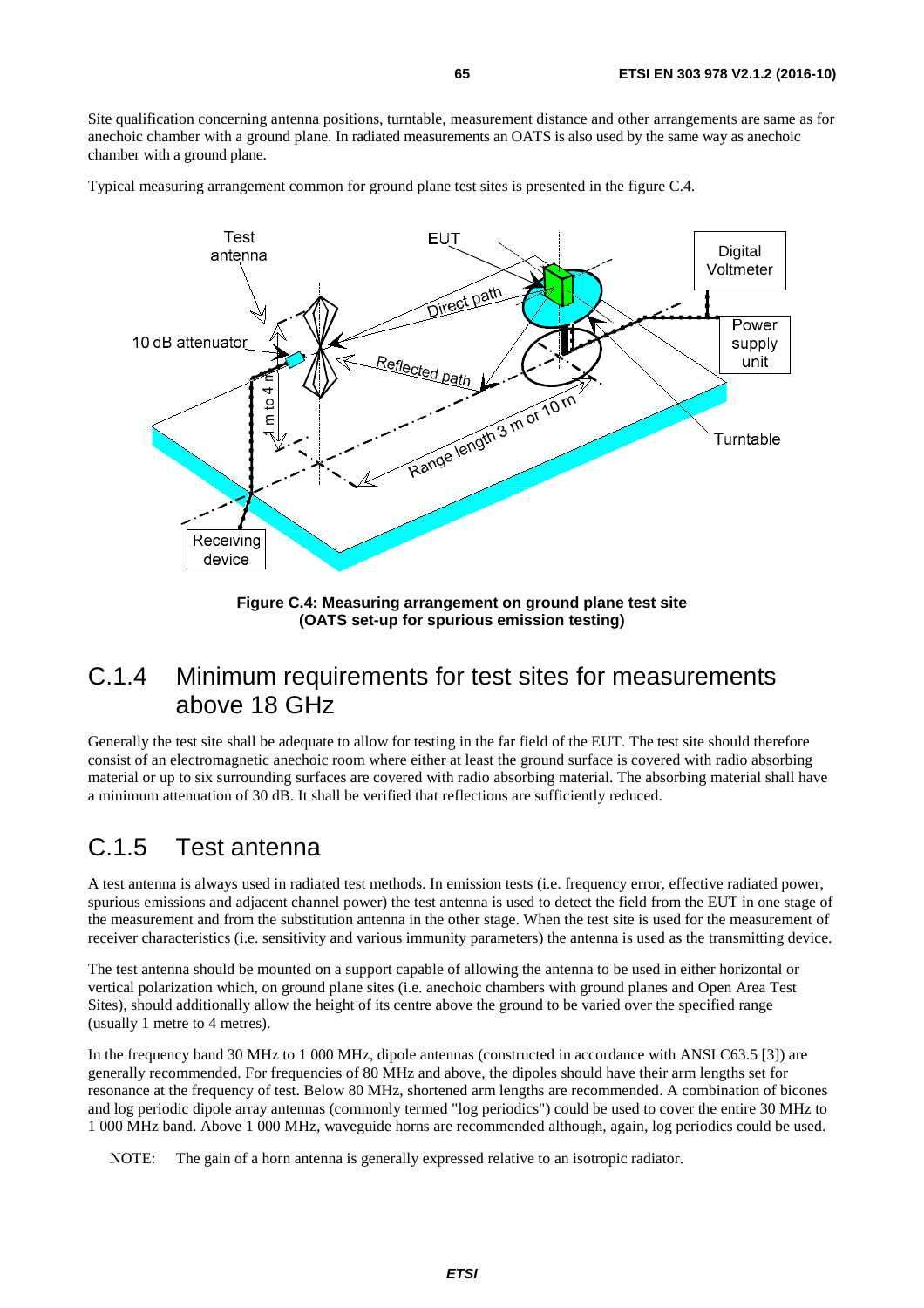Site qualification concerning antenna positions, turntable, measurement distance and other arrangements are same as for anechoic chamber with a ground plane. In radiated measurements an OATS is also used by the same way as anechoic chamber with a ground plane.

Typical measuring arrangement common for ground plane test sites is presented in the figure C.4.

**Figure C.4: Measuring arrangement on ground plane test site (OATS set-up for spurious emission testing)**

## C.1.4 Minimum requirements for test sites for measurements above 18 GHz

Generally the test site shall be adequate to allow for testing in the far field of the EUT. The test site should therefore consist of an electromagnetic anechoic room where either at least the ground surface is covered with radio absorbing material or up to six surrounding surfaces are covered with radio absorbing material. The absorbing material shall have a minimum attenuation of 30 dB. It shall be verified that reflections are sufficiently reduced.

## C.1.5 Test antenna

A test antenna is always used in radiated test methods. In emission tests (i.e. frequency error, effective radiated power, spurious emissions and adjacent channel power) the test antenna is used to detect the field from the EUT in one stage of the measurement and from the substitution antenna in the other stage. When the test site is used for the measurement of receiver characteristics (i.e. sensitivity and various immunity parameters) the antenna is used as the transmitting device.

The test antenna should be mounted on a support capable of allowing the antenna to be used in either horizontal or vertical polarization which, on ground plane sites (i.e. anechoic chambers with ground planes and Open Area Test Sites), should additionally allow the height of its centre above the ground to be varied over the specified range (usually 1 metre to 4 metres).

In the frequency band 30 MHz to 1 000 MHz, dipole antennas (constructed in accordance with ANSI C63.5 [3]) are generally recommended. For frequencies of 80 MHz and above, the dipoles should have their arm lengths set for resonance at the frequency of test. Below 80 MHz, shortened arm lengths are recommended. A combination of bicones and log periodic dipole array antennas (commonly termed "log periodics") could be used to cover the entire 30 MHz to 1 000 MHz band. Above 1 000 MHz, waveguide horns are recommended although, again, log periodics could be used.

NOTE: The gain of a horn antenna is generally expressed relative to an isotropic radiator.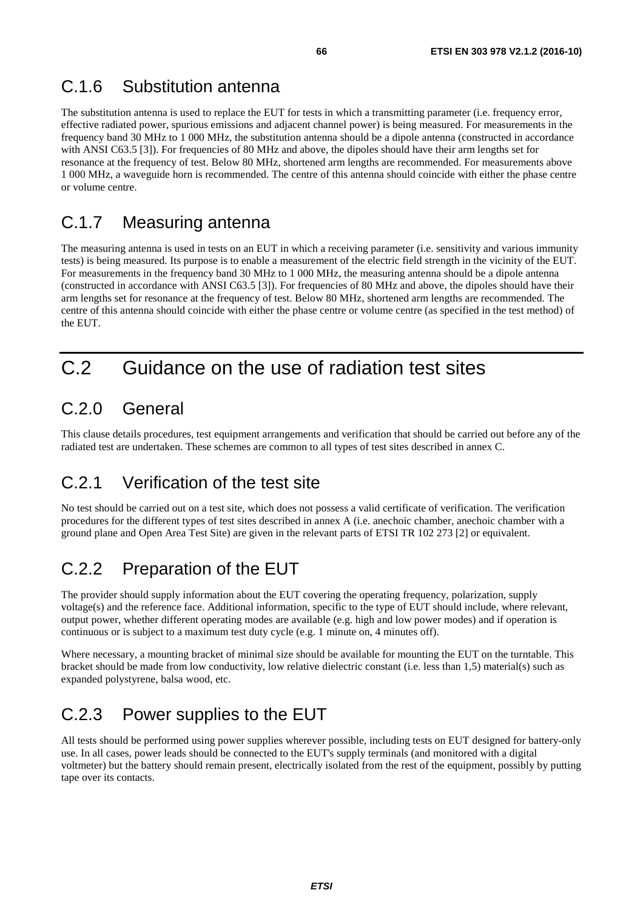## C.1.6 Substitution antenna

The substitution antenna is used to replace the EUT for tests in which a transmitting parameter (i.e. frequency error, effective radiated power, spurious emissions and adjacent channel power) is being measured. For measurements in the frequency band 30 MHz to 1 000 MHz, the substitution antenna should be a dipole antenna (constructed in accordance with ANSI C63.5 [3]). For frequencies of 80 MHz and above, the dipoles should have their arm lengths set for resonance at the frequency of test. Below 80 MHz, shortened arm lengths are recommended. For measurements above 1 000 MHz, a waveguide horn is recommended. The centre of this antenna should coincide with either the phase centre or volume centre.

## C.1.7 Measuring antenna

The measuring antenna is used in tests on an EUT in which a receiving parameter (i.e. sensitivity and various immunity tests) is being measured. Its purpose is to enable a measurement of the electric field strength in the vicinity of the EUT. For measurements in the frequency band 30 MHz to 1 000 MHz, the measuring antenna should be a dipole antenna (constructed in accordance with ANSI C63.5 [3]). For frequencies of 80 MHz and above, the dipoles should have their arm lengths set for resonance at the frequency of test. Below 80 MHz, shortened arm lengths are recommended. The centre of this antenna should coincide with either the phase centre or volume centre (as specified in the test method) of the EUT.

# C.2 Guidance on the use of radiation test sites

## C.2.0 General

This clause details procedures, test equipment arrangements and verification that should be carried out before any of the radiated test are undertaken. These schemes are common to all types of test sites described in annex C.

## C.2.1 Verification of the test site

No test should be carried out on a test site, which does not possess a valid certificate of verification. The verification procedures for the different types of test sites described in annex A (i.e. anechoic chamber, anechoic chamber with a ground plane and Open Area Test Site) are given in the relevant parts of ETSI TR 102 273 [2] or equivalent.

## C.2.2 Preparation of the EUT

The provider should supply information about the EUT covering the operating frequency, polarization, supply voltage(s) and the reference face. Additional information, specific to the type of EUT should include, where relevant, output power, whether different operating modes are available (e.g. high and low power modes) and if operation is continuous or is subject to a maximum test duty cycle (e.g. 1 minute on, 4 minutes off).

Where necessary, a mounting bracket of minimal size should be available for mounting the EUT on the turntable. This bracket should be made from low conductivity, low relative dielectric constant (i.e. less than 1,5) material(s) such as expanded polystyrene, balsa wood, etc.

## C.2.3 Power supplies to the EUT

All tests should be performed using power supplies wherever possible, including tests on EUT designed for battery-only use. In all cases, power leads should be connected to the EUT's supply terminals (and monitored with a digital voltmeter) but the battery should remain present, electrically isolated from the rest of the equipment, possibly by putting tape over its contacts.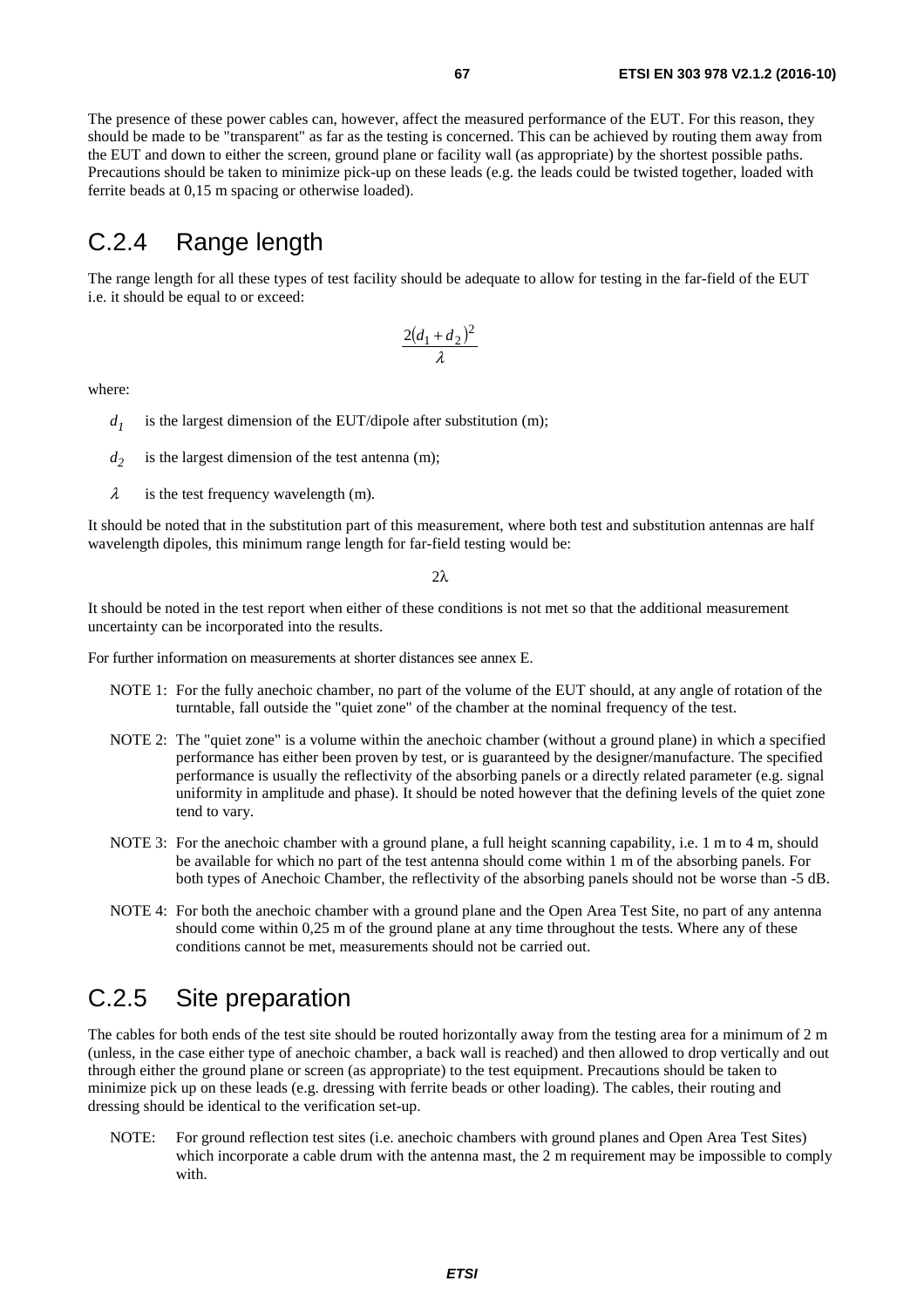The presence of these power cables can, however, affect the measured performance of the EUT. For this reason, they should be made to be "transparent" as far as the testing is concerned. This can be achieved by routing them away from the EUT and down to either the screen, ground plane or facility wall (as appropriate) by the shortest possible paths. Precautions should be taken to minimize pick-up on these leads (e.g. the leads could be twisted together, loaded with ferrite beads at 0,15 m spacing or otherwise loaded).

# C.2.4 Range length

The range length for all these types of test facility should be adequate to allow for testing in the far-field of the EUT i.e. it should be equal to or exceed:

$$\frac{2(d_1 + d_2)^2}{\lambda}$$

where:

- $d_1$ is the largest dimension of the EUT/dipole after substitution (m);
- $d_2$ is the largest dimension of the test antenna (m);
- $\lambda$ is the test frequency wavelength (m).

It should be noted that in the substitution part of this measurement, where both test and substitution antennas are half wavelength dipoles, this minimum range length for far-field testing would be:

$$2\lambda$$

It should be noted in the test report when either of these conditions is not met so that the additional measurement uncertainty can be incorporated into the results.

For further information on measurements at shorter distances see annex E.

NOTE 1: For the fully anechoic chamber, no part of the volume of the EUT should, at any angle of rotation of the turntable, fall outside the "quiet zone" of the chamber at the nominal frequency of the test.

NOTE 2: The "quiet zone" is a volume within the anechoic chamber (without a ground plane) in which a specified performance has either been proven by test, or is guaranteed by the designer/manufacture. The specified performance is usually the reflectivity of the absorbing panels or a directly related parameter (e.g. signal uniformity in amplitude and phase). It should be noted however that the defining levels of the quiet zone tend to vary.

NOTE 3: For the anechoic chamber with a ground plane, a full height scanning capability, i.e. 1 m to 4 m, should be available for which no part of the test antenna should come within 1 m of the absorbing panels. For both types of Anechoic Chamber, the reflectivity of the absorbing panels should not be worse than -5 dB.

NOTE 4: For both the anechoic chamber with a ground plane and the Open Area Test Site, no part of any antenna should come within 0,25 m of the ground plane at any time throughout the tests. Where any of these conditions cannot be met, measurements should not be carried out.

# C.2.5 Site preparation

The cables for both ends of the test site should be routed horizontally away from the testing area for a minimum of 2 m (unless, in the case either type of anechoic chamber, a back wall is reached) and then allowed to drop vertically and out through either the ground plane or screen (as appropriate) to the test equipment. Precautions should be taken to minimize pick up on these leads (e.g. dressing with ferrite beads or other loading). The cables, their routing and dressing should be identical to the verification set-up.

NOTE: For ground reflection test sites (i.e. anechoic chambers with ground planes and Open Area Test Sites) which incorporate a cable drum with the antenna mast, the 2 m requirement may be impossible to comply with.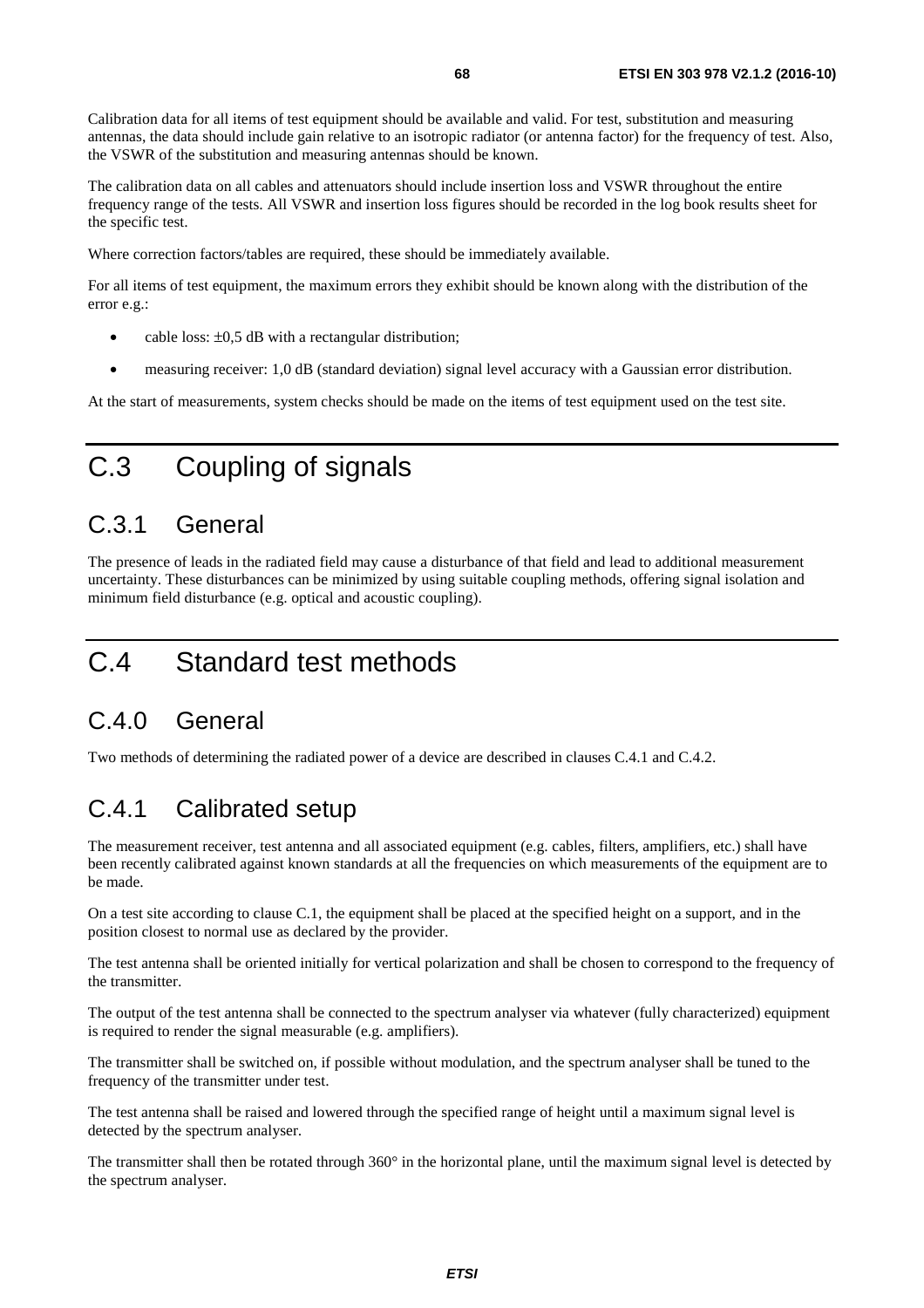Calibration data for all items of test equipment should be available and valid. For test, substitution and measuring antennas, the data should include gain relative to an isotropic radiator (or antenna factor) for the frequency of test. Also, the VSWR of the substitution and measuring antennas should be known.

The calibration data on all cables and attenuators should include insertion loss and VSWR throughout the entire frequency range of the tests. All VSWR and insertion loss figures should be recorded in the log book results sheet for the specific test.

Where correction factors/tables are required, these should be immediately available.

For all items of test equipment, the maximum errors they exhibit should be known along with the distribution of the error e.g.:

- cable loss: ±0,5 dB with a rectangular distribution;
- measuring receiver: 1,0 dB (standard deviation) signal level accuracy with a Gaussian error distribution.

At the start of measurements, system checks should be made on the items of test equipment used on the test site.

# C.3 Coupling of signals

## C.3.1 General

The presence of leads in the radiated field may cause a disturbance of that field and lead to additional measurement uncertainty. These disturbances can be minimized by using suitable coupling methods, offering signal isolation and minimum field disturbance (e.g. optical and acoustic coupling).

# C.4 Standard test methods

## C.4.0 General

Two methods of determining the radiated power of a device are described in clauses C.4.1 and C.4.2.

## C.4.1 Calibrated setup

The measurement receiver, test antenna and all associated equipment (e.g. cables, filters, amplifiers, etc.) shall have been recently calibrated against known standards at all the frequencies on which measurements of the equipment are to be made.

On a test site according to clause C.1, the equipment shall be placed at the specified height on a support, and in the position closest to normal use as declared by the provider.

The test antenna shall be oriented initially for vertical polarization and shall be chosen to correspond to the frequency of the transmitter.

The output of the test antenna shall be connected to the spectrum analyser via whatever (fully characterized) equipment is required to render the signal measurable (e.g. amplifiers).

The transmitter shall be switched on, if possible without modulation, and the spectrum analyser shall be tuned to the frequency of the transmitter under test.

The test antenna shall be raised and lowered through the specified range of height until a maximum signal level is detected by the spectrum analyser.

The transmitter shall then be rotated through 360° in the horizontal plane, until the maximum signal level is detected by the spectrum analyser.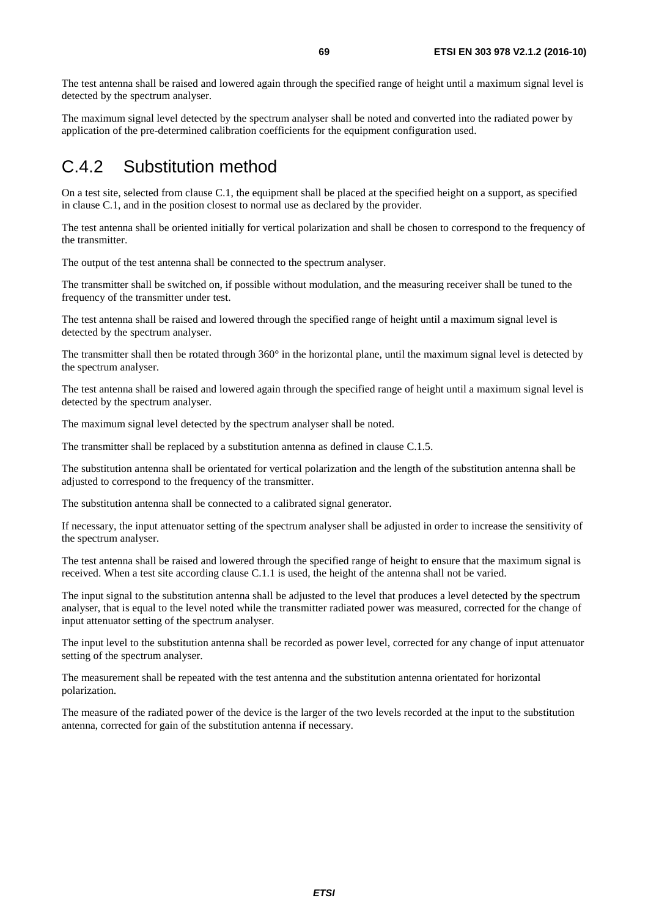The test antenna shall be raised and lowered again through the specified range of height until a maximum signal level is detected by the spectrum analyser.

The maximum signal level detected by the spectrum analyser shall be noted and converted into the radiated power by application of the pre-determined calibration coefficients for the equipment configuration used.

## C.4.2 Substitution method

On a test site, selected from clause C.1, the equipment shall be placed at the specified height on a support, as specified in clause C.1, and in the position closest to normal use as declared by the provider.

The test antenna shall be oriented initially for vertical polarization and shall be chosen to correspond to the frequency of the transmitter.

The output of the test antenna shall be connected to the spectrum analyser.

The transmitter shall be switched on, if possible without modulation, and the measuring receiver shall be tuned to the frequency of the transmitter under test.

The test antenna shall be raised and lowered through the specified range of height until a maximum signal level is detected by the spectrum analyser.

The transmitter shall then be rotated through 360° in the horizontal plane, until the maximum signal level is detected by the spectrum analyser.

The test antenna shall be raised and lowered again through the specified range of height until a maximum signal level is detected by the spectrum analyser.

The maximum signal level detected by the spectrum analyser shall be noted.

The transmitter shall be replaced by a substitution antenna as defined in clause C.1.5.

The substitution antenna shall be orientated for vertical polarization and the length of the substitution antenna shall be adjusted to correspond to the frequency of the transmitter.

The substitution antenna shall be connected to a calibrated signal generator.

If necessary, the input attenuator setting of the spectrum analyser shall be adjusted in order to increase the sensitivity of the spectrum analyser.

The test antenna shall be raised and lowered through the specified range of height to ensure that the maximum signal is received. When a test site according clause C.1.1 is used, the height of the antenna shall not be varied.

The input signal to the substitution antenna shall be adjusted to the level that produces a level detected by the spectrum analyser, that is equal to the level noted while the transmitter radiated power was measured, corrected for the change of input attenuator setting of the spectrum analyser.

The input level to the substitution antenna shall be recorded as power level, corrected for any change of input attenuator setting of the spectrum analyser.

The measurement shall be repeated with the test antenna and the substitution antenna orientated for horizontal polarization.

The measure of the radiated power of the device is the larger of the two levels recorded at the input to the substitution antenna, corrected for gain of the substitution antenna if necessary.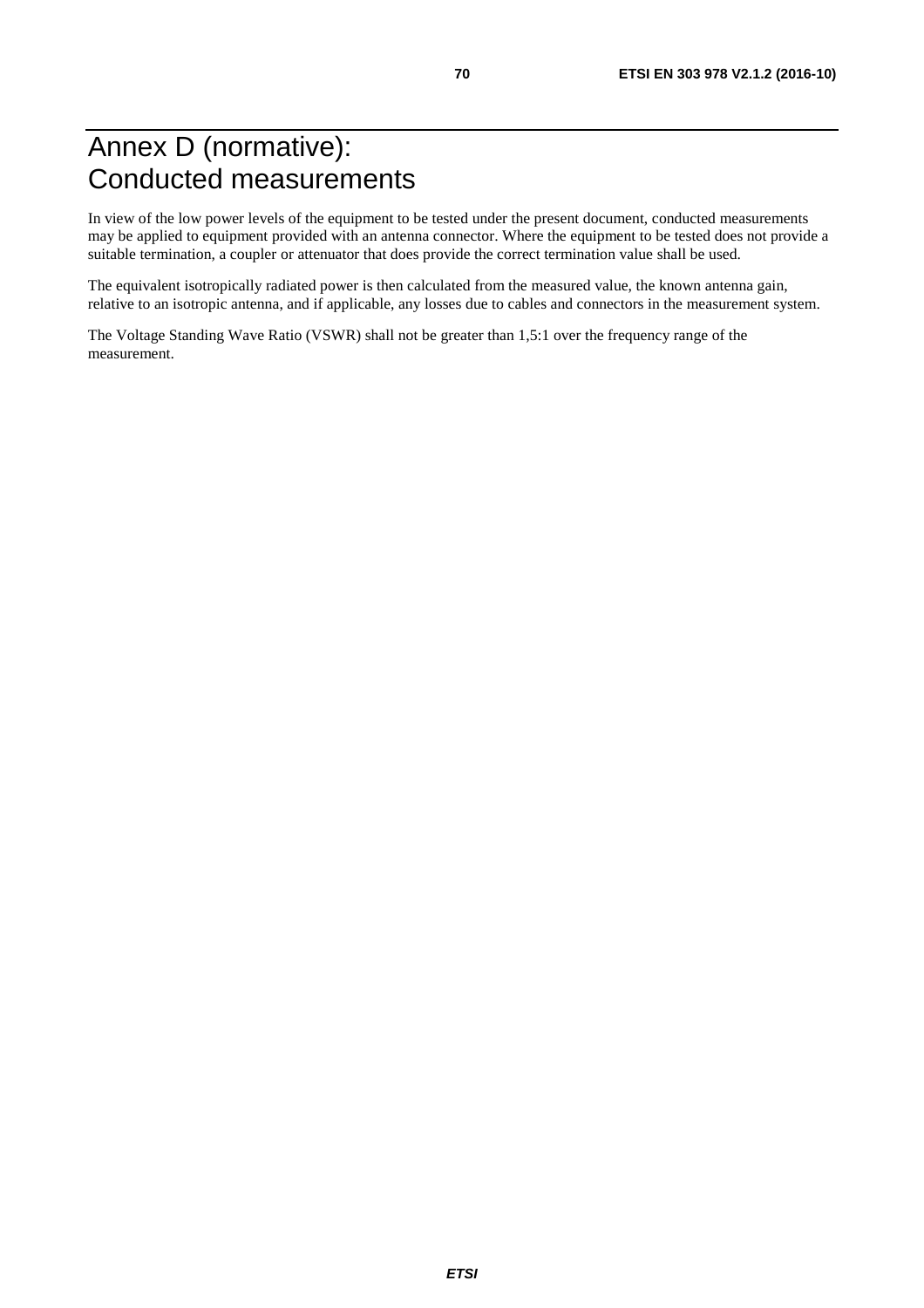# Annex D (normative): Conducted measurements

In view of the low power levels of the equipment to be tested under the present document, conducted measurements may be applied to equipment provided with an antenna connector. Where the equipment to be tested does not provide a suitable termination, a coupler or attenuator that does provide the correct termination value shall be used.

The equivalent isotropically radiated power is then calculated from the measured value, the known antenna gain, relative to an isotropic antenna, and if applicable, any losses due to cables and connectors in the measurement system.

The Voltage Standing Wave Ratio (VSWR) shall not be greater than 1,5:1 over the frequency range of the measurement.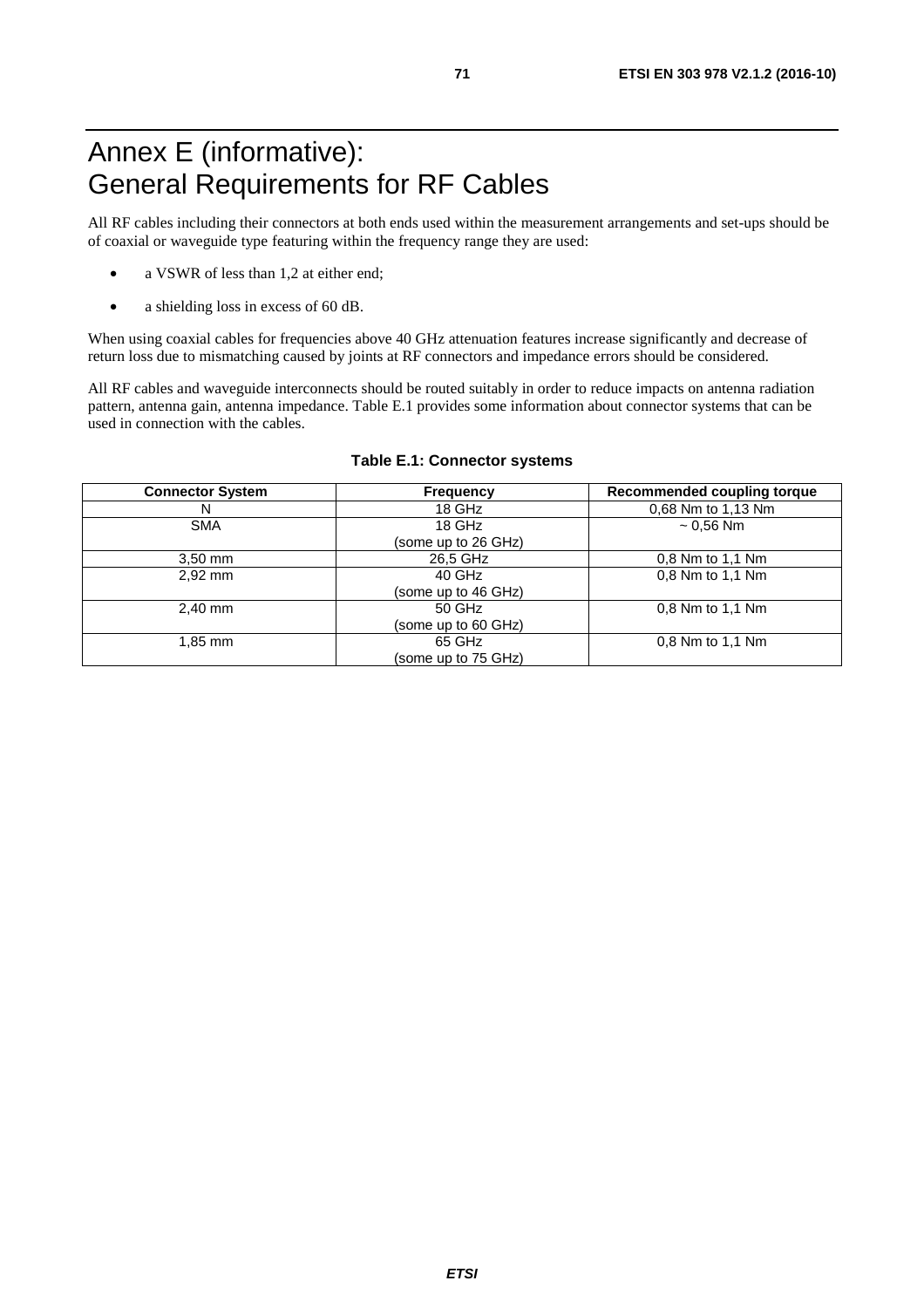# Annex E (informative): General Requirements for RF Cables

All RF cables including their connectors at both ends used within the measurement arrangements and set-ups should be of coaxial or waveguide type featuring within the frequency range they are used:

- a VSWR of less than 1,2 at either end;
- a shielding loss in excess of 60 dB.

When using coaxial cables for frequencies above 40 GHz attenuation features increase significantly and decrease of return loss due to mismatching caused by joints at RF connectors and impedance errors should be considered.

All RF cables and waveguide interconnects should be routed suitably in order to reduce impacts on antenna radiation pattern, antenna gain, antenna impedance. Table E.1 provides some information about connector systems that can be used in connection with the cables.

**Table E.1: Connector systems**

| Connector System | Frequency | Recommended coupling torque |
|---|---|---|
| N | 18 GHz | 0,68 Nm to 1,13 Nm |
| SMA | 18 GHz (some up to 26 GHz) | ~ 0,56 Nm |
| 3,50 mm | 26,5 GHz | 0,8 Nm to 1,1 Nm |
| 2,92 mm | 40 GHz (some up to 46 GHz) | 0,8 Nm to 1,1 Nm |
| 2,40 mm | 50 GHz (some up to 60 GHz) | 0,8 Nm to 1,1 Nm |
| 1,85 mm | 65 GHz (some up to 75 GHz) | 0,8 Nm to 1,1 Nm |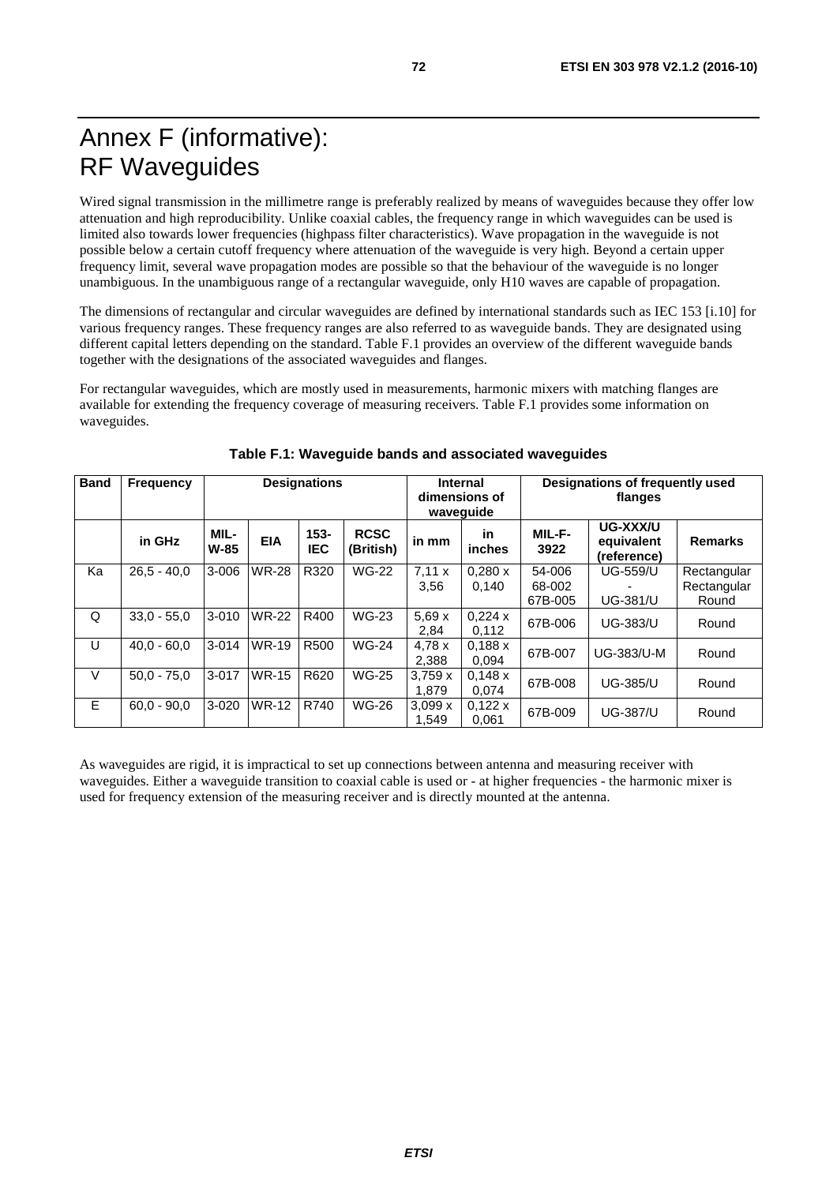# Annex F (informative): RF Waveguides

Wired signal transmission in the millimetre range is preferably realized by means of waveguides because they offer low attenuation and high reproducibility. Unlike coaxial cables, the frequency range in which waveguides can be used is limited also towards lower frequencies (highpass filter characteristics). Wave propagation in the waveguide is not possible below a certain cutoff frequency where attenuation of the waveguide is very high. Beyond a certain upper frequency limit, several wave propagation modes are possible so that the behaviour of the waveguide is no longer unambiguous. In the unambiguous range of a rectangular waveguide, only H10 waves are capable of propagation.

The dimensions of rectangular and circular waveguides are defined by international standards such as IEC 153 [i.10] for various frequency ranges. These frequency ranges are also referred to as waveguide bands. They are designated using different capital letters depending on the standard. Table F.1 provides an overview of the different waveguide bands together with the designations of the associated waveguides and flanges.

For rectangular waveguides, which are mostly used in measurements, harmonic mixers with matching flanges are available for extending the frequency coverage of measuring receivers. Table F.1 provides some information on waveguides.

**Table F.1: Waveguide bands and associated waveguides**

| Band | Frequency | Designations | | | | Internal dimensions of waveguide | | Designations of frequently used flanges | | |
|---|---|---|---|---|---|---|---|---|---|---|
| | in GHz | MIL-W-85 | EIA | 153-IEC | RCSC (British) | in mm | in inches | MIL-F-3922 | UG-XXX/U equivalent (reference) | Remarks |
| Ka | 26,5 - 40,0 | 3-006 | WR-28 | R320 | WG-22 | 7,11 x 3,56 | 0,280 x 0,140 | 54-006 68-002 67B-005 | UG-559/U - UG-381/U | Rectangular Rectangular Round |
| Q | 33,0 - 55,0 | 3-010 | WR-22 | R400 | WG-23 | 5,69 x 2,84 | 0,224 x 0,112 | 67B-006 | UG-383/U | Round |
| U | 40,0 - 60,0 | 3-014 | WR-19 | R500 | WG-24 | 4,78 x 2,388 | 0,188 x 0,094 | 67B-007 | UG-383/U-M | Round |
| V | 50,0 - 75,0 | 3-017 | WR-15 | R620 | WG-25 | 3,759 x 1,879 | 0,148 x 0,074 | 67B-008 | UG-385/U | Round |
| E | 60,0 - 90,0 | 3-020 | WR-12 | R740 | WG-26 | 3,099 x 1,549 | 0,122 x 0,061 | 67B-009 | UG-387/U | Round |

As waveguides are rigid, it is impractical to set up connections between antenna and measuring receiver with waveguides. Either a waveguide transition to coaxial cable is used or - at higher frequencies - the harmonic mixer is used for frequency extension of the measuring receiver and is directly mounted at the antenna.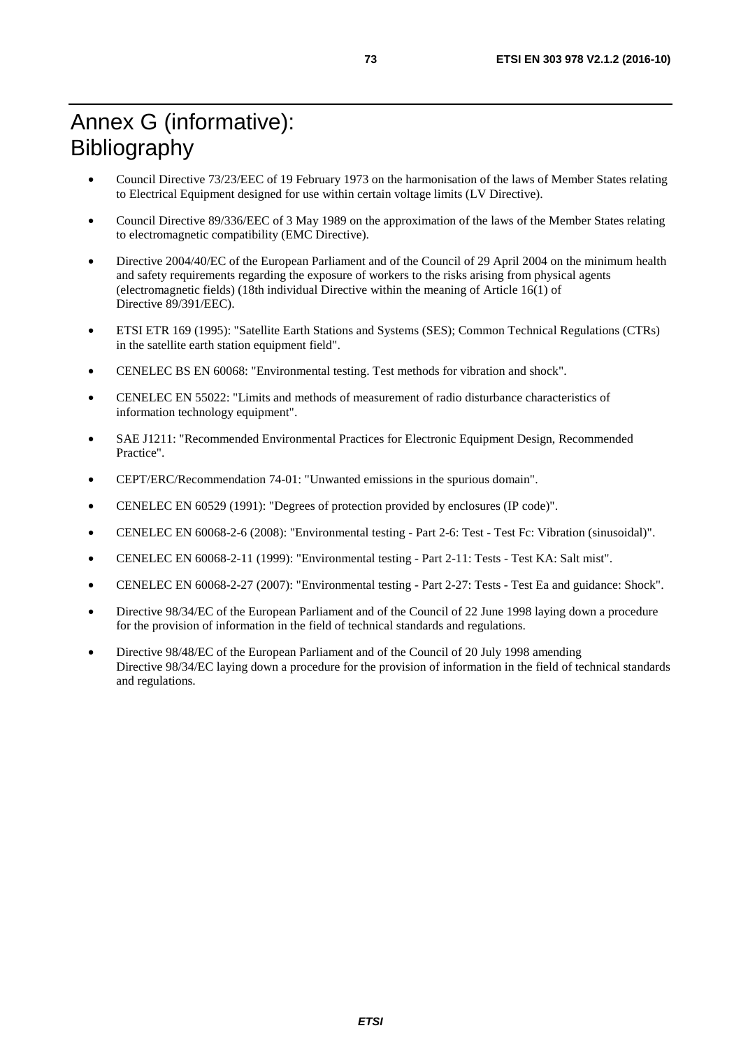# Annex G (informative): Bibliography

- Council Directive 73/23/EEC of 19 February 1973 on the harmonisation of the laws of Member States relating to Electrical Equipment designed for use within certain voltage limits (LV Directive).
- Council Directive 89/336/EEC of 3 May 1989 on the approximation of the laws of the Member States relating to electromagnetic compatibility (EMC Directive).
- Directive 2004/40/EC of the European Parliament and of the Council of 29 April 2004 on the minimum health and safety requirements regarding the exposure of workers to the risks arising from physical agents (electromagnetic fields) (18th individual Directive within the meaning of Article 16(1) of Directive 89/391/EEC).
- ETSI ETR 169 (1995): "Satellite Earth Stations and Systems (SES); Common Technical Regulations (CTRs) in the satellite earth station equipment field".
- CENELEC BS EN 60068: "Environmental testing. Test methods for vibration and shock".
- CENELEC EN 55022: "Limits and methods of measurement of radio disturbance characteristics of information technology equipment".
- SAE J1211: "Recommended Environmental Practices for Electronic Equipment Design, Recommended Practice".
- CEPT/ERC/Recommendation 74-01: "Unwanted emissions in the spurious domain".
- CENELEC EN 60529 (1991): "Degrees of protection provided by enclosures (IP code)".
- CENELEC EN 60068-2-6 (2008): "Environmental testing - Part 2-6: Test - Test Fc: Vibration (sinusoidal)".
- CENELEC EN 60068-2-11 (1999): "Environmental testing - Part 2-11: Tests - Test KA: Salt mist".
- CENELEC EN 60068-2-27 (2007): "Environmental testing - Part 2-27: Tests - Test Ea and guidance: Shock".
- Directive 98/34/EC of the European Parliament and of the Council of 22 June 1998 laying down a procedure for the provision of information in the field of technical standards and regulations.
- Directive 98/48/EC of the European Parliament and of the Council of 20 July 1998 amending Directive 98/34/EC laying down a procedure for the provision of information in the field of technical standards and regulations.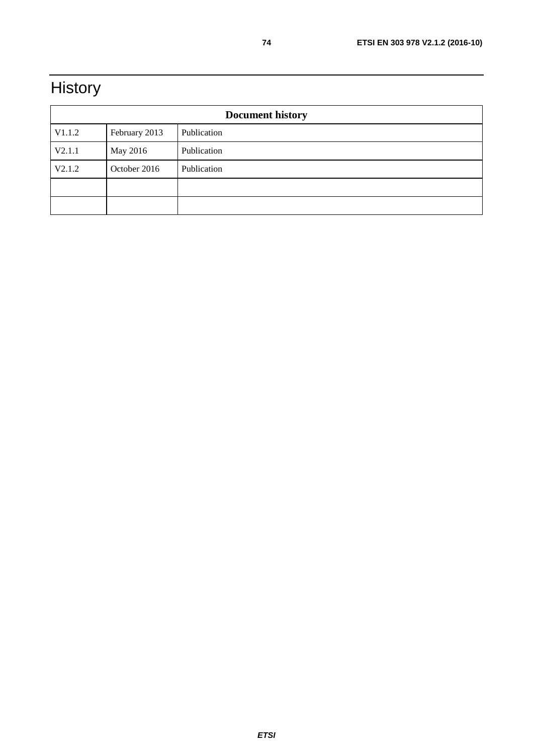# History

| Document history | | |
|---|---|---|
| V1.1.2 | February 2013 | Publication |
| V2.1.1 | May 2016 | Publication |
| V2.1.2 | October 2016 | Publication |
| | | |
| | | |